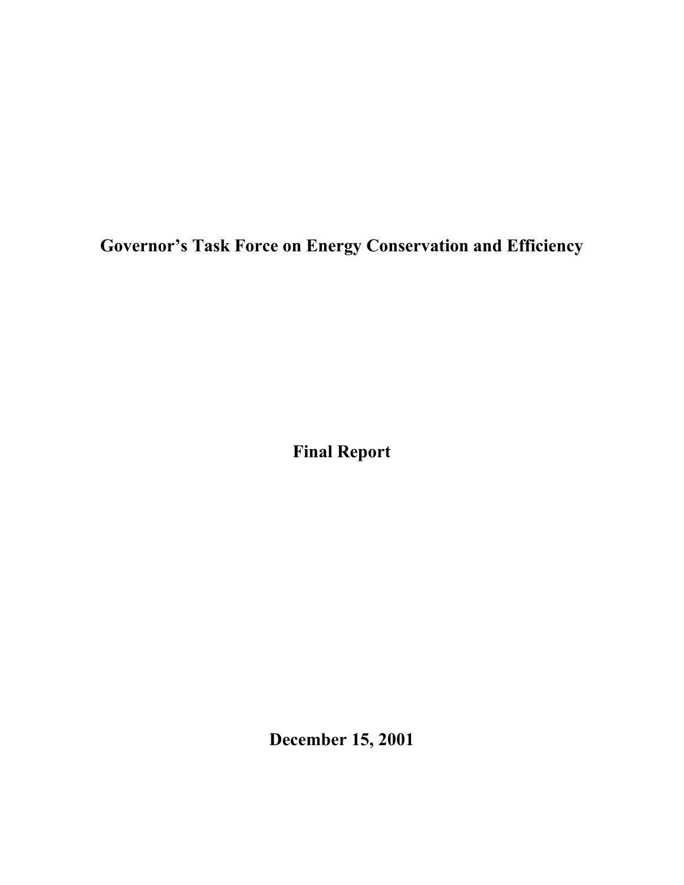# Governor’s Task Force on Energy Conservation and Efficiency

## Final Report

## December 15, 2001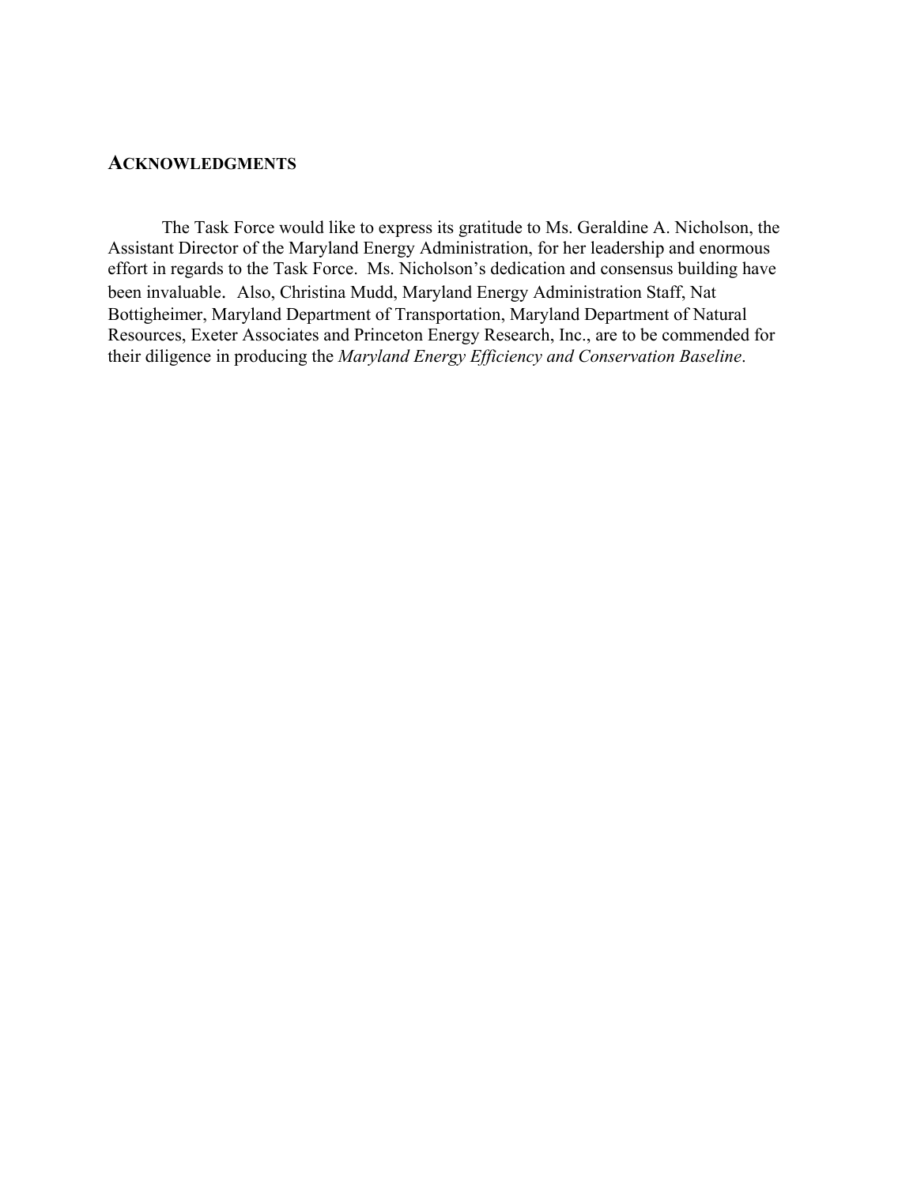## ACKNOWLEDGMENTS

The Task Force would like to express its gratitude to Ms. Geraldine A. Nicholson, the Assistant Director of the Maryland Energy Administration, for her leadership and enormous effort in regards to the Task Force. Ms. Nicholson's dedication and consensus building have been invaluable. Also, Christina Mudd, Maryland Energy Administration Staff, Nat Bottigheimer, Maryland Department of Transportation, Maryland Department of Natural Resources, Exeter Associates and Princeton Energy Research, Inc., are to be commended for their diligence in producing the *Maryland Energy Efficiency and Conservation Baseline*.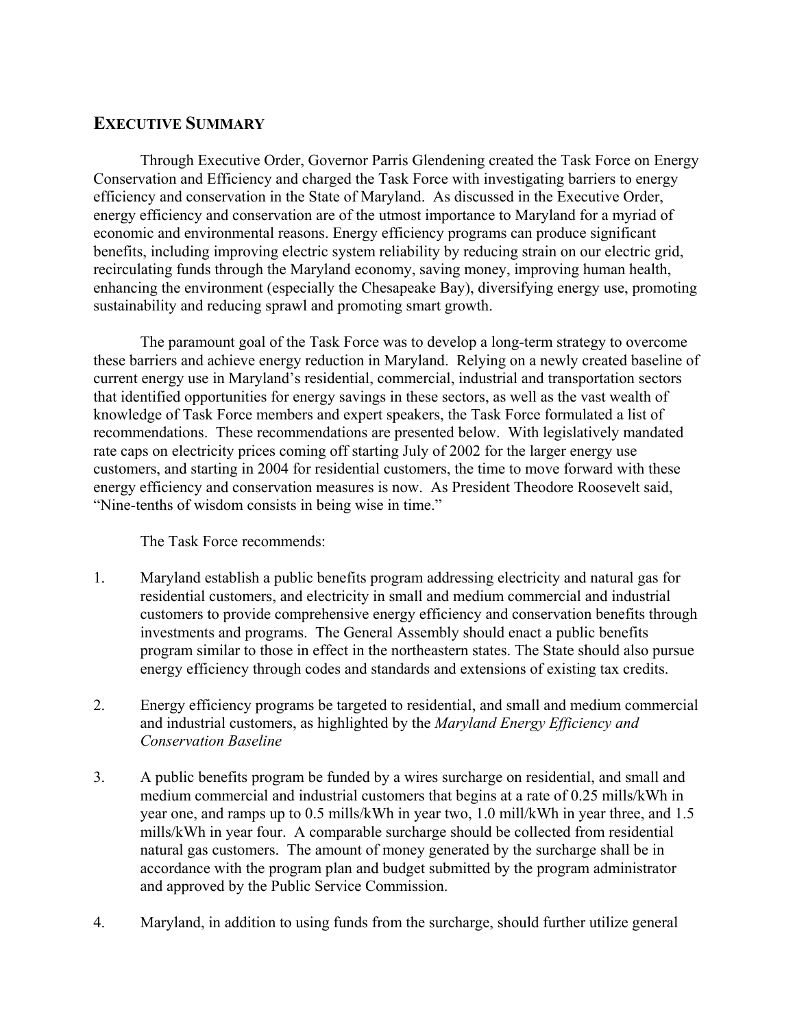## EXECUTIVE SUMMARY

Through Executive Order, Governor Parris Glendening created the Task Force on Energy Conservation and Efficiency and charged the Task Force with investigating barriers to energy efficiency and conservation in the State of Maryland. As discussed in the Executive Order, energy efficiency and conservation are of the utmost importance to Maryland for a myriad of economic and environmental reasons. Energy efficiency programs can produce significant benefits, including improving electric system reliability by reducing strain on our electric grid, recirculating funds through the Maryland economy, saving money, improving human health, enhancing the environment (especially the Chesapeake Bay), diversifying energy use, promoting sustainability and reducing sprawl and promoting smart growth.

The paramount goal of the Task Force was to develop a long-term strategy to overcome these barriers and achieve energy reduction in Maryland. Relying on a newly created baseline of current energy use in Maryland's residential, commercial, industrial and transportation sectors that identified opportunities for energy savings in these sectors, as well as the vast wealth of knowledge of Task Force members and expert speakers, the Task Force formulated a list of recommendations. These recommendations are presented below. With legislatively mandated rate caps on electricity prices coming off starting July of 2002 for the larger energy use customers, and starting in 2004 for residential customers, the time to move forward with these energy efficiency and conservation measures is now. As President Theodore Roosevelt said, "Nine-tenths of wisdom consists in being wise in time."

The Task Force recommends:

1. Maryland establish a public benefits program addressing electricity and natural gas for residential customers, and electricity in small and medium commercial and industrial customers to provide comprehensive energy efficiency and conservation benefits through investments and programs. The General Assembly should enact a public benefits program similar to those in effect in the northeastern states. The State should also pursue energy efficiency through codes and standards and extensions of existing tax credits.

2. Energy efficiency programs be targeted to residential, and small and medium commercial and industrial customers, as highlighted by the *Maryland Energy Efficiency and Conservation Baseline*

3. A public benefits program be funded by a wires surcharge on residential, and small and medium commercial and industrial customers that begins at a rate of 0.25 mills/kWh in year one, and ramps up to 0.5 mills/kWh in year two, 1.0 mill/kWh in year three, and 1.5 mills/kWh in year four. A comparable surcharge should be collected from residential natural gas customers. The amount of money generated by the surcharge shall be in accordance with the program plan and budget submitted by the program administrator and approved by the Public Service Commission.

4. Maryland, in addition to using funds from the surcharge, should further utilize general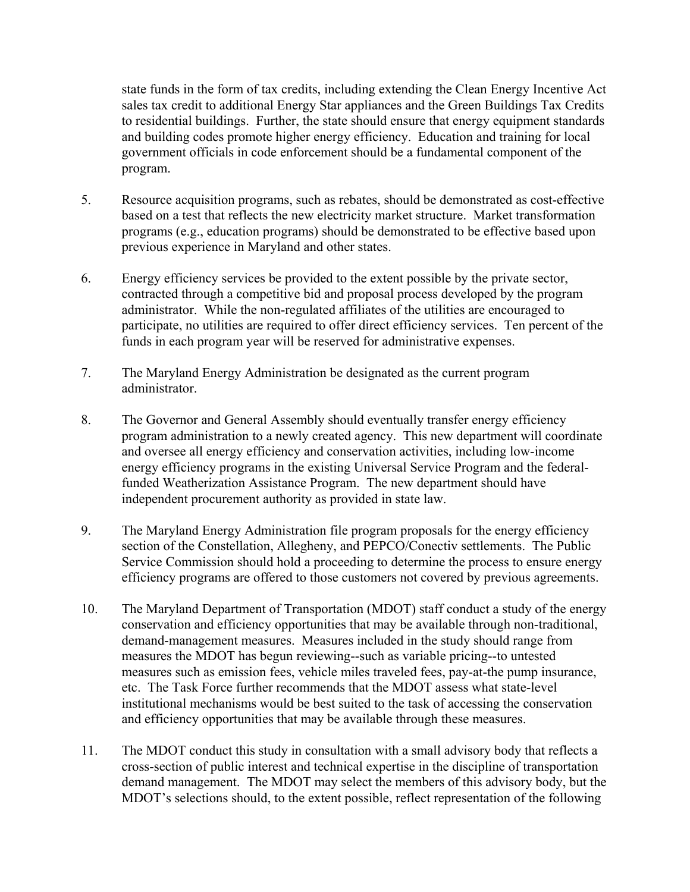state funds in the form of tax credits, including extending the Clean Energy Incentive Act sales tax credit to additional Energy Star appliances and the Green Buildings Tax Credits to residential buildings. Further, the state should ensure that energy equipment standards and building codes promote higher energy efficiency. Education and training for local government officials in code enforcement should be a fundamental component of the program.

5. Resource acquisition programs, such as rebates, should be demonstrated as cost-effective based on a test that reflects the new electricity market structure. Market transformation programs (e.g., education programs) should be demonstrated to be effective based upon previous experience in Maryland and other states.

6. Energy efficiency services be provided to the extent possible by the private sector, contracted through a competitive bid and proposal process developed by the program administrator. While the non-regulated affiliates of the utilities are encouraged to participate, no utilities are required to offer direct efficiency services. Ten percent of the funds in each program year will be reserved for administrative expenses.

7. The Maryland Energy Administration be designated as the current program administrator.

8. The Governor and General Assembly should eventually transfer energy efficiency program administration to a newly created agency. This new department will coordinate and oversee all energy efficiency and conservation activities, including low-income energy efficiency programs in the existing Universal Service Program and the federal-funded Weatherization Assistance Program. The new department should have independent procurement authority as provided in state law.

9. The Maryland Energy Administration file program proposals for the energy efficiency section of the Constellation, Allegheny, and PEPCO/Conectiv settlements. The Public Service Commission should hold a proceeding to determine the process to ensure energy efficiency programs are offered to those customers not covered by previous agreements.

10. The Maryland Department of Transportation (MDOT) staff conduct a study of the energy conservation and efficiency opportunities that may be available through non-traditional, demand-management measures. Measures included in the study should range from measures the MDOT has begun reviewing--such as variable pricing--to untested measures such as emission fees, vehicle miles traveled fees, pay-at-the pump insurance, etc. The Task Force further recommends that the MDOT assess what state-level institutional mechanisms would be best suited to the task of accessing the conservation and efficiency opportunities that may be available through these measures.

11. The MDOT conduct this study in consultation with a small advisory body that reflects a cross-section of public interest and technical expertise in the discipline of transportation demand management. The MDOT may select the members of this advisory body, but the MDOT's selections should, to the extent possible, reflect representation of the following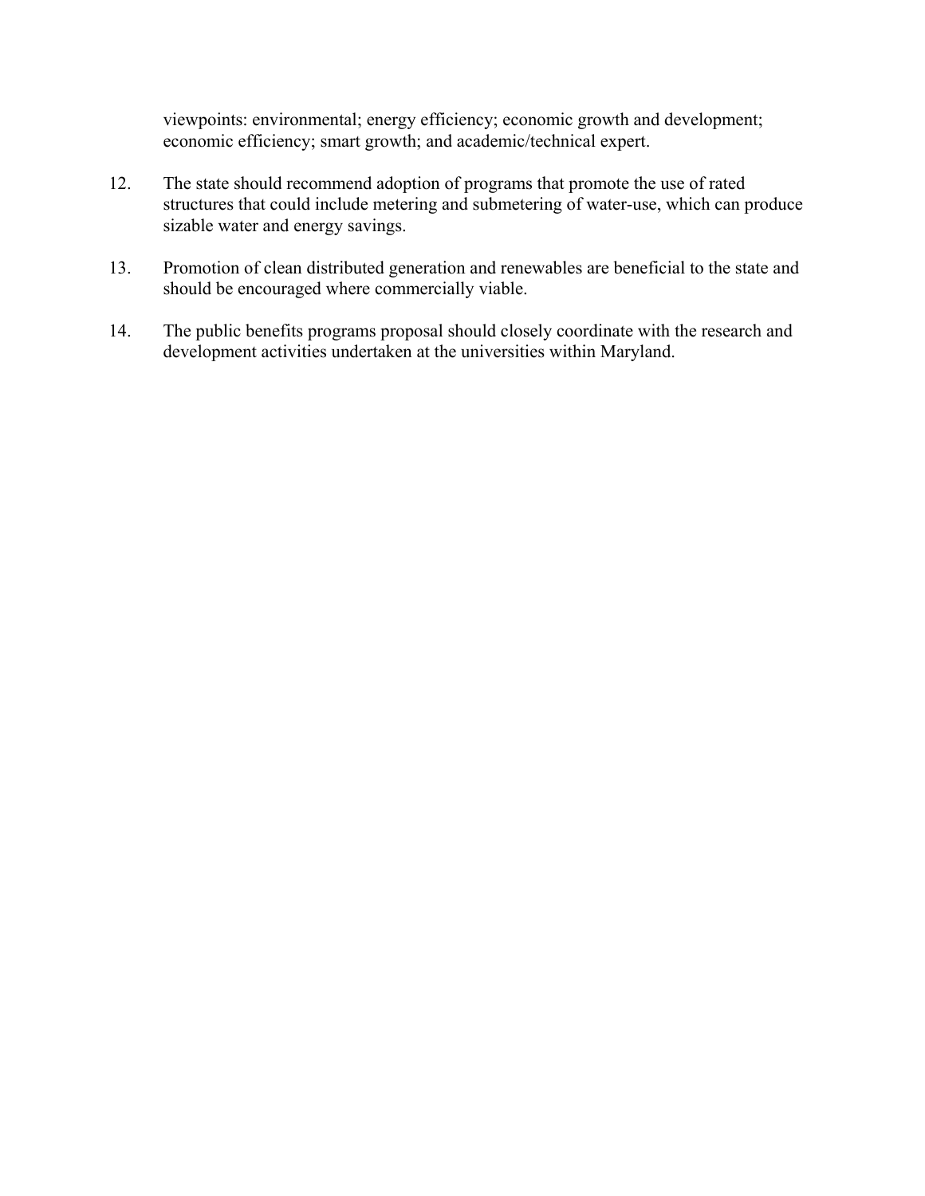viewpoints: environmental; energy efficiency; economic growth and development; economic efficiency; smart growth; and academic/technical expert.

12. The state should recommend adoption of programs that promote the use of rated structures that could include metering and submetering of water-use, which can produce sizable water and energy savings.

13. Promotion of clean distributed generation and renewables are beneficial to the state and should be encouraged where commercially viable.

14. The public benefits programs proposal should closely coordinate with the research and development activities undertaken at the universities within Maryland.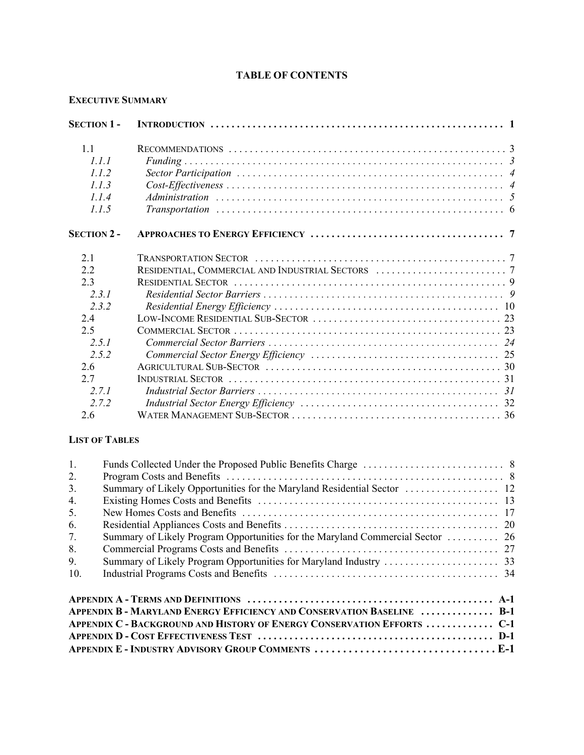# TABLE OF CONTENTS

**EXECUTIVE SUMMARY**

| | | |
|---|---|---|
| **SECTION 1 -** | **INTRODUCTION** | **1** |
| 1.1 | RECOMMENDATIONS | 3 |
| *1.1.1* | *Funding* | *3* |
| *1.1.2* | *Sector Participation* | *4* |
| *1.1.3* | *Cost-Effectiveness* | *4* |
| *1.1.4* | *Administration* | *5* |
| *1.1.5* | *Transportation* | *6* |
| **SECTION 2 -** | **APPROACHES TO ENERGY EFFICIENCY** | **7** |
| 2.1 | TRANSPORTATION SECTOR | 7 |
| 2.2 | RESIDENTIAL, COMMERCIAL AND INDUSTRIAL SECTORS | 7 |
| 2.3 | RESIDENTIAL SECTOR | 9 |
| *2.3.1* | *Residential Sector Barriers* | *9* |
| *2.3.2* | *Residential Energy Efficiency* | 10 |
| 2.4 | LOW-INCOME RESIDENTIAL SUB-SECTOR | 23 |
| 2.5 | COMMERCIAL SECTOR | 23 |
| *2.5.1* | *Commercial Sector Barriers* | *24* |
| *2.5.2* | *Commercial Sector Energy Efficiency* | 25 |
| 2.6 | AGRICULTURAL SUB-SECTOR | 30 |
| 2.7 | INDUSTRIAL SECTOR | 31 |
| *2.7.1* | *Industrial Sector Barriers* | *31* |
| *2.7.2* | *Industrial Sector Energy Efficiency* | 32 |
| 2.6 | WATER MANAGEMENT SUB-SECTOR | 36 |

**LIST OF TABLES**

| | | |
|---|---|---|
| 1. | Funds Collected Under the Proposed Public Benefits Charge | 8 |
| 2. | Program Costs and Benefits | 8 |
| 3. | Summary of Likely Opportunities for the Maryland Residential Sector | 12 |
| 4. | Existing Homes Costs and Benefits | 13 |
| 5. | New Homes Costs and Benefits | 17 |
| 6. | Residential Appliances Costs and Benefits | 20 |
| 7. | Summary of Likely Program Opportunities for the Maryland Commercial Sector | 26 |
| 8. | Commercial Programs Costs and Benefits | 27 |
| 9. | Summary of Likely Program Opportunities for Maryland Industry | 33 |
| 10. | Industrial Programs Costs and Benefits | 34 |

| | |
|---|---|
| **APPENDIX A - TERMS AND DEFINITIONS** | **A-1** |
| **APPENDIX B - MARYLAND ENERGY EFFICIENCY AND CONSERVATION BASELINE** | **B-1** |
| **APPENDIX C - BACKGROUND AND HISTORY OF ENERGY CONSERVATION EFFORTS** | **C-1** |
| **APPENDIX D - COST EFFECTIVENESS TEST** | **D-1** |
| **APPENDIX E - INDUSTRY ADVISORY GROUP COMMENTS** | **E-1** |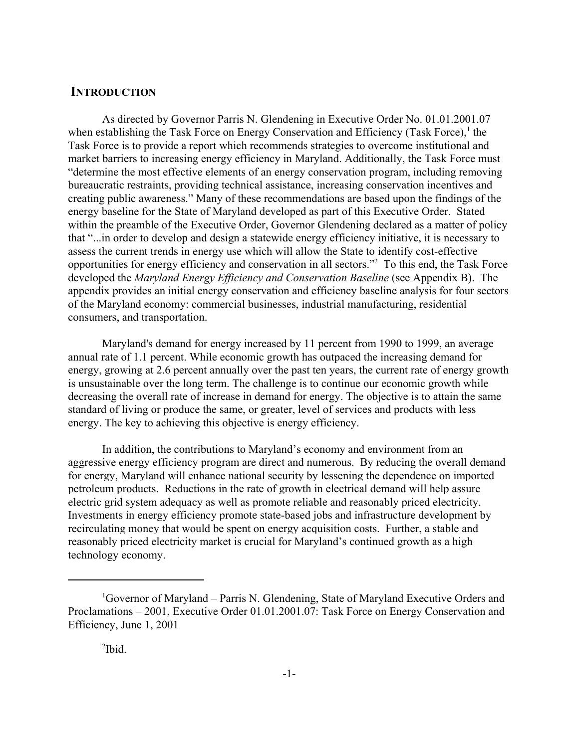## INTRODUCTION

As directed by Governor Parris N. Glendening in Executive Order No. 01.01.2001.07 when establishing the Task Force on Energy Conservation and Efficiency (Task Force),[1] the Task Force is to provide a report which recommends strategies to overcome institutional and market barriers to increasing energy efficiency in Maryland. Additionally, the Task Force must "determine the most effective elements of an energy conservation program, including removing bureaucratic restraints, providing technical assistance, increasing conservation incentives and creating public awareness." Many of these recommendations are based upon the findings of the energy baseline for the State of Maryland developed as part of this Executive Order. Stated within the preamble of the Executive Order, Governor Glendening declared as a matter of policy that "...in order to develop and design a statewide energy efficiency initiative, it is necessary to assess the current trends in energy use which will allow the State to identify cost-effective opportunities for energy efficiency and conservation in all sectors."[2] To this end, the Task Force developed the *Maryland Energy Efficiency and Conservation Baseline* (see Appendix B). The appendix provides an initial energy conservation and efficiency baseline analysis for four sectors of the Maryland economy: commercial businesses, industrial manufacturing, residential consumers, and transportation.

Maryland's demand for energy increased by 11 percent from 1990 to 1999, an average annual rate of 1.1 percent. While economic growth has outpaced the increasing demand for energy, growing at 2.6 percent annually over the past ten years, the current rate of energy growth is unsustainable over the long term. The challenge is to continue our economic growth while decreasing the overall rate of increase in demand for energy. The objective is to attain the same standard of living or produce the same, or greater, level of services and products with less energy. The key to achieving this objective is energy efficiency.

In addition, the contributions to Maryland's economy and environment from an aggressive energy efficiency program are direct and numerous. By reducing the overall demand for energy, Maryland will enhance national security by lessening the dependence on imported petroleum products. Reductions in the rate of growth in electrical demand will help assure electric grid system adequacy as well as promote reliable and reasonably priced electricity. Investments in energy efficiency promote state-based jobs and infrastructure development by recirculating money that would be spent on energy acquisition costs. Further, a stable and reasonably priced electricity market is crucial for Maryland's continued growth as a high technology economy.

---

[1] Governor of Maryland – Parris N. Glendening, State of Maryland Executive Orders and Proclamations – 2001, Executive Order 01.01.2001.07: Task Force on Energy Conservation and Efficiency, June 1, 2001

[2] Ibid.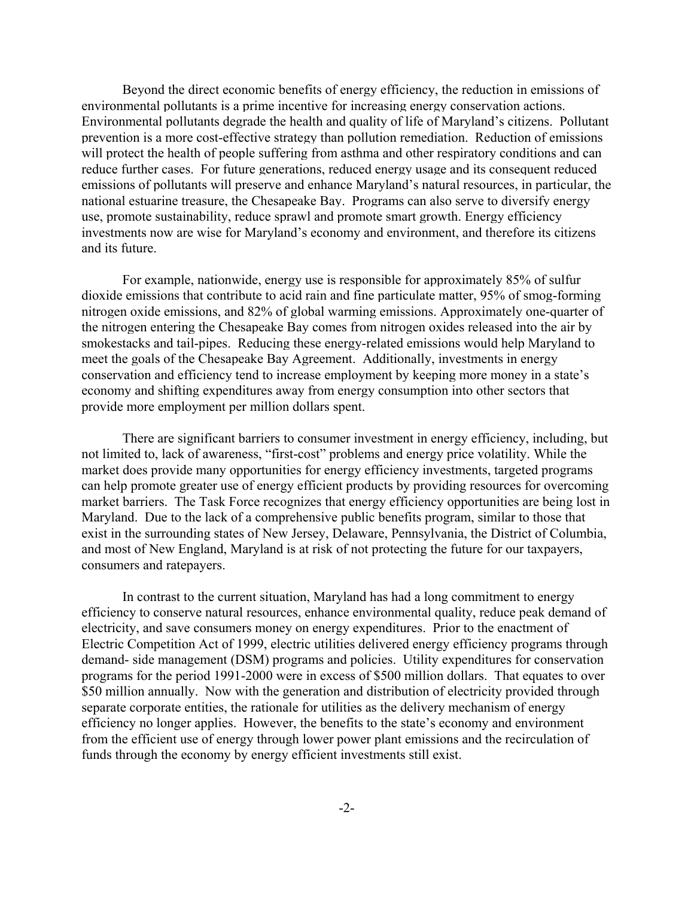Beyond the direct economic benefits of energy efficiency, the reduction in emissions of environmental pollutants is a prime incentive for increasing energy conservation actions. Environmental pollutants degrade the health and quality of life of Maryland's citizens. Pollutant prevention is a more cost-effective strategy than pollution remediation. Reduction of emissions will protect the health of people suffering from asthma and other respiratory conditions and can reduce further cases. For future generations, reduced energy usage and its consequent reduced emissions of pollutants will preserve and enhance Maryland's natural resources, in particular, the national estuarine treasure, the Chesapeake Bay. Programs can also serve to diversify energy use, promote sustainability, reduce sprawl and promote smart growth. Energy efficiency investments now are wise for Maryland's economy and environment, and therefore its citizens and its future.

For example, nationwide, energy use is responsible for approximately 85% of sulfur dioxide emissions that contribute to acid rain and fine particulate matter, 95% of smog-forming nitrogen oxide emissions, and 82% of global warming emissions. Approximately one-quarter of the nitrogen entering the Chesapeake Bay comes from nitrogen oxides released into the air by smokestacks and tail-pipes. Reducing these energy-related emissions would help Maryland to meet the goals of the Chesapeake Bay Agreement. Additionally, investments in energy conservation and efficiency tend to increase employment by keeping more money in a state's economy and shifting expenditures away from energy consumption into other sectors that provide more employment per million dollars spent.

There are significant barriers to consumer investment in energy efficiency, including, but not limited to, lack of awareness, "first-cost" problems and energy price volatility. While the market does provide many opportunities for energy efficiency investments, targeted programs can help promote greater use of energy efficient products by providing resources for overcoming market barriers. The Task Force recognizes that energy efficiency opportunities are being lost in Maryland. Due to the lack of a comprehensive public benefits program, similar to those that exist in the surrounding states of New Jersey, Delaware, Pennsylvania, the District of Columbia, and most of New England, Maryland is at risk of not protecting the future for our taxpayers, consumers and ratepayers.

In contrast to the current situation, Maryland has had a long commitment to energy efficiency to conserve natural resources, enhance environmental quality, reduce peak demand of electricity, and save consumers money on energy expenditures. Prior to the enactment of Electric Competition Act of 1999, electric utilities delivered energy efficiency programs through demand- side management (DSM) programs and policies. Utility expenditures for conservation programs for the period 1991-2000 were in excess of $500 million dollars. That equates to over $50 million annually. Now with the generation and distribution of electricity provided through separate corporate entities, the rationale for utilities as the delivery mechanism of energy efficiency no longer applies. However, the benefits to the state's economy and environment from the efficient use of energy through lower power plant emissions and the recirculation of funds through the economy by energy efficient investments still exist.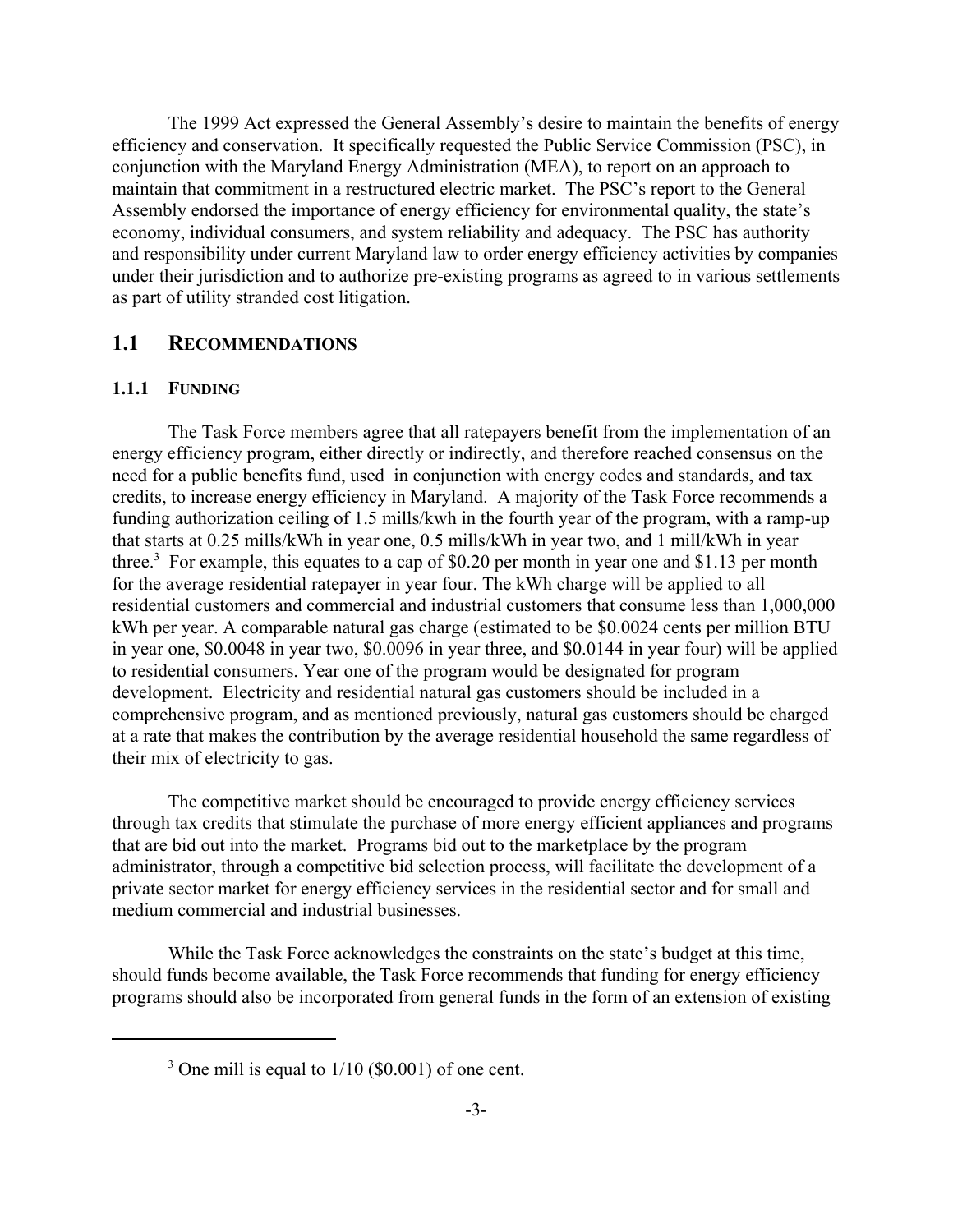The 1999 Act expressed the General Assembly's desire to maintain the benefits of energy efficiency and conservation. It specifically requested the Public Service Commission (PSC), in conjunction with the Maryland Energy Administration (MEA), to report on an approach to maintain that commitment in a restructured electric market. The PSC's report to the General Assembly endorsed the importance of energy efficiency for environmental quality, the state's economy, individual consumers, and system reliability and adequacy. The PSC has authority and responsibility under current Maryland law to order energy efficiency activities by companies under their jurisdiction and to authorize pre-existing programs as agreed to in various settlements as part of utility stranded cost litigation.

## 1.1 RECOMMENDATIONS

### 1.1.1 FUNDING

The Task Force members agree that all ratepayers benefit from the implementation of an energy efficiency program, either directly or indirectly, and therefore reached consensus on the need for a public benefits fund, used in conjunction with energy codes and standards, and tax credits, to increase energy efficiency in Maryland. A majority of the Task Force recommends a funding authorization ceiling of 1.5 mills/kwh in the fourth year of the program, with a ramp-up that starts at 0.25 mills/kWh in year one, 0.5 mills/kWh in year two, and 1 mill/kWh in year three.[3] For example, this equates to a cap of $0.20 per month in year one and $1.13 per month for the average residential ratepayer in year four. The kWh charge will be applied to all residential customers and commercial and industrial customers that consume less than 1,000,000 kWh per year. A comparable natural gas charge (estimated to be $0.0024 cents per million BTU in year one, $0.0048 in year two, $0.0096 in year three, and $0.0144 in year four) will be applied to residential consumers. Year one of the program would be designated for program development. Electricity and residential natural gas customers should be included in a comprehensive program, and as mentioned previously, natural gas customers should be charged at a rate that makes the contribution by the average residential household the same regardless of their mix of electricity to gas.

The competitive market should be encouraged to provide energy efficiency services through tax credits that stimulate the purchase of more energy efficient appliances and programs that are bid out into the market. Programs bid out to the marketplace by the program administrator, through a competitive bid selection process, will facilitate the development of a private sector market for energy efficiency services in the residential sector and for small and medium commercial and industrial businesses.

While the Task Force acknowledges the constraints on the state's budget at this time, should funds become available, the Task Force recommends that funding for energy efficiency programs should also be incorporated from general funds in the form of an extension of existing

[3] One mill is equal to 1/10 ($0.001) of one cent.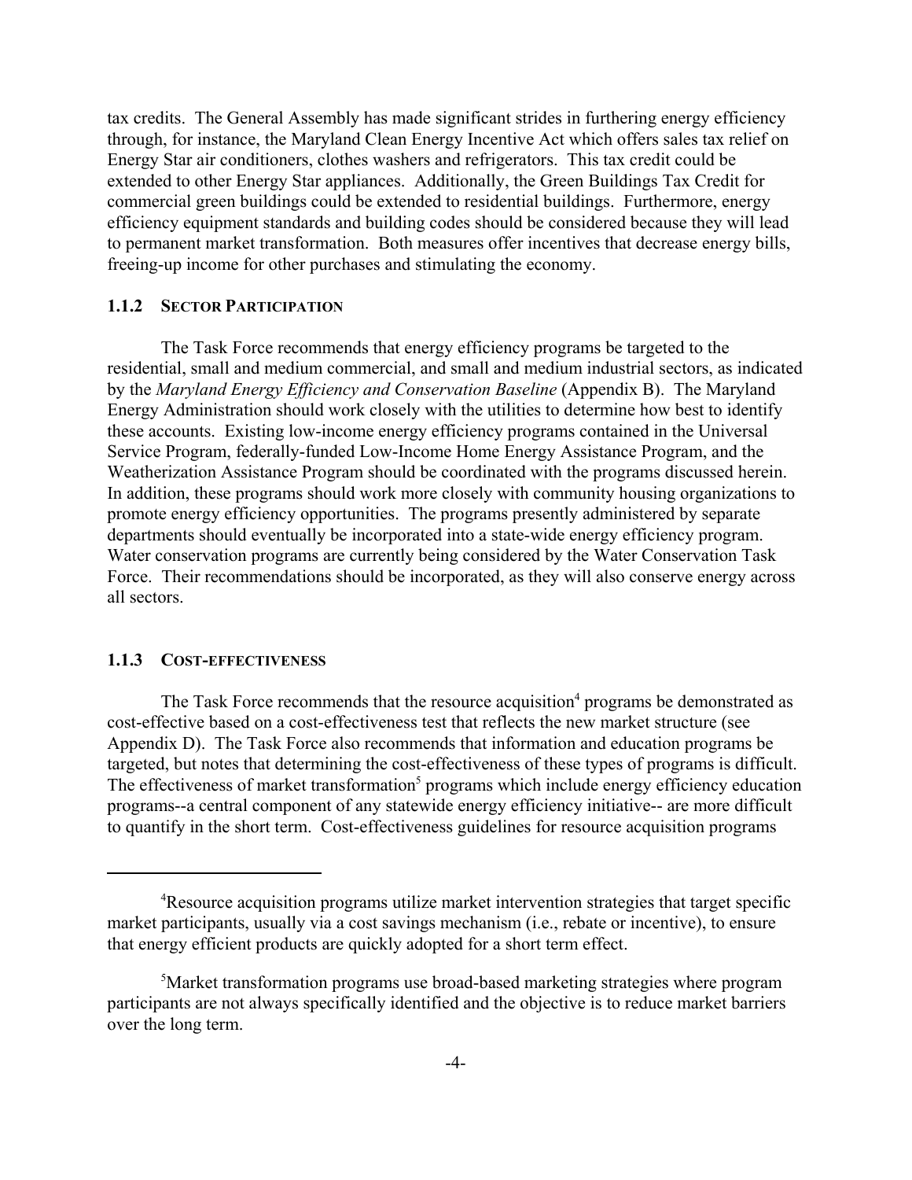tax credits. The General Assembly has made significant strides in furthering energy efficiency through, for instance, the Maryland Clean Energy Incentive Act which offers sales tax relief on Energy Star air conditioners, clothes washers and refrigerators. This tax credit could be extended to other Energy Star appliances. Additionally, the Green Buildings Tax Credit for commercial green buildings could be extended to residential buildings. Furthermore, energy efficiency equipment standards and building codes should be considered because they will lead to permanent market transformation. Both measures offer incentives that decrease energy bills, freeing-up income for other purchases and stimulating the economy.

### 1.1.2 SECTOR PARTICIPATION

The Task Force recommends that energy efficiency programs be targeted to the residential, small and medium commercial, and small and medium industrial sectors, as indicated by the *Maryland Energy Efficiency and Conservation Baseline* (Appendix B). The Maryland Energy Administration should work closely with the utilities to determine how best to identify these accounts. Existing low-income energy efficiency programs contained in the Universal Service Program, federally-funded Low-Income Home Energy Assistance Program, and the Weatherization Assistance Program should be coordinated with the programs discussed herein. In addition, these programs should work more closely with community housing organizations to promote energy efficiency opportunities. The programs presently administered by separate departments should eventually be incorporated into a state-wide energy efficiency program. Water conservation programs are currently being considered by the Water Conservation Task Force. Their recommendations should be incorporated, as they will also conserve energy across all sectors.

### 1.1.3 COST-EFFECTIVENESS

The Task Force recommends that the resource acquisition[4] programs be demonstrated as cost-effective based on a cost-effectiveness test that reflects the new market structure (see Appendix D). The Task Force also recommends that information and education programs be targeted, but notes that determining the cost-effectiveness of these types of programs is difficult. The effectiveness of market transformation[5] programs which include energy efficiency education programs--a central component of any statewide energy efficiency initiative-- are more difficult to quantify in the short term. Cost-effectiveness guidelines for resource acquisition programs

---

[4]Resource acquisition programs utilize market intervention strategies that target specific market participants, usually via a cost savings mechanism (i.e., rebate or incentive), to ensure that energy efficient products are quickly adopted for a short term effect.

[5]Market transformation programs use broad-based marketing strategies where program participants are not always specifically identified and the objective is to reduce market barriers over the long term.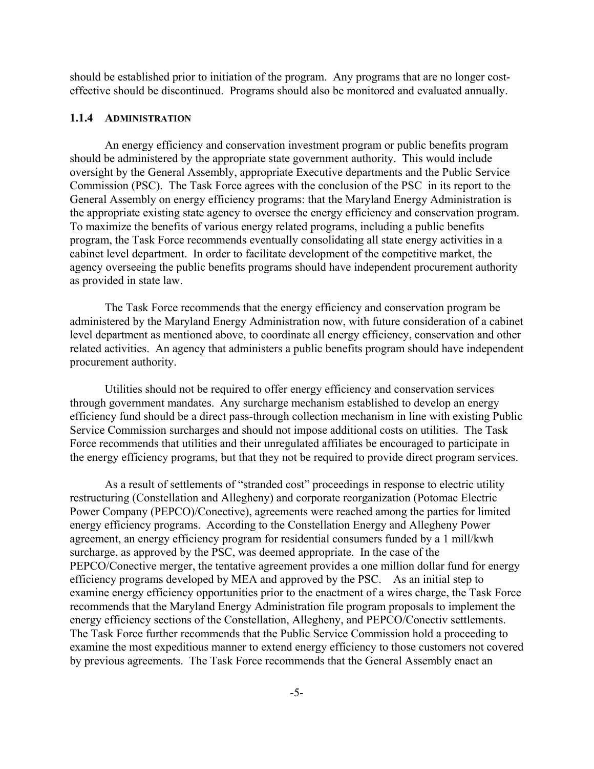should be established prior to initiation of the program. Any programs that are no longer cost-effective should be discontinued. Programs should also be monitored and evaluated annually.

### 1.1.4 ADMINISTRATION

An energy efficiency and conservation investment program or public benefits program should be administered by the appropriate state government authority. This would include oversight by the General Assembly, appropriate Executive departments and the Public Service Commission (PSC). The Task Force agrees with the conclusion of the PSC in its report to the General Assembly on energy efficiency programs: that the Maryland Energy Administration is the appropriate existing state agency to oversee the energy efficiency and conservation program. To maximize the benefits of various energy related programs, including a public benefits program, the Task Force recommends eventually consolidating all state energy activities in a cabinet level department. In order to facilitate development of the competitive market, the agency overseeing the public benefits programs should have independent procurement authority as provided in state law.

The Task Force recommends that the energy efficiency and conservation program be administered by the Maryland Energy Administration now, with future consideration of a cabinet level department as mentioned above, to coordinate all energy efficiency, conservation and other related activities. An agency that administers a public benefits program should have independent procurement authority.

Utilities should not be required to offer energy efficiency and conservation services through government mandates. Any surcharge mechanism established to develop an energy efficiency fund should be a direct pass-through collection mechanism in line with existing Public Service Commission surcharges and should not impose additional costs on utilities. The Task Force recommends that utilities and their unregulated affiliates be encouraged to participate in the energy efficiency programs, but that they not be required to provide direct program services.

As a result of settlements of "stranded cost" proceedings in response to electric utility restructuring (Constellation and Allegheny) and corporate reorganization (Potomac Electric Power Company (PEPCO)/Conective), agreements were reached among the parties for limited energy efficiency programs. According to the Constellation Energy and Allegheny Power agreement, an energy efficiency program for residential consumers funded by a 1 mill/kwh surcharge, as approved by the PSC, was deemed appropriate. In the case of the PEPCO/Conective merger, the tentative agreement provides a one million dollar fund for energy efficiency programs developed by MEA and approved by the PSC. As an initial step to examine energy efficiency opportunities prior to the enactment of a wires charge, the Task Force recommends that the Maryland Energy Administration file program proposals to implement the energy efficiency sections of the Constellation, Allegheny, and PEPCO/Conectiv settlements. The Task Force further recommends that the Public Service Commission hold a proceeding to examine the most expeditious manner to extend energy efficiency to those customers not covered by previous agreements. The Task Force recommends that the General Assembly enact an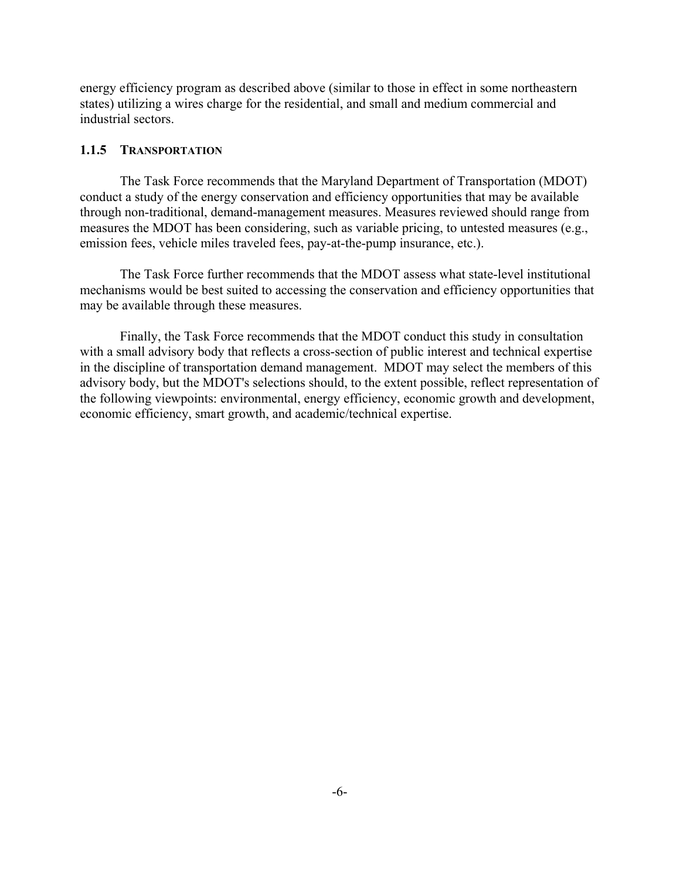energy efficiency program as described above (similar to those in effect in some northeastern states) utilizing a wires charge for the residential, and small and medium commercial and industrial sectors.

### 1.1.5 TRANSPORTATION

The Task Force recommends that the Maryland Department of Transportation (MDOT) conduct a study of the energy conservation and efficiency opportunities that may be available through non-traditional, demand-management measures. Measures reviewed should range from measures the MDOT has been considering, such as variable pricing, to untested measures (e.g., emission fees, vehicle miles traveled fees, pay-at-the-pump insurance, etc.).

The Task Force further recommends that the MDOT assess what state-level institutional mechanisms would be best suited to accessing the conservation and efficiency opportunities that may be available through these measures.

Finally, the Task Force recommends that the MDOT conduct this study in consultation with a small advisory body that reflects a cross-section of public interest and technical expertise in the discipline of transportation demand management. MDOT may select the members of this advisory body, but the MDOT's selections should, to the extent possible, reflect representation of the following viewpoints: environmental, energy efficiency, economic growth and development, economic efficiency, smart growth, and academic/technical expertise.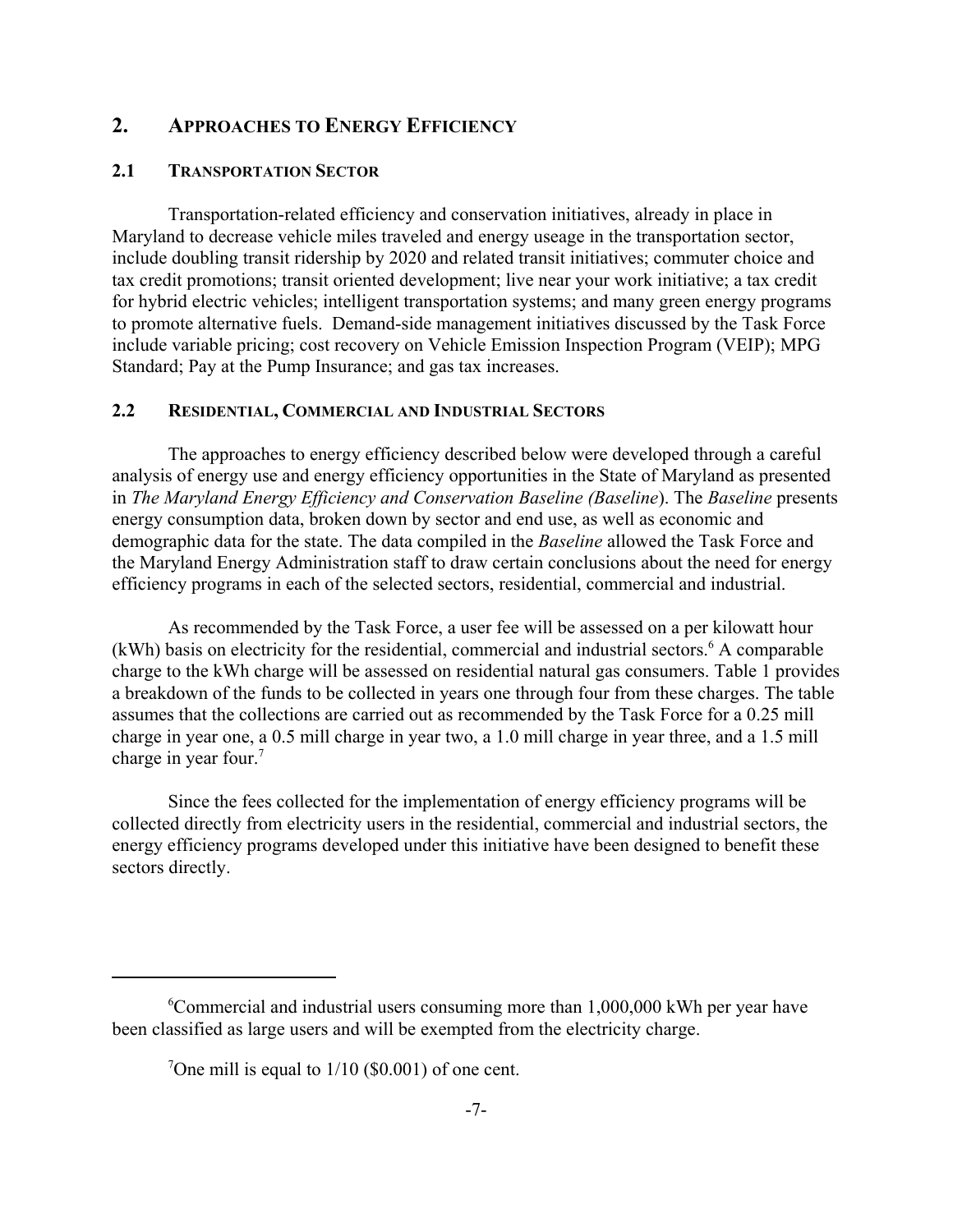## 2. APPROACHES TO ENERGY EFFICIENCY

### 2.1 TRANSPORTATION SECTOR

Transportation-related efficiency and conservation initiatives, already in place in Maryland to decrease vehicle miles traveled and energy useage in the transportation sector, include doubling transit ridership by 2020 and related transit initiatives; commuter choice and tax credit promotions; transit oriented development; live near your work initiative; a tax credit for hybrid electric vehicles; intelligent transportation systems; and many green energy programs to promote alternative fuels. Demand-side management initiatives discussed by the Task Force include variable pricing; cost recovery on Vehicle Emission Inspection Program (VEIP); MPG Standard; Pay at the Pump Insurance; and gas tax increases.

### 2.2 RESIDENTIAL, COMMERCIAL AND INDUSTRIAL SECTORS

The approaches to energy efficiency described below were developed through a careful analysis of energy use and energy efficiency opportunities in the State of Maryland as presented in *The Maryland Energy Efficiency and Conservation Baseline (Baseline*). The *Baseline* presents energy consumption data, broken down by sector and end use, as well as economic and demographic data for the state. The data compiled in the *Baseline* allowed the Task Force and the Maryland Energy Administration staff to draw certain conclusions about the need for energy efficiency programs in each of the selected sectors, residential, commercial and industrial.

As recommended by the Task Force, a user fee will be assessed on a per kilowatt hour (kWh) basis on electricity for the residential, commercial and industrial sectors.[6] A comparable charge to the kWh charge will be assessed on residential natural gas consumers. Table 1 provides a breakdown of the funds to be collected in years one through four from these charges. The table assumes that the collections are carried out as recommended by the Task Force for a 0.25 mill charge in year one, a 0.5 mill charge in year two, a 1.0 mill charge in year three, and a 1.5 mill charge in year four.[7]

Since the fees collected for the implementation of energy efficiency programs will be collected directly from electricity users in the residential, commercial and industrial sectors, the energy efficiency programs developed under this initiative have been designed to benefit these sectors directly.

---

[6]Commercial and industrial users consuming more than 1,000,000 kWh per year have been classified as large users and will be exempted from the electricity charge.

[7]One mill is equal to 1/10 ($0.001) of one cent.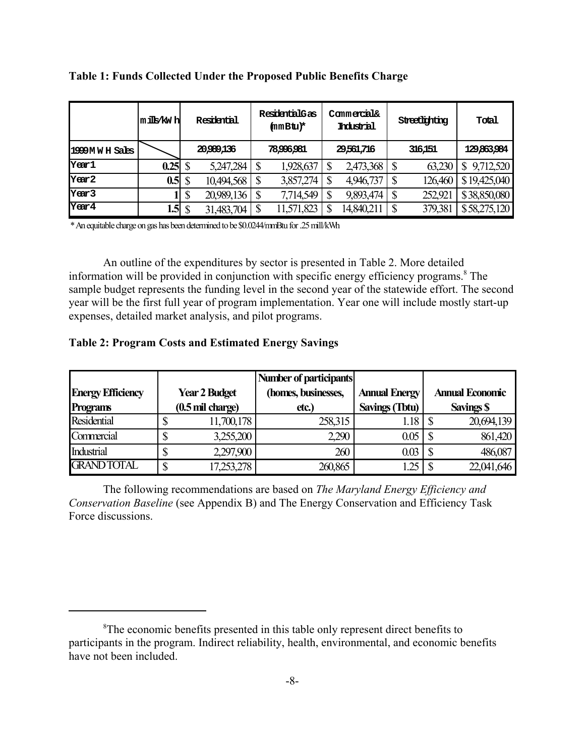**Table 1: Funds Collected Under the Proposed Public Benefits Charge**

| | mills/kWh | Residential | Residential Gas (mmBtu)* | Commercial & Industrial | Streetlighting | Total |
|---|---|---|---|---|---|---|
| 1999 MWH Sales | | 20,989,136 | 78,996,981 | 29,561,716 | 316,151 | 129,863,984 |
| Year 1 | 0.25 | $ 5,247,284 | $ 1,928,637 | $ 2,473,368 | $ 63,230 | $ 9,712,520 |
| Year 2 | 0.5 | $ 10,494,568 | $ 3,857,274 | $ 4,946,737 | $ 126,460 | $ 19,425,040 |
| Year 3 | 1 | $ 20,989,136 | $ 7,714,549 | $ 9,893,474 | $ 252,921 | $ 38,850,080 |
| Year 4 | 1.5 | $ 31,483,704 | $ 11,571,823 | $ 14,840,211 | $ 379,381 | $ 58,275,120 |

* An equitable charge on gas has been determined to be $0.0244/mmBtu for .25 mill/kWh

An outline of the expenditures by sector is presented in Table 2. More detailed information will be provided in conjunction with specific energy efficiency programs.[8] The sample budget represents the funding level in the second year of the statewide effort. The second year will be the first full year of program implementation. Year one will include mostly start-up expenses, detailed market analysis, and pilot programs.

**Table 2: Program Costs and Estimated Energy Savings**

| Energy Efficiency Programs | Year 2 Budget (0.5 mil charge) | Number of participants (homes, businesses, etc.) | Annual Energy Savings (Tbtu) | Annual Economic Savings $ |
|---|---|---|---|---|
| Residential | $ 11,700,178 | 258,315 | 1.18 | $ 20,694,139 |
| Commercial | $ 3,255,200 | 2,290 | 0.05 | $ 861,420 |
| Industrial | $ 2,297,900 | 260 | 0.03 | $ 486,087 |
| GRAND TOTAL | $ 17,253,278 | 260,865 | 1.25 | $ 22,041,646 |

The following recommendations are based on *The Maryland Energy Efficiency and Conservation Baseline* (see Appendix B) and The Energy Conservation and Efficiency Task Force discussions.

[8] The economic benefits presented in this table only represent direct benefits to participants in the program. Indirect reliability, health, environmental, and economic benefits have not been included.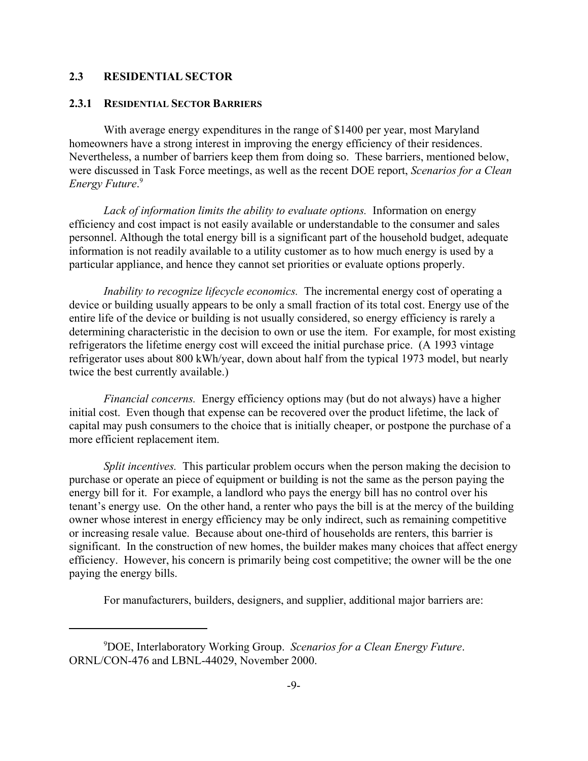## 2.3 RESIDENTIAL SECTOR

### 2.3.1 RESIDENTIAL SECTOR BARRIERS

With average energy expenditures in the range of $1400 per year, most Maryland homeowners have a strong interest in improving the energy efficiency of their residences. Nevertheless, a number of barriers keep them from doing so. These barriers, mentioned below, were discussed in Task Force meetings, as well as the recent DOE report, *Scenarios for a Clean Energy Future*.[9]

*Lack of information limits the ability to evaluate options.* Information on energy efficiency and cost impact is not easily available or understandable to the consumer and sales personnel. Although the total energy bill is a significant part of the household budget, adequate information is not readily available to a utility customer as to how much energy is used by a particular appliance, and hence they cannot set priorities or evaluate options properly.

*Inability to recognize lifecycle economics.* The incremental energy cost of operating a device or building usually appears to be only a small fraction of its total cost. Energy use of the entire life of the device or building is not usually considered, so energy efficiency is rarely a determining characteristic in the decision to own or use the item. For example, for most existing refrigerators the lifetime energy cost will exceed the initial purchase price. (A 1993 vintage refrigerator uses about 800 kWh/year, down about half from the typical 1973 model, but nearly twice the best currently available.)

*Financial concerns.* Energy efficiency options may (but do not always) have a higher initial cost. Even though that expense can be recovered over the product lifetime, the lack of capital may push consumers to the choice that is initially cheaper, or postpone the purchase of a more efficient replacement item.

*Split incentives.* This particular problem occurs when the person making the decision to purchase or operate an piece of equipment or building is not the same as the person paying the energy bill for it. For example, a landlord who pays the energy bill has no control over his tenant's energy use. On the other hand, a renter who pays the bill is at the mercy of the building owner whose interest in energy efficiency may be only indirect, such as remaining competitive or increasing resale value. Because about one-third of households are renters, this barrier is significant. In the construction of new homes, the builder makes many choices that affect energy efficiency. However, his concern is primarily being cost competitive; the owner will be the one paying the energy bills.

For manufacturers, builders, designers, and supplier, additional major barriers are:

---

[9] DOE, Interlaboratory Working Group. *Scenarios for a Clean Energy Future*. ORNL/CON-476 and LBNL-44029, November 2000.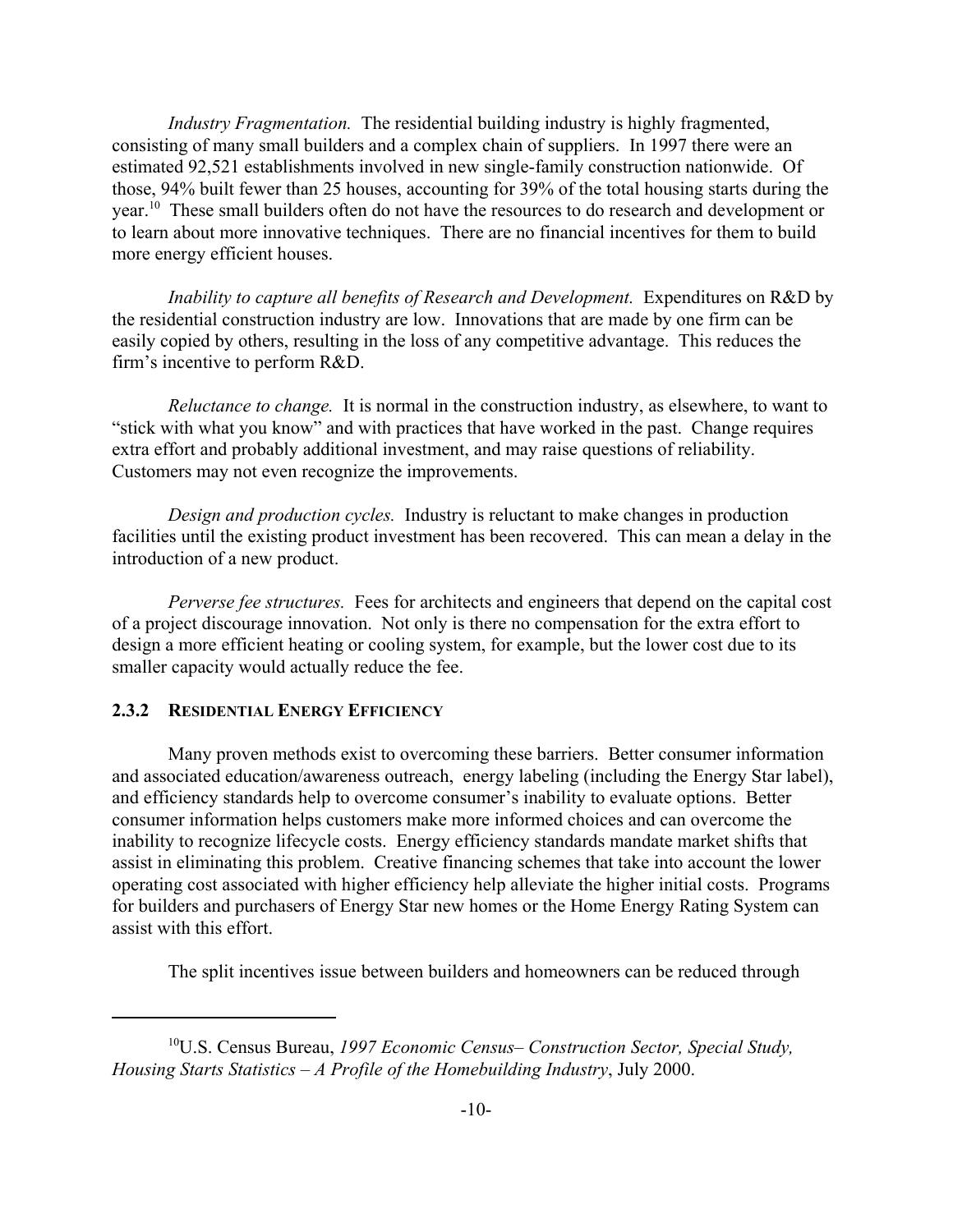*Industry Fragmentation.* The residential building industry is highly fragmented, consisting of many small builders and a complex chain of suppliers. In 1997 there were an estimated 92,521 establishments involved in new single-family construction nationwide. Of those, 94% built fewer than 25 houses, accounting for 39% of the total housing starts during the year.[10] These small builders often do not have the resources to do research and development or to learn about more innovative techniques. There are no financial incentives for them to build more energy efficient houses.

*Inability to capture all benefits of Research and Development.* Expenditures on R&D by the residential construction industry are low. Innovations that are made by one firm can be easily copied by others, resulting in the loss of any competitive advantage. This reduces the firm's incentive to perform R&D.

*Reluctance to change.* It is normal in the construction industry, as elsewhere, to want to "stick with what you know" and with practices that have worked in the past. Change requires extra effort and probably additional investment, and may raise questions of reliability. Customers may not even recognize the improvements.

*Design and production cycles.* Industry is reluctant to make changes in production facilities until the existing product investment has been recovered. This can mean a delay in the introduction of a new product.

*Perverse fee structures.* Fees for architects and engineers that depend on the capital cost of a project discourage innovation. Not only is there no compensation for the extra effort to design a more efficient heating or cooling system, for example, but the lower cost due to its smaller capacity would actually reduce the fee.

### 2.3.2 Residential Energy Efficiency

Many proven methods exist to overcoming these barriers. Better consumer information and associated education/awareness outreach, energy labeling (including the Energy Star label), and efficiency standards help to overcome consumer's inability to evaluate options. Better consumer information helps customers make more informed choices and can overcome the inability to recognize lifecycle costs. Energy efficiency standards mandate market shifts that assist in eliminating this problem. Creative financing schemes that take into account the lower operating cost associated with higher efficiency help alleviate the higher initial costs. Programs for builders and purchasers of Energy Star new homes or the Home Energy Rating System can assist with this effort.

The split incentives issue between builders and homeowners can be reduced through

---

[10] U.S. Census Bureau, *1997 Economic Census– Construction Sector, Special Study, Housing Starts Statistics – A Profile of the Homebuilding Industry*, July 2000.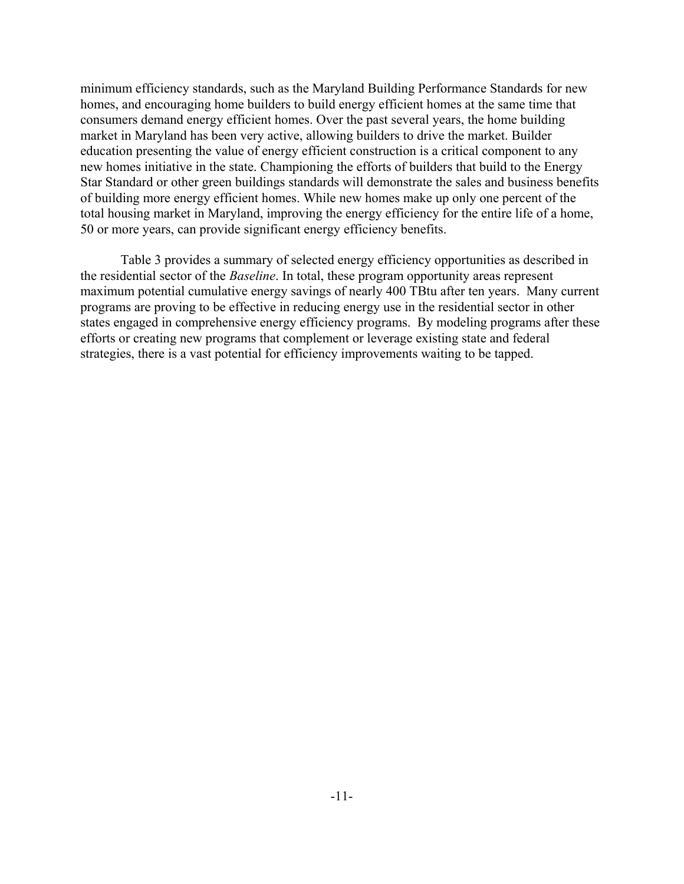minimum efficiency standards, such as the Maryland Building Performance Standards for new homes, and encouraging home builders to build energy efficient homes at the same time that consumers demand energy efficient homes. Over the past several years, the home building market in Maryland has been very active, allowing builders to drive the market. Builder education presenting the value of energy efficient construction is a critical component to any new homes initiative in the state. Championing the efforts of builders that build to the Energy Star Standard or other green buildings standards will demonstrate the sales and business benefits of building more energy efficient homes. While new homes make up only one percent of the total housing market in Maryland, improving the energy efficiency for the entire life of a home, 50 or more years, can provide significant energy efficiency benefits.

Table 3 provides a summary of selected energy efficiency opportunities as described in the residential sector of the *Baseline*. In total, these program opportunity areas represent maximum potential cumulative energy savings of nearly 400 TBtu after ten years. Many current programs are proving to be effective in reducing energy use in the residential sector in other states engaged in comprehensive energy efficiency programs. By modeling programs after these efforts or creating new programs that complement or leverage existing state and federal strategies, there is a vast potential for efficiency improvements waiting to be tapped.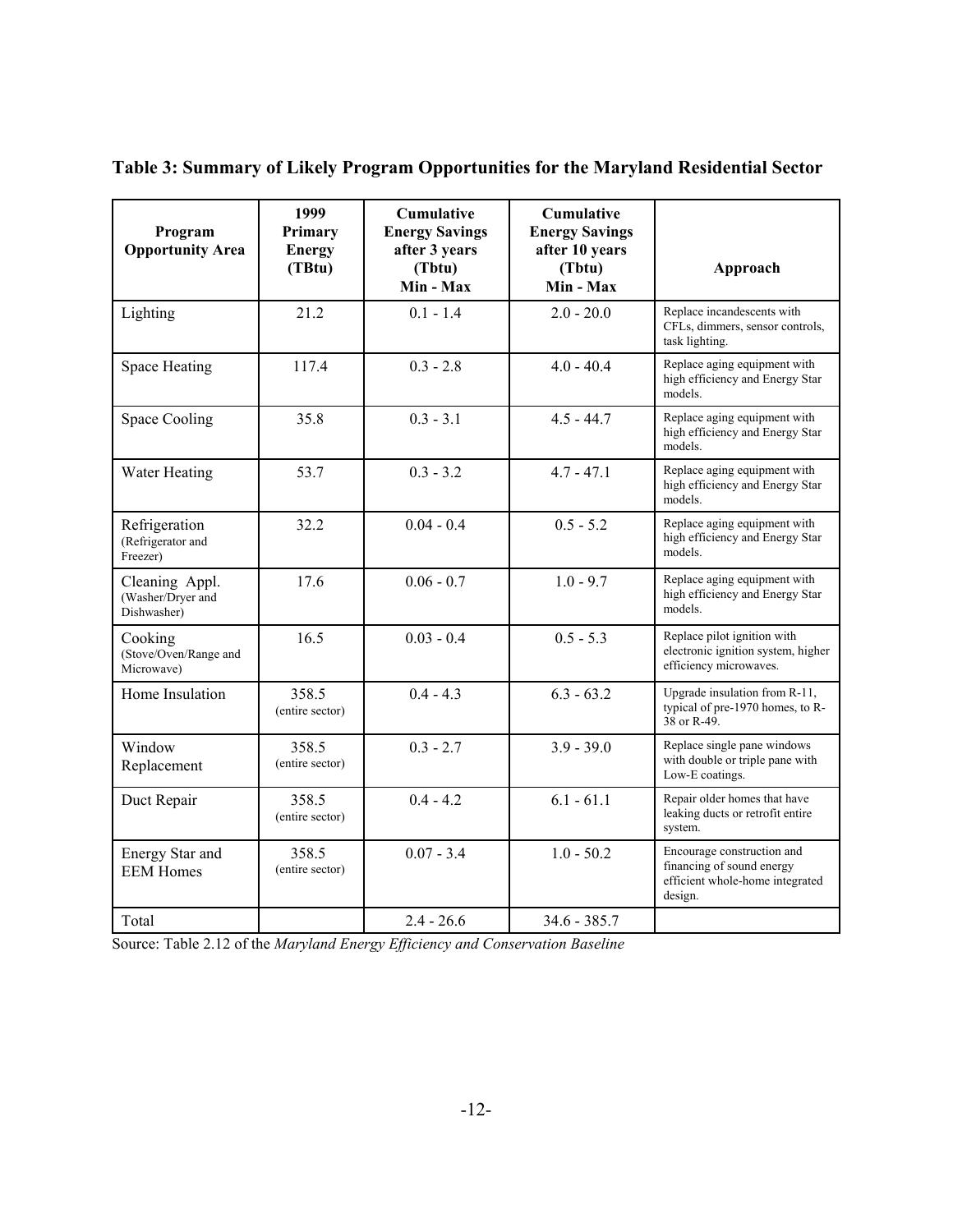**Table 3: Summary of Likely Program Opportunities for the Maryland Residential Sector**

| Program Opportunity Area | 1999 Primary Energy (TBtu) | Cumulative Energy Savings after 3 years (Tbtu) Min - Max | Cumulative Energy Savings after 10 years (Tbtu) Min - Max | Approach |
|---|---|---|---|---|
| Lighting | 21.2 | 0.1 - 1.4 | 2.0 - 20.0 | Replace incandescents with CFLs, dimmers, sensor controls, task lighting. |
| Space Heating | 117.4 | 0.3 - 2.8 | 4.0 - 40.4 | Replace aging equipment with high efficiency and Energy Star models. |
| Space Cooling | 35.8 | 0.3 - 3.1 | 4.5 - 44.7 | Replace aging equipment with high efficiency and Energy Star models. |
| Water Heating | 53.7 | 0.3 - 3.2 | 4.7 - 47.1 | Replace aging equipment with high efficiency and Energy Star models. |
| Refrigeration (Refrigerator and Freezer) | 32.2 | 0.04 - 0.4 | 0.5 - 5.2 | Replace aging equipment with high efficiency and Energy Star models. |
| Cleaning Appl. (Washer/Dryer and Dishwasher) | 17.6 | 0.06 - 0.7 | 1.0 - 9.7 | Replace aging equipment with high efficiency and Energy Star models. |
| Cooking (Stove/Oven/Range and Microwave) | 16.5 | 0.03 - 0.4 | 0.5 - 5.3 | Replace pilot ignition with electronic ignition system, higher efficiency microwaves. |
| Home Insulation | 358.5 (entire sector) | 0.4 - 4.3 | 6.3 - 63.2 | Upgrade insulation from R-11, typical of pre-1970 homes, to R-38 or R-49. |
| Window Replacement | 358.5 (entire sector) | 0.3 - 2.7 | 3.9 - 39.0 | Replace single pane windows with double or triple pane with Low-E coatings. |
| Duct Repair | 358.5 (entire sector) | 0.4 - 4.2 | 6.1 - 61.1 | Repair older homes that have leaking ducts or retrofit entire system. |
| Energy Star and EEM Homes | 358.5 (entire sector) | 0.07 - 3.4 | 1.0 - 50.2 | Encourage construction and financing of sound energy efficient whole-home integrated design. |
| Total | | 2.4 - 26.6 | 34.6 - 385.7 | |

Source: Table 2.12 of the *Maryland Energy Efficiency and Conservation Baseline*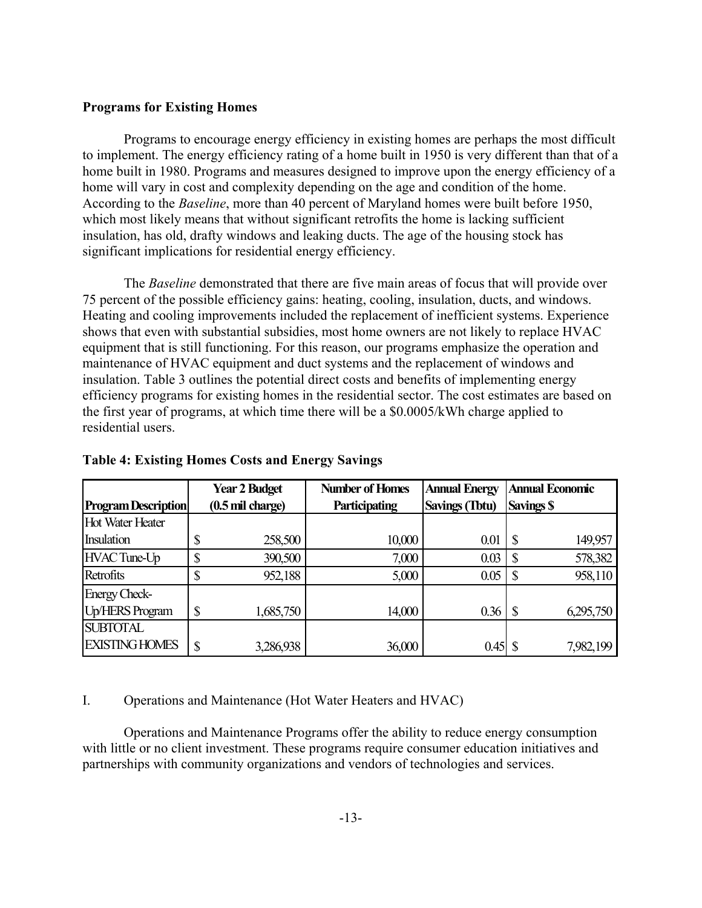**Programs for Existing Homes**

Programs to encourage energy efficiency in existing homes are perhaps the most difficult to implement. The energy efficiency rating of a home built in 1950 is very different than that of a home built in 1980. Programs and measures designed to improve upon the energy efficiency of a home will vary in cost and complexity depending on the age and condition of the home. According to the *Baseline*, more than 40 percent of Maryland homes were built before 1950, which most likely means that without significant retrofits the home is lacking sufficient insulation, has old, drafty windows and leaking ducts. The age of the housing stock has significant implications for residential energy efficiency.

The *Baseline* demonstrated that there are five main areas of focus that will provide over 75 percent of the possible efficiency gains: heating, cooling, insulation, ducts, and windows. Heating and cooling improvements included the replacement of inefficient systems. Experience shows that even with substantial subsidies, most home owners are not likely to replace HVAC equipment that is still functioning. For this reason, our programs emphasize the operation and maintenance of HVAC equipment and duct systems and the replacement of windows and insulation. Table 3 outlines the potential direct costs and benefits of implementing energy efficiency programs for existing homes in the residential sector. The cost estimates are based on the first year of programs, at which time there will be a $0.0005/kWh charge applied to residential users.

**Table 4: Existing Homes Costs and Energy Savings**

| Program Description | Year 2 Budget (0.5 mil charge) | Number of Homes Participating | Annual Energy Savings (Tbtu) | Annual Economic Savings $ |
|---|---|---|---|---|
| Hot Water Heater Insulation | $ 258,500 | 10,000 | 0.01 | $ 149,957 |
| HVAC Tune-Up | $ 390,500 | 7,000 | 0.03 | $ 578,382 |
| Retrofits | $ 952,188 | 5,000 | 0.05 | $ 958,110 |
| Energy Check-Up/HERS Program | $ 1,685,750 | 14,000 | 0.36 | $ 6,295,750 |
| SUBTOTAL EXISTING HOMES | $ 3,286,938 | 36,000 | 0.45 | $ 7,982,199 |

I. Operations and Maintenance (Hot Water Heaters and HVAC)

Operations and Maintenance Programs offer the ability to reduce energy consumption with little or no client investment. These programs require consumer education initiatives and partnerships with community organizations and vendors of technologies and services.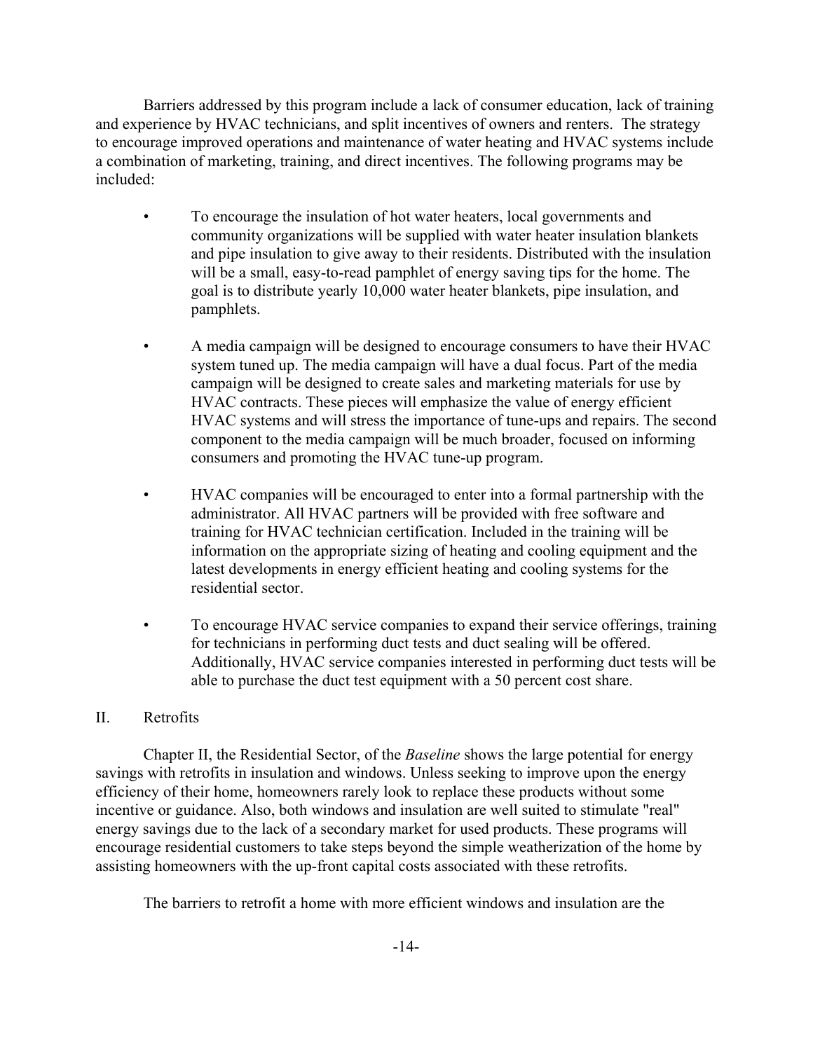Barriers addressed by this program include a lack of consumer education, lack of training and experience by HVAC technicians, and split incentives of owners and renters. The strategy to encourage improved operations and maintenance of water heating and HVAC systems include a combination of marketing, training, and direct incentives. The following programs may be included:

- To encourage the insulation of hot water heaters, local governments and community organizations will be supplied with water heater insulation blankets and pipe insulation to give away to their residents. Distributed with the insulation will be a small, easy-to-read pamphlet of energy saving tips for the home. The goal is to distribute yearly 10,000 water heater blankets, pipe insulation, and pamphlets.

- A media campaign will be designed to encourage consumers to have their HVAC system tuned up. The media campaign will have a dual focus. Part of the media campaign will be designed to create sales and marketing materials for use by HVAC contracts. These pieces will emphasize the value of energy efficient HVAC systems and will stress the importance of tune-ups and repairs. The second component to the media campaign will be much broader, focused on informing consumers and promoting the HVAC tune-up program.

- HVAC companies will be encouraged to enter into a formal partnership with the administrator. All HVAC partners will be provided with free software and training for HVAC technician certification. Included in the training will be information on the appropriate sizing of heating and cooling equipment and the latest developments in energy efficient heating and cooling systems for the residential sector.

- To encourage HVAC service companies to expand their service offerings, training for technicians in performing duct tests and duct sealing will be offered. Additionally, HVAC service companies interested in performing duct tests will be able to purchase the duct test equipment with a 50 percent cost share.

## II. Retrofits

Chapter II, the Residential Sector, of the *Baseline* shows the large potential for energy savings with retrofits in insulation and windows. Unless seeking to improve upon the energy efficiency of their home, homeowners rarely look to replace these products without some incentive or guidance. Also, both windows and insulation are well suited to stimulate "real" energy savings due to the lack of a secondary market for used products. These programs will encourage residential customers to take steps beyond the simple weatherization of the home by assisting homeowners with the up-front capital costs associated with these retrofits.

The barriers to retrofit a home with more efficient windows and insulation are the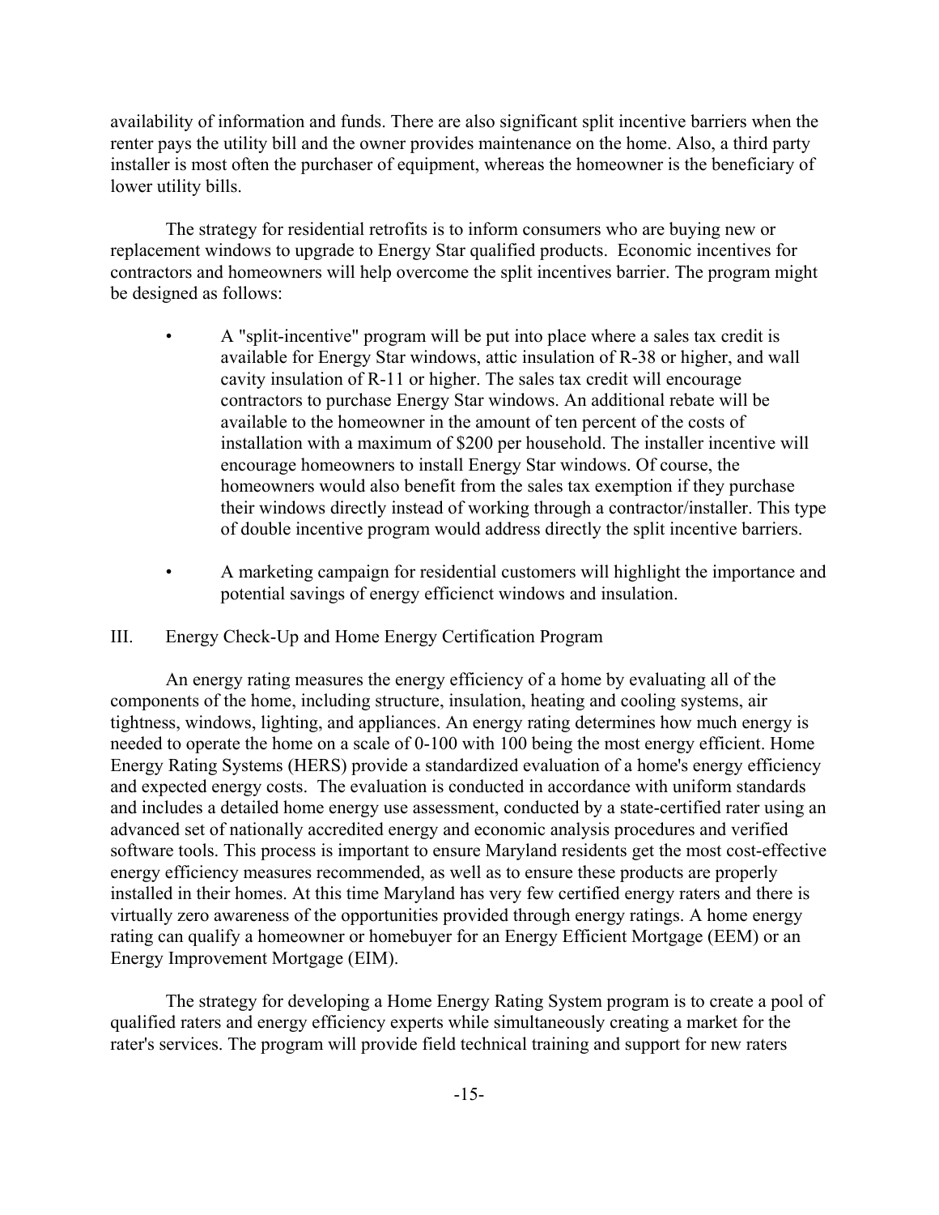availability of information and funds. There are also significant split incentive barriers when the renter pays the utility bill and the owner provides maintenance on the home. Also, a third party installer is most often the purchaser of equipment, whereas the homeowner is the beneficiary of lower utility bills.

The strategy for residential retrofits is to inform consumers who are buying new or replacement windows to upgrade to Energy Star qualified products. Economic incentives for contractors and homeowners will help overcome the split incentives barrier. The program might be designed as follows:

- A "split-incentive" program will be put into place where a sales tax credit is available for Energy Star windows, attic insulation of R-38 or higher, and wall cavity insulation of R-11 or higher. The sales tax credit will encourage contractors to purchase Energy Star windows. An additional rebate will be available to the homeowner in the amount of ten percent of the costs of installation with a maximum of $200 per household. The installer incentive will encourage homeowners to install Energy Star windows. Of course, the homeowners would also benefit from the sales tax exemption if they purchase their windows directly instead of working through a contractor/installer. This type of double incentive program would address directly the split incentive barriers.

- A marketing campaign for residential customers will highlight the importance and potential savings of energy efficienct windows and insulation.

## III. Energy Check-Up and Home Energy Certification Program

An energy rating measures the energy efficiency of a home by evaluating all of the components of the home, including structure, insulation, heating and cooling systems, air tightness, windows, lighting, and appliances. An energy rating determines how much energy is needed to operate the home on a scale of 0-100 with 100 being the most energy efficient. Home Energy Rating Systems (HERS) provide a standardized evaluation of a home's energy efficiency and expected energy costs. The evaluation is conducted in accordance with uniform standards and includes a detailed home energy use assessment, conducted by a state-certified rater using an advanced set of nationally accredited energy and economic analysis procedures and verified software tools. This process is important to ensure Maryland residents get the most cost-effective energy efficiency measures recommended, as well as to ensure these products are properly installed in their homes. At this time Maryland has very few certified energy raters and there is virtually zero awareness of the opportunities provided through energy ratings. A home energy rating can qualify a homeowner or homebuyer for an Energy Efficient Mortgage (EEM) or an Energy Improvement Mortgage (EIM).

The strategy for developing a Home Energy Rating System program is to create a pool of qualified raters and energy efficiency experts while simultaneously creating a market for the rater's services. The program will provide field technical training and support for new raters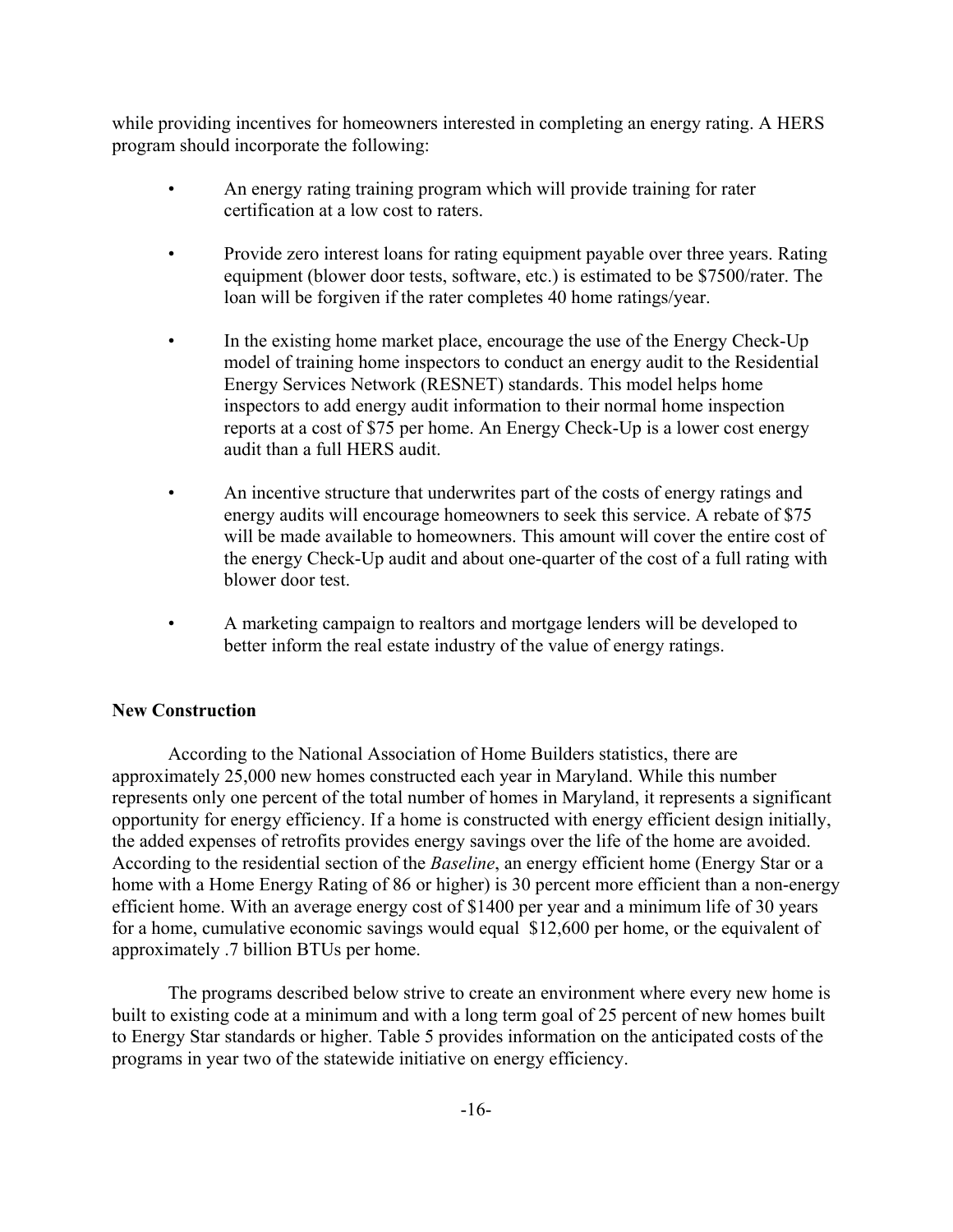while providing incentives for homeowners interested in completing an energy rating. A HERS program should incorporate the following:

- An energy rating training program which will provide training for rater certification at a low cost to raters.
- Provide zero interest loans for rating equipment payable over three years. Rating equipment (blower door tests, software, etc.) is estimated to be $7500/rater. The loan will be forgiven if the rater completes 40 home ratings/year.
- In the existing home market place, encourage the use of the Energy Check-Up model of training home inspectors to conduct an energy audit to the Residential Energy Services Network (RESNET) standards. This model helps home inspectors to add energy audit information to their normal home inspection reports at a cost of $75 per home. An Energy Check-Up is a lower cost energy audit than a full HERS audit.
- An incentive structure that underwrites part of the costs of energy ratings and energy audits will encourage homeowners to seek this service. A rebate of $75 will be made available to homeowners. This amount will cover the entire cost of the energy Check-Up audit and about one-quarter of the cost of a full rating with blower door test.
- A marketing campaign to realtors and mortgage lenders will be developed to better inform the real estate industry of the value of energy ratings.

**New Construction**

According to the National Association of Home Builders statistics, there are approximately 25,000 new homes constructed each year in Maryland. While this number represents only one percent of the total number of homes in Maryland, it represents a significant opportunity for energy efficiency. If a home is constructed with energy efficient design initially, the added expenses of retrofits provides energy savings over the life of the home are avoided. According to the residential section of the *Baseline*, an energy efficient home (Energy Star or a home with a Home Energy Rating of 86 or higher) is 30 percent more efficient than a non-energy efficient home. With an average energy cost of $1400 per year and a minimum life of 30 years for a home, cumulative economic savings would equal $12,600 per home, or the equivalent of approximately .7 billion BTUs per home.

The programs described below strive to create an environment where every new home is built to existing code at a minimum and with a long term goal of 25 percent of new homes built to Energy Star standards or higher. Table 5 provides information on the anticipated costs of the programs in year two of the statewide initiative on energy efficiency.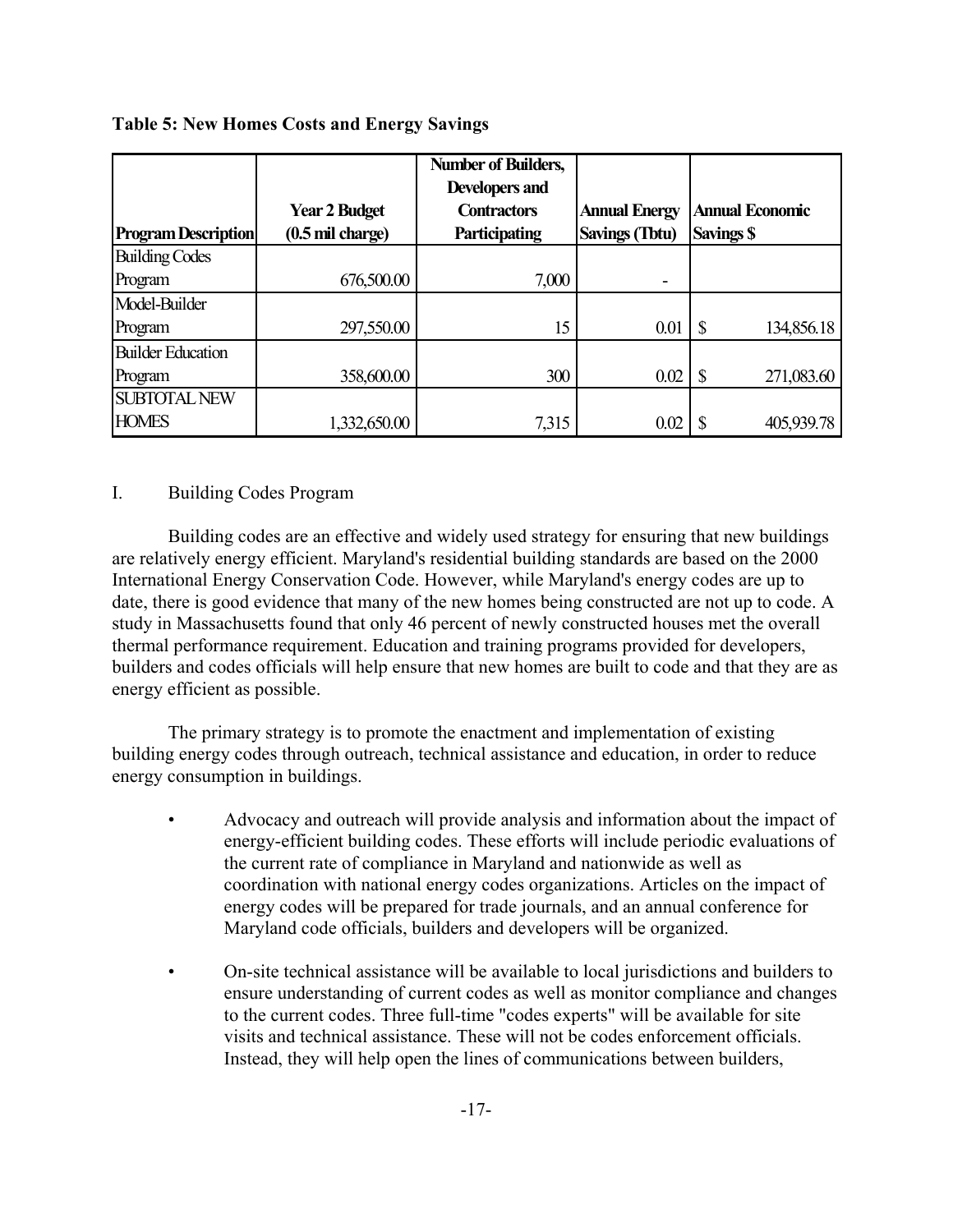**Table 5: New Homes Costs and Energy Savings**

| Program Description | Year 2 Budget (0.5 mil charge) | Number of Builders, Developers and Contractors Participating | Annual Energy Savings (Tbtu) | Annual Economic Savings $ |
|---|---|---|---|---|
| Building Codes Program | 676,500.00 | 7,000 | - | |
| Model-Builder Program | 297,550.00 | 15 | 0.01 | $ 134,856.18 |
| Builder Education Program | 358,600.00 | 300 | 0.02 | $ 271,083.60 |
| SUBTOTAL NEW HOMES | 1,332,650.00 | 7,315 | 0.02 | $ 405,939.78 |

I. Building Codes Program

Building codes are an effective and widely used strategy for ensuring that new buildings are relatively energy efficient. Maryland's residential building standards are based on the 2000 International Energy Conservation Code. However, while Maryland's energy codes are up to date, there is good evidence that many of the new homes being constructed are not up to code. A study in Massachusetts found that only 46 percent of newly constructed houses met the overall thermal performance requirement. Education and training programs provided for developers, builders and codes officials will help ensure that new homes are built to code and that they are as energy efficient as possible.

The primary strategy is to promote the enactment and implementation of existing building energy codes through outreach, technical assistance and education, in order to reduce energy consumption in buildings.

- Advocacy and outreach will provide analysis and information about the impact of energy-efficient building codes. These efforts will include periodic evaluations of the current rate of compliance in Maryland and nationwide as well as coordination with national energy codes organizations. Articles on the impact of energy codes will be prepared for trade journals, and an annual conference for Maryland code officials, builders and developers will be organized.

- On-site technical assistance will be available to local jurisdictions and builders to ensure understanding of current codes as well as monitor compliance and changes to the current codes. Three full-time "codes experts" will be available for site visits and technical assistance. These will not be codes enforcement officials. Instead, they will help open the lines of communications between builders,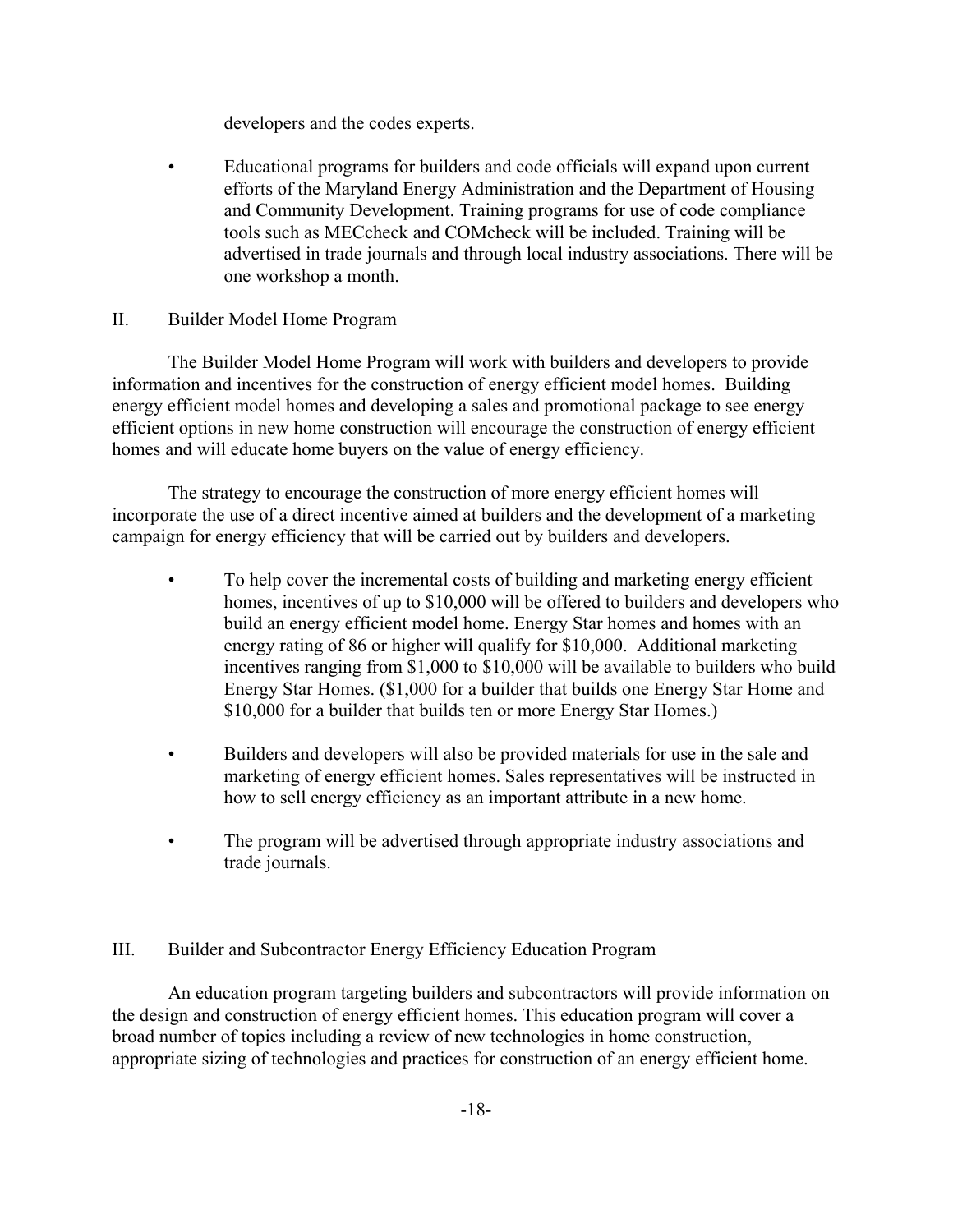developers and the codes experts.

- Educational programs for builders and code officials will expand upon current efforts of the Maryland Energy Administration and the Department of Housing and Community Development. Training programs for use of code compliance tools such as MECcheck and COMcheck will be included. Training will be advertised in trade journals and through local industry associations. There will be one workshop a month.

## II. Builder Model Home Program

The Builder Model Home Program will work with builders and developers to provide information and incentives for the construction of energy efficient model homes. Building energy efficient model homes and developing a sales and promotional package to see energy efficient options in new home construction will encourage the construction of energy efficient homes and will educate home buyers on the value of energy efficiency.

The strategy to encourage the construction of more energy efficient homes will incorporate the use of a direct incentive aimed at builders and the development of a marketing campaign for energy efficiency that will be carried out by builders and developers.

- To help cover the incremental costs of building and marketing energy efficient homes, incentives of up to $10,000 will be offered to builders and developers who build an energy efficient model home. Energy Star homes and homes with an energy rating of 86 or higher will qualify for $10,000. Additional marketing incentives ranging from $1,000 to $10,000 will be available to builders who build Energy Star Homes. ($1,000 for a builder that builds one Energy Star Home and $10,000 for a builder that builds ten or more Energy Star Homes.)

- Builders and developers will also be provided materials for use in the sale and marketing of energy efficient homes. Sales representatives will be instructed in how to sell energy efficiency as an important attribute in a new home.

- The program will be advertised through appropriate industry associations and trade journals.

## III. Builder and Subcontractor Energy Efficiency Education Program

An education program targeting builders and subcontractors will provide information on the design and construction of energy efficient homes. This education program will cover a broad number of topics including a review of new technologies in home construction, appropriate sizing of technologies and practices for construction of an energy efficient home.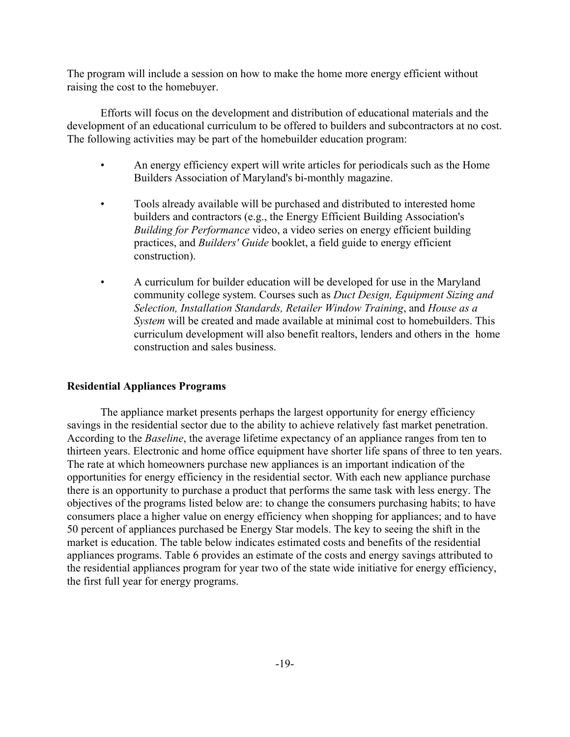The program will include a session on how to make the home more energy efficient without raising the cost to the homebuyer.

Efforts will focus on the development and distribution of educational materials and the development of an educational curriculum to be offered to builders and subcontractors at no cost. The following activities may be part of the homebuilder education program:

- An energy efficiency expert will write articles for periodicals such as the Home Builders Association of Maryland's bi-monthly magazine.
- Tools already available will be purchased and distributed to interested home builders and contractors (e.g., the Energy Efficient Building Association's *Building for Performance* video, a video series on energy efficient building practices, and *Builders' Guide* booklet, a field guide to energy efficient construction).
- A curriculum for builder education will be developed for use in the Maryland community college system. Courses such as *Duct Design, Equipment Sizing and Selection, Installation Standards, Retailer Window Training*, and *House as a System* will be created and made available at minimal cost to homebuilders. This curriculum development will also benefit realtors, lenders and others in the home construction and sales business.

**Residential Appliances Programs**

The appliance market presents perhaps the largest opportunity for energy efficiency savings in the residential sector due to the ability to achieve relatively fast market penetration. According to the *Baseline*, the average lifetime expectancy of an appliance ranges from ten to thirteen years. Electronic and home office equipment have shorter life spans of three to ten years. The rate at which homeowners purchase new appliances is an important indication of the opportunities for energy efficiency in the residential sector. With each new appliance purchase there is an opportunity to purchase a product that performs the same task with less energy. The objectives of the programs listed below are: to change the consumers purchasing habits; to have consumers place a higher value on energy efficiency when shopping for appliances; and to have 50 percent of appliances purchased be Energy Star models. The key to seeing the shift in the market is education. The table below indicates estimated costs and benefits of the residential appliances programs. Table 6 provides an estimate of the costs and energy savings attributed to the residential appliances program for year two of the state wide initiative for energy efficiency, the first full year for energy programs.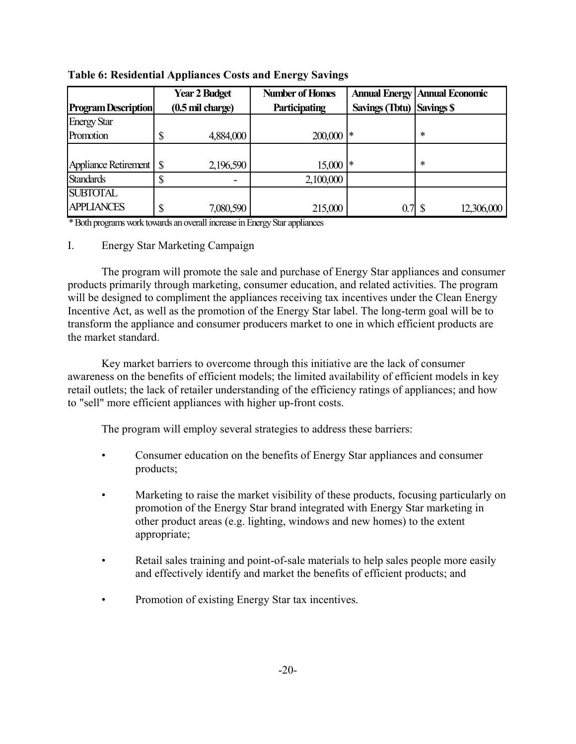**Table 6: Residential Appliances Costs and Energy Savings**

| Program Description | Year 2 Budget (0.5 mil charge) | Number of Homes Participating | Annual Energy Savings (Tbtu) | Annual Economic Savings $ |
|---|---|---|---|---|
| Energy Star Promotion | $ 4,884,000 | 200,000 | * | * |
| Appliance Retirement | $ 2,196,590 | 15,000 | * | * |
| Standards | $ - | 2,100,000 | | |
| SUBTOTAL APPLIANCES | $ 7,080,590 | 215,000 | 0.7 | $ 12,306,000 |

\* Both programs work towards an overall increase in Energy Star appliances

I. Energy Star Marketing Campaign

The program will promote the sale and purchase of Energy Star appliances and consumer products primarily through marketing, consumer education, and related activities. The program will be designed to compliment the appliances receiving tax incentives under the Clean Energy Incentive Act, as well as the promotion of the Energy Star label. The long-term goal will be to transform the appliance and consumer producers market to one in which efficient products are the market standard.

Key market barriers to overcome through this initiative are the lack of consumer awareness on the benefits of efficient models; the limited availability of efficient models in key retail outlets; the lack of retailer understanding of the efficiency ratings of appliances; and how to "sell" more efficient appliances with higher up-front costs.

The program will employ several strategies to address these barriers:

- Consumer education on the benefits of Energy Star appliances and consumer products;
- Marketing to raise the market visibility of these products, focusing particularly on promotion of the Energy Star brand integrated with Energy Star marketing in other product areas (e.g. lighting, windows and new homes) to the extent appropriate;
- Retail sales training and point-of-sale materials to help sales people more easily and effectively identify and market the benefits of efficient products; and
- Promotion of existing Energy Star tax incentives.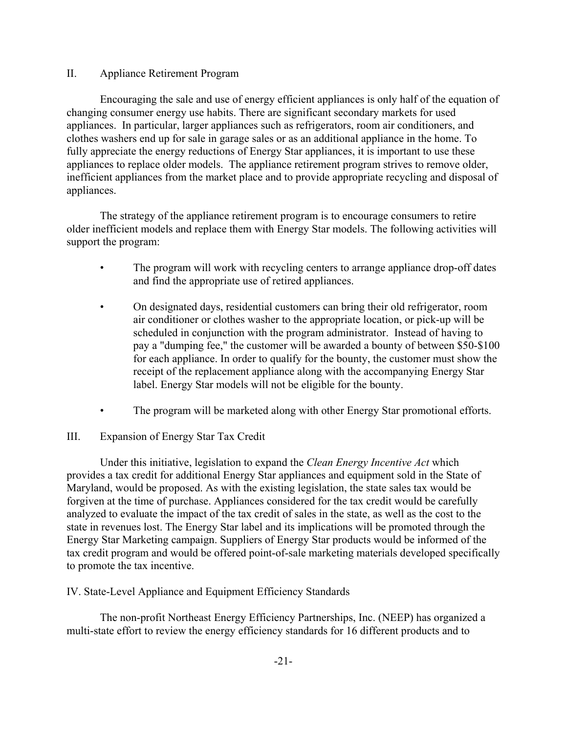## II. Appliance Retirement Program

Encouraging the sale and use of energy efficient appliances is only half of the equation of changing consumer energy use habits. There are significant secondary markets for used appliances. In particular, larger appliances such as refrigerators, room air conditioners, and clothes washers end up for sale in garage sales or as an additional appliance in the home. To fully appreciate the energy reductions of Energy Star appliances, it is important to use these appliances to replace older models. The appliance retirement program strives to remove older, inefficient appliances from the market place and to provide appropriate recycling and disposal of appliances.

The strategy of the appliance retirement program is to encourage consumers to retire older inefficient models and replace them with Energy Star models. The following activities will support the program:

- The program will work with recycling centers to arrange appliance drop-off dates and find the appropriate use of retired appliances.
- On designated days, residential customers can bring their old refrigerator, room air conditioner or clothes washer to the appropriate location, or pick-up will be scheduled in conjunction with the program administrator. Instead of having to pay a "dumping fee," the customer will be awarded a bounty of between $50-$100 for each appliance. In order to qualify for the bounty, the customer must show the receipt of the replacement appliance along with the accompanying Energy Star label. Energy Star models will not be eligible for the bounty.
- The program will be marketed along with other Energy Star promotional efforts.

## III. Expansion of Energy Star Tax Credit

Under this initiative, legislation to expand the *Clean Energy Incentive Act* which provides a tax credit for additional Energy Star appliances and equipment sold in the State of Maryland, would be proposed. As with the existing legislation, the state sales tax would be forgiven at the time of purchase. Appliances considered for the tax credit would be carefully analyzed to evaluate the impact of the tax credit of sales in the state, as well as the cost to the state in revenues lost. The Energy Star label and its implications will be promoted through the Energy Star Marketing campaign. Suppliers of Energy Star products would be informed of the tax credit program and would be offered point-of-sale marketing materials developed specifically to promote the tax incentive.

## IV. State-Level Appliance and Equipment Efficiency Standards

The non-profit Northeast Energy Efficiency Partnerships, Inc. (NEEP) has organized a multi-state effort to review the energy efficiency standards for 16 different products and to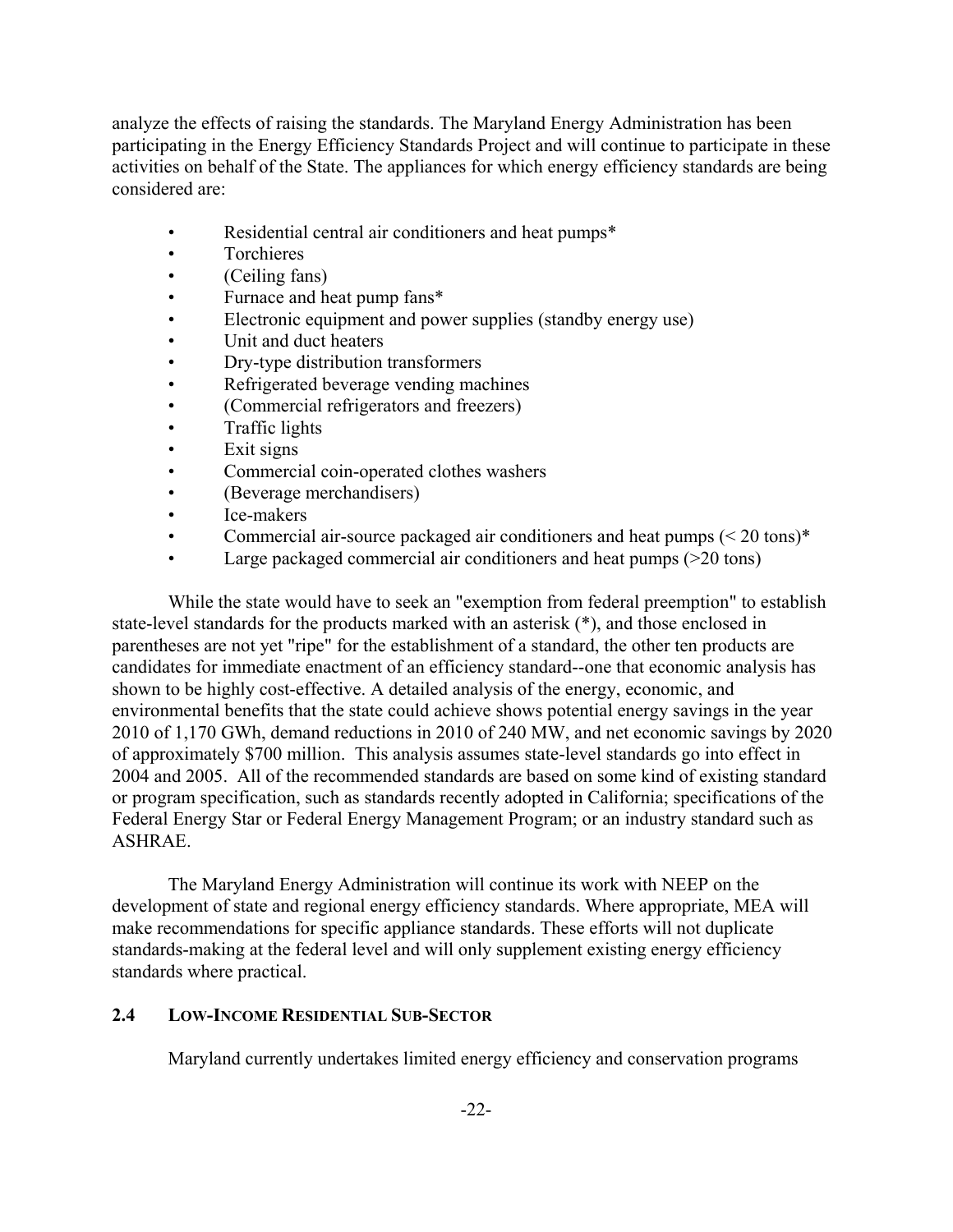analyze the effects of raising the standards. The Maryland Energy Administration has been participating in the Energy Efficiency Standards Project and will continue to participate in these activities on behalf of the State. The appliances for which energy efficiency standards are being considered are:

- Residential central air conditioners and heat pumps*
- Torchieres
- (Ceiling fans)
- Furnace and heat pump fans*
- Electronic equipment and power supplies (standby energy use)
- Unit and duct heaters
- Dry-type distribution transformers
- Refrigerated beverage vending machines
- (Commercial refrigerators and freezers)
- Traffic lights
- Exit signs
- Commercial coin-operated clothes washers
- (Beverage merchandisers)
- Ice-makers
- Commercial air-source packaged air conditioners and heat pumps (< 20 tons)*
- Large packaged commercial air conditioners and heat pumps (>20 tons)

While the state would have to seek an "exemption from federal preemption" to establish state-level standards for the products marked with an asterisk (*), and those enclosed in parentheses are not yet "ripe" for the establishment of a standard, the other ten products are candidates for immediate enactment of an efficiency standard--one that economic analysis has shown to be highly cost-effective. A detailed analysis of the energy, economic, and environmental benefits that the state could achieve shows potential energy savings in the year 2010 of 1,170 GWh, demand reductions in 2010 of 240 MW, and net economic savings by 2020 of approximately $700 million. This analysis assumes state-level standards go into effect in 2004 and 2005. All of the recommended standards are based on some kind of existing standard or program specification, such as standards recently adopted in California; specifications of the Federal Energy Star or Federal Energy Management Program; or an industry standard such as ASHRAE.

The Maryland Energy Administration will continue its work with NEEP on the development of state and regional energy efficiency standards. Where appropriate, MEA will make recommendations for specific appliance standards. These efforts will not duplicate standards-making at the federal level and will only supplement existing energy efficiency standards where practical.

## 2.4 LOW-INCOME RESIDENTIAL SUB-SECTOR

Maryland currently undertakes limited energy efficiency and conservation programs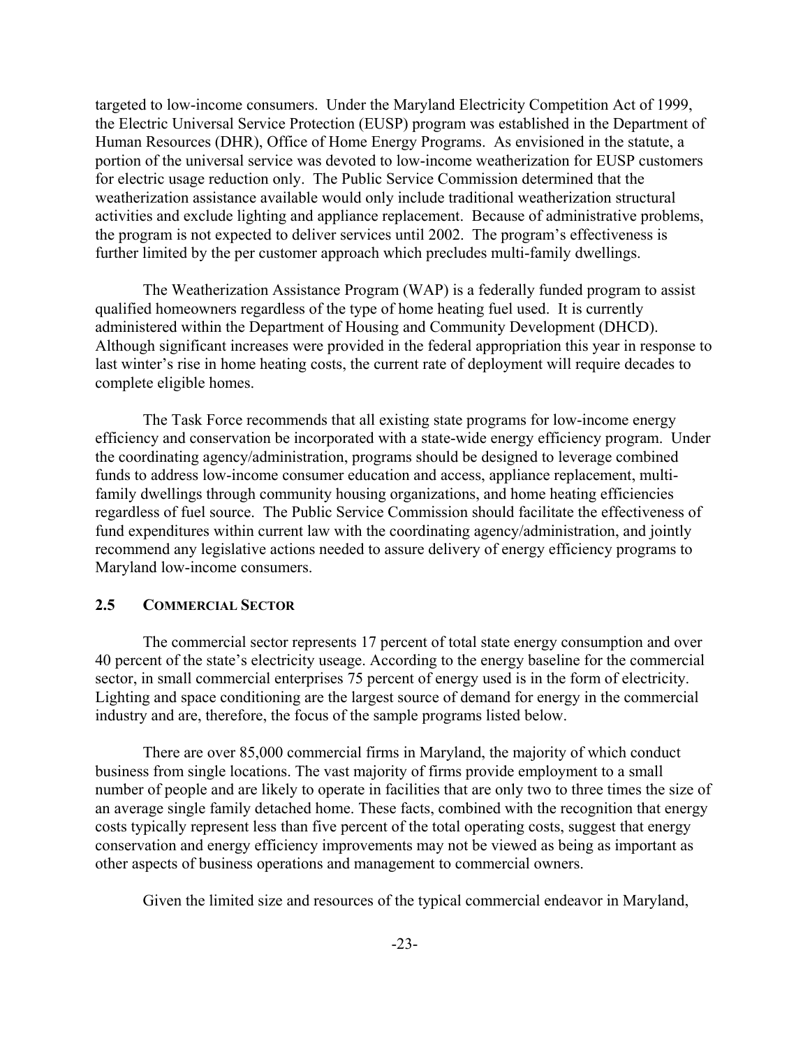targeted to low-income consumers. Under the Maryland Electricity Competition Act of 1999, the Electric Universal Service Protection (EUSP) program was established in the Department of Human Resources (DHR), Office of Home Energy Programs. As envisioned in the statute, a portion of the universal service was devoted to low-income weatherization for EUSP customers for electric usage reduction only. The Public Service Commission determined that the weatherization assistance available would only include traditional weatherization structural activities and exclude lighting and appliance replacement. Because of administrative problems, the program is not expected to deliver services until 2002. The program's effectiveness is further limited by the per customer approach which precludes multi-family dwellings.

The Weatherization Assistance Program (WAP) is a federally funded program to assist qualified homeowners regardless of the type of home heating fuel used. It is currently administered within the Department of Housing and Community Development (DHCD). Although significant increases were provided in the federal appropriation this year in response to last winter's rise in home heating costs, the current rate of deployment will require decades to complete eligible homes.

The Task Force recommends that all existing state programs for low-income energy efficiency and conservation be incorporated with a state-wide energy efficiency program. Under the coordinating agency/administration, programs should be designed to leverage combined funds to address low-income consumer education and access, appliance replacement, multi-family dwellings through community housing organizations, and home heating efficiencies regardless of fuel source. The Public Service Commission should facilitate the effectiveness of fund expenditures within current law with the coordinating agency/administration, and jointly recommend any legislative actions needed to assure delivery of energy efficiency programs to Maryland low-income consumers.

### 2.5 COMMERCIAL SECTOR

The commercial sector represents 17 percent of total state energy consumption and over 40 percent of the state's electricity useage. According to the energy baseline for the commercial sector, in small commercial enterprises 75 percent of energy used is in the form of electricity. Lighting and space conditioning are the largest source of demand for energy in the commercial industry and are, therefore, the focus of the sample programs listed below.

There are over 85,000 commercial firms in Maryland, the majority of which conduct business from single locations. The vast majority of firms provide employment to a small number of people and are likely to operate in facilities that are only two to three times the size of an average single family detached home. These facts, combined with the recognition that energy costs typically represent less than five percent of the total operating costs, suggest that energy conservation and energy efficiency improvements may not be viewed as being as important as other aspects of business operations and management to commercial owners.

Given the limited size and resources of the typical commercial endeavor in Maryland,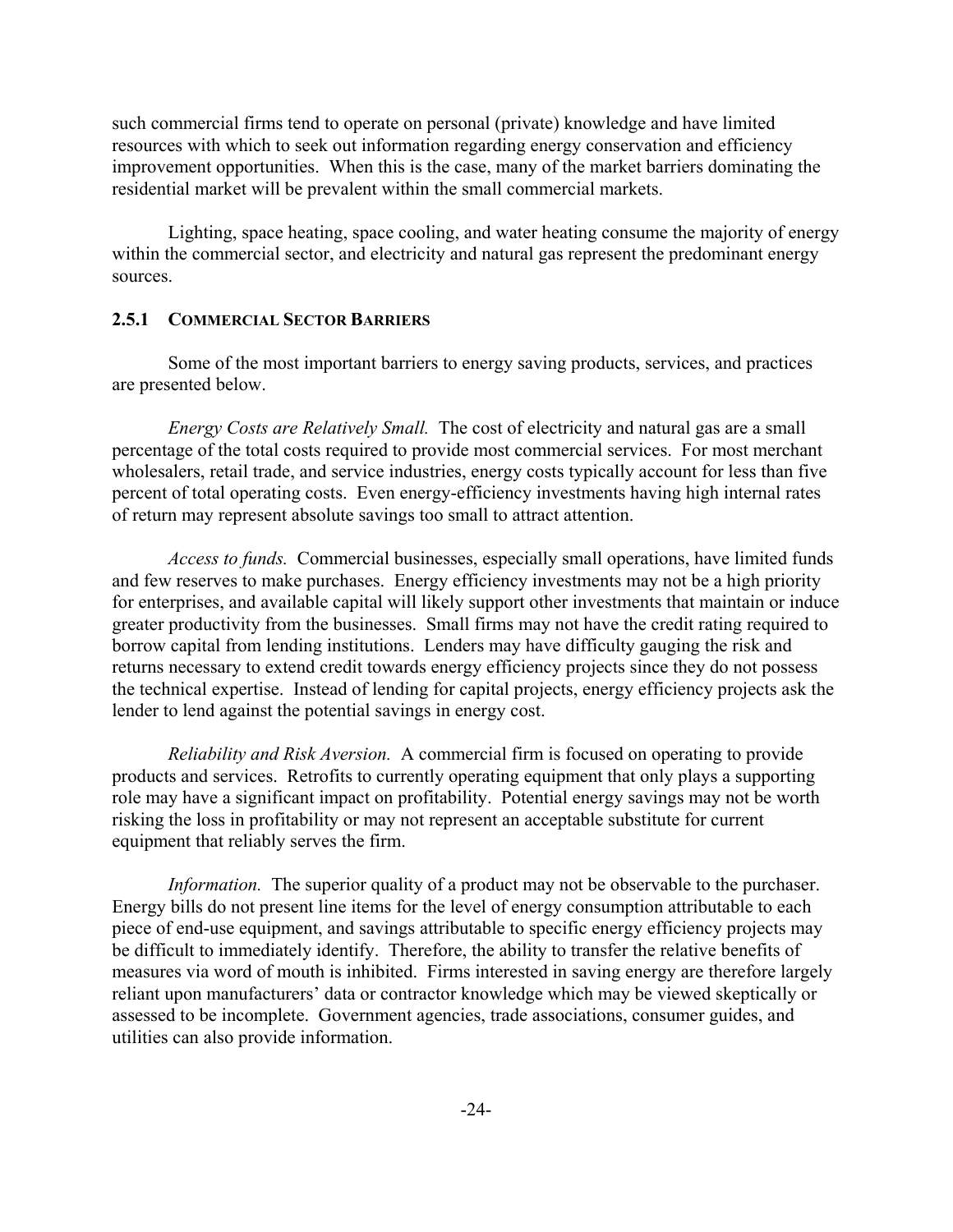such commercial firms tend to operate on personal (private) knowledge and have limited resources with which to seek out information regarding energy conservation and efficiency improvement opportunities. When this is the case, many of the market barriers dominating the residential market will be prevalent within the small commercial markets.

Lighting, space heating, space cooling, and water heating consume the majority of energy within the commercial sector, and electricity and natural gas represent the predominant energy sources.

### 2.5.1 Commercial Sector Barriers

Some of the most important barriers to energy saving products, services, and practices are presented below.

*Energy Costs are Relatively Small.* The cost of electricity and natural gas are a small percentage of the total costs required to provide most commercial services. For most merchant wholesalers, retail trade, and service industries, energy costs typically account for less than five percent of total operating costs. Even energy-efficiency investments having high internal rates of return may represent absolute savings too small to attract attention.

*Access to funds.* Commercial businesses, especially small operations, have limited funds and few reserves to make purchases. Energy efficiency investments may not be a high priority for enterprises, and available capital will likely support other investments that maintain or induce greater productivity from the businesses. Small firms may not have the credit rating required to borrow capital from lending institutions. Lenders may have difficulty gauging the risk and returns necessary to extend credit towards energy efficiency projects since they do not possess the technical expertise. Instead of lending for capital projects, energy efficiency projects ask the lender to lend against the potential savings in energy cost.

*Reliability and Risk Aversion.* A commercial firm is focused on operating to provide products and services. Retrofits to currently operating equipment that only plays a supporting role may have a significant impact on profitability. Potential energy savings may not be worth risking the loss in profitability or may not represent an acceptable substitute for current equipment that reliably serves the firm.

*Information.* The superior quality of a product may not be observable to the purchaser. Energy bills do not present line items for the level of energy consumption attributable to each piece of end-use equipment, and savings attributable to specific energy efficiency projects may be difficult to immediately identify. Therefore, the ability to transfer the relative benefits of measures via word of mouth is inhibited. Firms interested in saving energy are therefore largely reliant upon manufacturers' data or contractor knowledge which may be viewed skeptically or assessed to be incomplete. Government agencies, trade associations, consumer guides, and utilities can also provide information.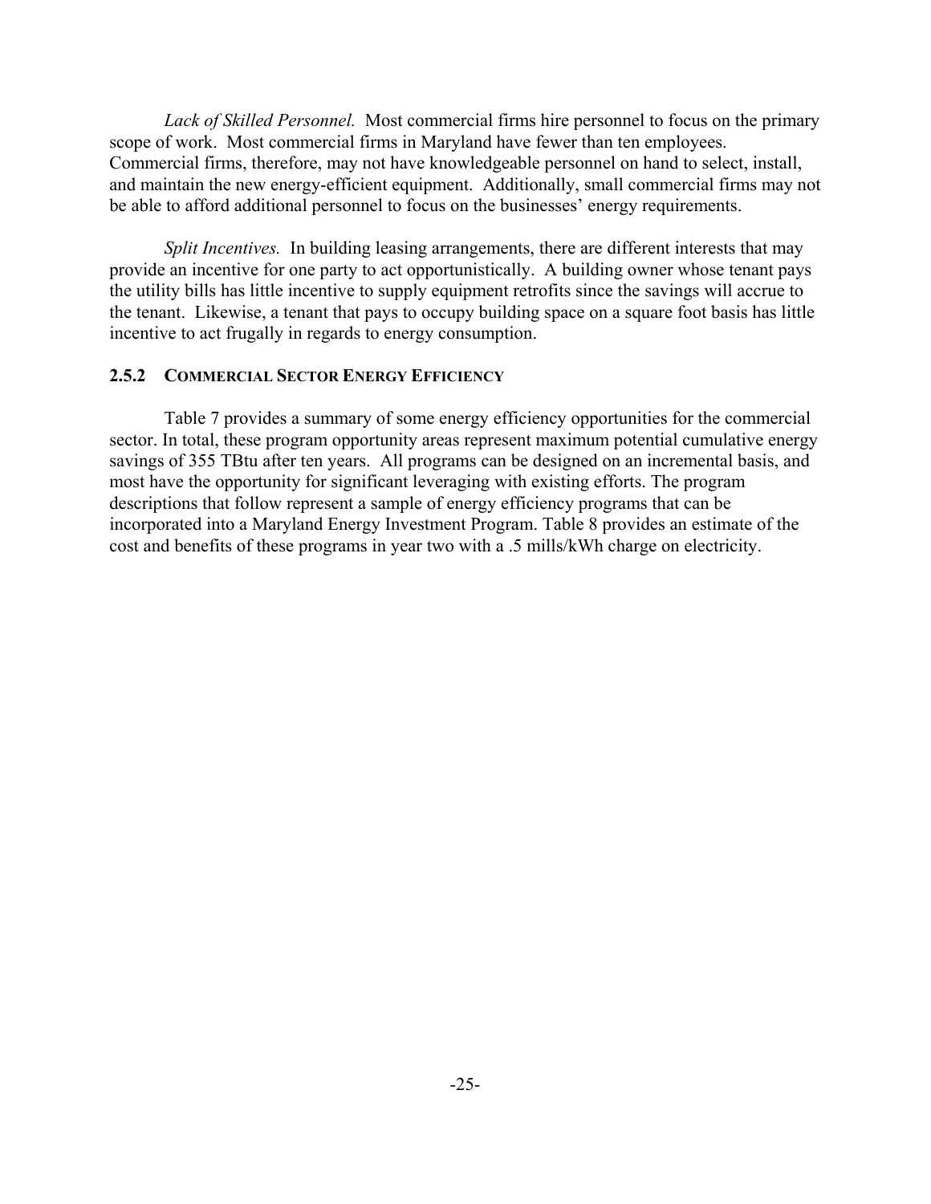*Lack of Skilled Personnel.* Most commercial firms hire personnel to focus on the primary scope of work. Most commercial firms in Maryland have fewer than ten employees. Commercial firms, therefore, may not have knowledgeable personnel on hand to select, install, and maintain the new energy-efficient equipment. Additionally, small commercial firms may not be able to afford additional personnel to focus on the businesses' energy requirements.

*Split Incentives.* In building leasing arrangements, there are different interests that may provide an incentive for one party to act opportunistically. A building owner whose tenant pays the utility bills has little incentive to supply equipment retrofits since the savings will accrue to the tenant. Likewise, a tenant that pays to occupy building space on a square foot basis has little incentive to act frugally in regards to energy consumption.

### 2.5.2 COMMERCIAL SECTOR ENERGY EFFICIENCY

Table 7 provides a summary of some energy efficiency opportunities for the commercial sector. In total, these program opportunity areas represent maximum potential cumulative energy savings of 355 TBtu after ten years. All programs can be designed on an incremental basis, and most have the opportunity for significant leveraging with existing efforts. The program descriptions that follow represent a sample of energy efficiency programs that can be incorporated into a Maryland Energy Investment Program. Table 8 provides an estimate of the cost and benefits of these programs in year two with a .5 mills/kWh charge on electricity.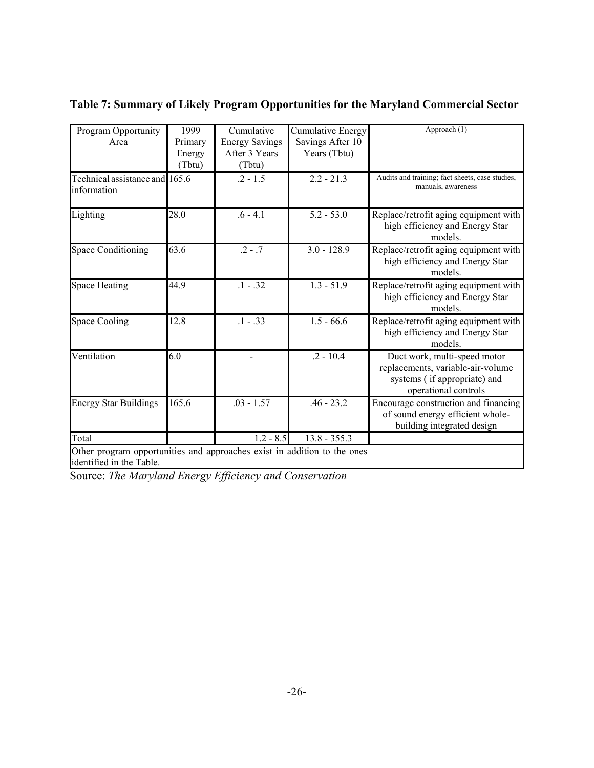**Table 7: Summary of Likely Program Opportunities for the Maryland Commercial Sector**

| Program Opportunity Area | 1999 Primary Energy (Tbtu) | Cumulative Energy Savings After 3 Years (Tbtu) | Cumulative Energy Savings After 10 Years (Tbtu) | Approach (1) |
|---|---|---|---|---|
| Technical assistance and information | 165.6 | .2 - 1.5 | 2.2 - 21.3 | Audits and training; fact sheets, case studies, manuals, awareness |
| Lighting | 28.0 | .6 - 4.1 | 5.2 - 53.0 | Replace/retrofit aging equipment with high efficiency and Energy Star models. |
| Space Conditioning | 63.6 | .2 - .7 | 3.0 - 128.9 | Replace/retrofit aging equipment with high efficiency and Energy Star models. |
| Space Heating | 44.9 | .1 - .32 | 1.3 - 51.9 | Replace/retrofit aging equipment with high efficiency and Energy Star models. |
| Space Cooling | 12.8 | .1 - .33 | 1.5 - 66.6 | Replace/retrofit aging equipment with high efficiency and Energy Star models. |
| Ventilation | 6.0 | - | .2 - 10.4 | Duct work, multi-speed motor replacements, variable-air-volume systems ( if appropriate) and operational controls |
| Energy Star Buildings | 165.6 | .03 - 1.57 | .46 - 23.2 | Encourage construction and financing of sound energy efficient whole-building integrated design |
| Total | | 1.2 - 8.5 | 13.8 - 355.3 | |

Other program opportunities and approaches exist in addition to the ones identified in the Table.

Source: *The Maryland Energy Efficiency and Conservation*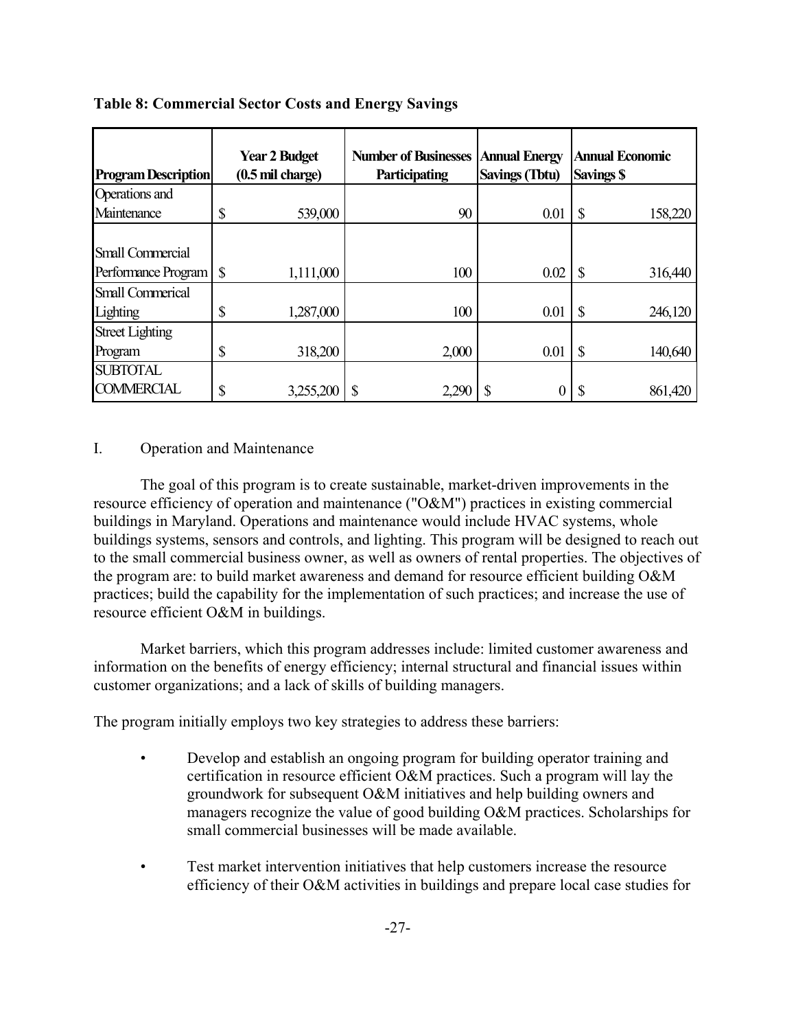**Table 8: Commercial Sector Costs and Energy Savings**

| Program Description | Year 2 Budget (0.5 mil charge) | Number of Businesses Participating | Annual Energy Savings (Tbtu) | Annual Economic Savings $ |
|---|---|---|---|---|
| Operations and Maintenance | $ 539,000 | 90 | 0.01 | $ 158,220 |
| Small Commercial Performance Program | $ 1,111,000 | 100 | 0.02 | $ 316,440 |
| Small Commerical Lighting | $ 1,287,000 | 100 | 0.01 | $ 246,120 |
| Street Lighting Program | $ 318,200 | 2,000 | 0.01 | $ 140,640 |
| SUBTOTAL COMMERCIAL | $ 3,255,200 | $ 2,290 | $ 0 | $ 861,420 |

I. Operation and Maintenance

The goal of this program is to create sustainable, market-driven improvements in the resource efficiency of operation and maintenance ("O&M") practices in existing commercial buildings in Maryland. Operations and maintenance would include HVAC systems, whole buildings systems, sensors and controls, and lighting. This program will be designed to reach out to the small commercial business owner, as well as owners of rental properties. The objectives of the program are: to build market awareness and demand for resource efficient building O&M practices; build the capability for the implementation of such practices; and increase the use of resource efficient O&M in buildings.

Market barriers, which this program addresses include: limited customer awareness and information on the benefits of energy efficiency; internal structural and financial issues within customer organizations; and a lack of skills of building managers.

The program initially employs two key strategies to address these barriers:

- Develop and establish an ongoing program for building operator training and certification in resource efficient O&M practices. Such a program will lay the groundwork for subsequent O&M initiatives and help building owners and managers recognize the value of good building O&M practices. Scholarships for small commercial businesses will be made available.
- Test market intervention initiatives that help customers increase the resource efficiency of their O&M activities in buildings and prepare local case studies for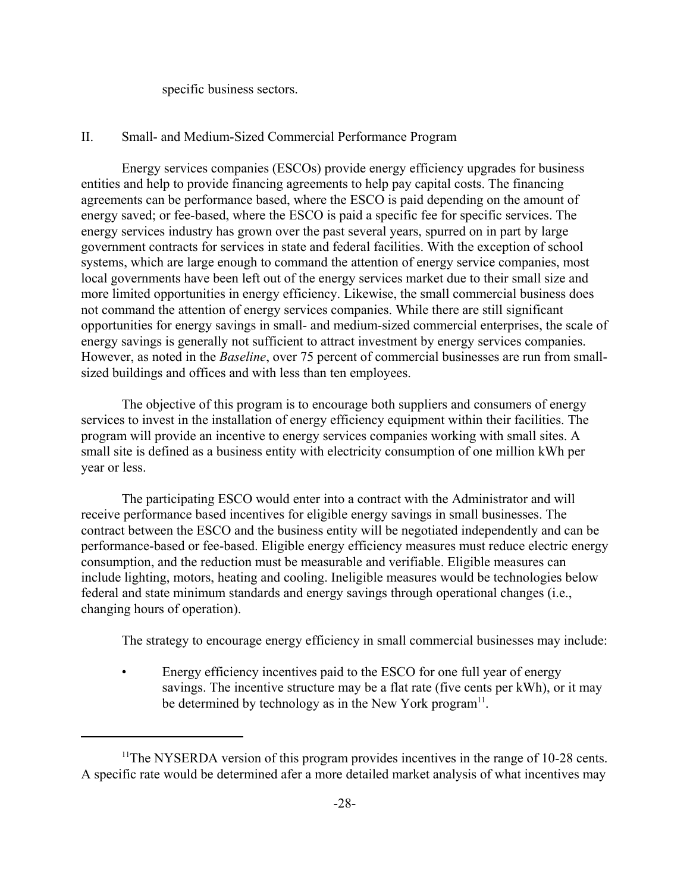specific business sectors.

## II. Small- and Medium-Sized Commercial Performance Program

Energy services companies (ESCOs) provide energy efficiency upgrades for business entities and help to provide financing agreements to help pay capital costs. The financing agreements can be performance based, where the ESCO is paid depending on the amount of energy saved; or fee-based, where the ESCO is paid a specific fee for specific services. The energy services industry has grown over the past several years, spurred on in part by large government contracts for services in state and federal facilities. With the exception of school systems, which are large enough to command the attention of energy service companies, most local governments have been left out of the energy services market due to their small size and more limited opportunities in energy efficiency. Likewise, the small commercial business does not command the attention of energy services companies. While there are still significant opportunities for energy savings in small- and medium-sized commercial enterprises, the scale of energy savings is generally not sufficient to attract investment by energy services companies. However, as noted in the *Baseline*, over 75 percent of commercial businesses are run from small-sized buildings and offices and with less than ten employees.

The objective of this program is to encourage both suppliers and consumers of energy services to invest in the installation of energy efficiency equipment within their facilities. The program will provide an incentive to energy services companies working with small sites. A small site is defined as a business entity with electricity consumption of one million kWh per year or less.

The participating ESCO would enter into a contract with the Administrator and will receive performance based incentives for eligible energy savings in small businesses. The contract between the ESCO and the business entity will be negotiated independently and can be performance-based or fee-based. Eligible energy efficiency measures must reduce electric energy consumption, and the reduction must be measurable and verifiable. Eligible measures can include lighting, motors, heating and cooling. Ineligible measures would be technologies below federal and state minimum standards and energy savings through operational changes (i.e., changing hours of operation).

The strategy to encourage energy efficiency in small commercial businesses may include:

- Energy efficiency incentives paid to the ESCO for one full year of energy savings. The incentive structure may be a flat rate (five cents per kWh), or it may be determined by technology as in the New York program[11].

---

[11]The NYSERDA version of this program provides incentives in the range of 10-28 cents. A specific rate would be determined afer a more detailed market analysis of what incentives may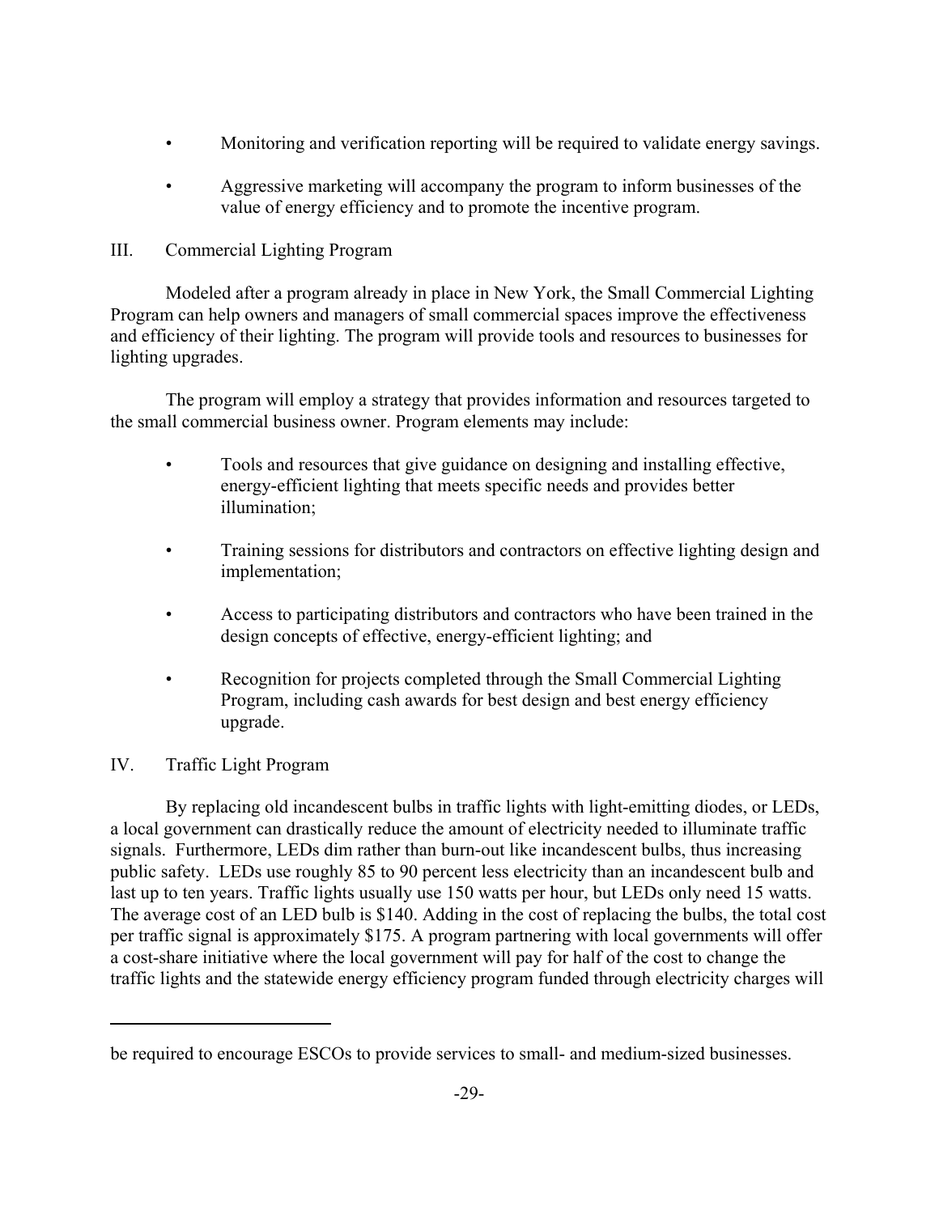- Monitoring and verification reporting will be required to validate energy savings.
- Aggressive marketing will accompany the program to inform businesses of the value of energy efficiency and to promote the incentive program.

## III. Commercial Lighting Program

Modeled after a program already in place in New York, the Small Commercial Lighting Program can help owners and managers of small commercial spaces improve the effectiveness and efficiency of their lighting. The program will provide tools and resources to businesses for lighting upgrades.

The program will employ a strategy that provides information and resources targeted to the small commercial business owner. Program elements may include:

- Tools and resources that give guidance on designing and installing effective, energy-efficient lighting that meets specific needs and provides better illumination;
- Training sessions for distributors and contractors on effective lighting design and implementation;
- Access to participating distributors and contractors who have been trained in the design concepts of effective, energy-efficient lighting; and
- Recognition for projects completed through the Small Commercial Lighting Program, including cash awards for best design and best energy efficiency upgrade.

## IV. Traffic Light Program

By replacing old incandescent bulbs in traffic lights with light-emitting diodes, or LEDs, a local government can drastically reduce the amount of electricity needed to illuminate traffic signals. Furthermore, LEDs dim rather than burn-out like incandescent bulbs, thus increasing public safety. LEDs use roughly 85 to 90 percent less electricity than an incandescent bulb and last up to ten years. Traffic lights usually use 150 watts per hour, but LEDs only need 15 watts. The average cost of an LED bulb is $140. Adding in the cost of replacing the bulbs, the total cost per traffic signal is approximately $175. A program partnering with local governments will offer a cost-share initiative where the local government will pay for half of the cost to change the traffic lights and the statewide energy efficiency program funded through electricity charges will

---

be required to encourage ESCOs to provide services to small- and medium-sized businesses.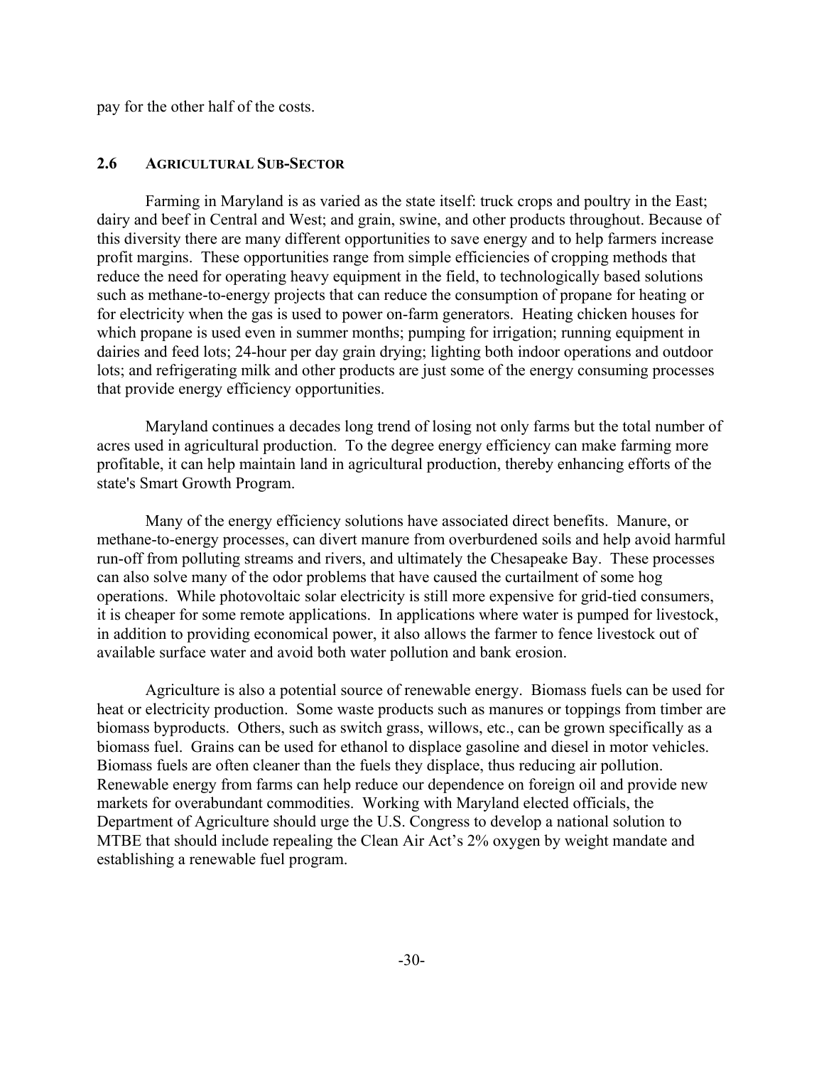pay for the other half of the costs.

## 2.6 AGRICULTURAL SUB-SECTOR

Farming in Maryland is as varied as the state itself: truck crops and poultry in the East; dairy and beef in Central and West; and grain, swine, and other products throughout. Because of this diversity there are many different opportunities to save energy and to help farmers increase profit margins. These opportunities range from simple efficiencies of cropping methods that reduce the need for operating heavy equipment in the field, to technologically based solutions such as methane-to-energy projects that can reduce the consumption of propane for heating or for electricity when the gas is used to power on-farm generators. Heating chicken houses for which propane is used even in summer months; pumping for irrigation; running equipment in dairies and feed lots; 24-hour per day grain drying; lighting both indoor operations and outdoor lots; and refrigerating milk and other products are just some of the energy consuming processes that provide energy efficiency opportunities.

Maryland continues a decades long trend of losing not only farms but the total number of acres used in agricultural production. To the degree energy efficiency can make farming more profitable, it can help maintain land in agricultural production, thereby enhancing efforts of the state's Smart Growth Program.

Many of the energy efficiency solutions have associated direct benefits. Manure, or methane-to-energy processes, can divert manure from overburdened soils and help avoid harmful run-off from polluting streams and rivers, and ultimately the Chesapeake Bay. These processes can also solve many of the odor problems that have caused the curtailment of some hog operations. While photovoltaic solar electricity is still more expensive for grid-tied consumers, it is cheaper for some remote applications. In applications where water is pumped for livestock, in addition to providing economical power, it also allows the farmer to fence livestock out of available surface water and avoid both water pollution and bank erosion.

Agriculture is also a potential source of renewable energy. Biomass fuels can be used for heat or electricity production. Some waste products such as manures or toppings from timber are biomass byproducts. Others, such as switch grass, willows, etc., can be grown specifically as a biomass fuel. Grains can be used for ethanol to displace gasoline and diesel in motor vehicles. Biomass fuels are often cleaner than the fuels they displace, thus reducing air pollution. Renewable energy from farms can help reduce our dependence on foreign oil and provide new markets for overabundant commodities. Working with Maryland elected officials, the Department of Agriculture should urge the U.S. Congress to develop a national solution to MTBE that should include repealing the Clean Air Act's 2% oxygen by weight mandate and establishing a renewable fuel program.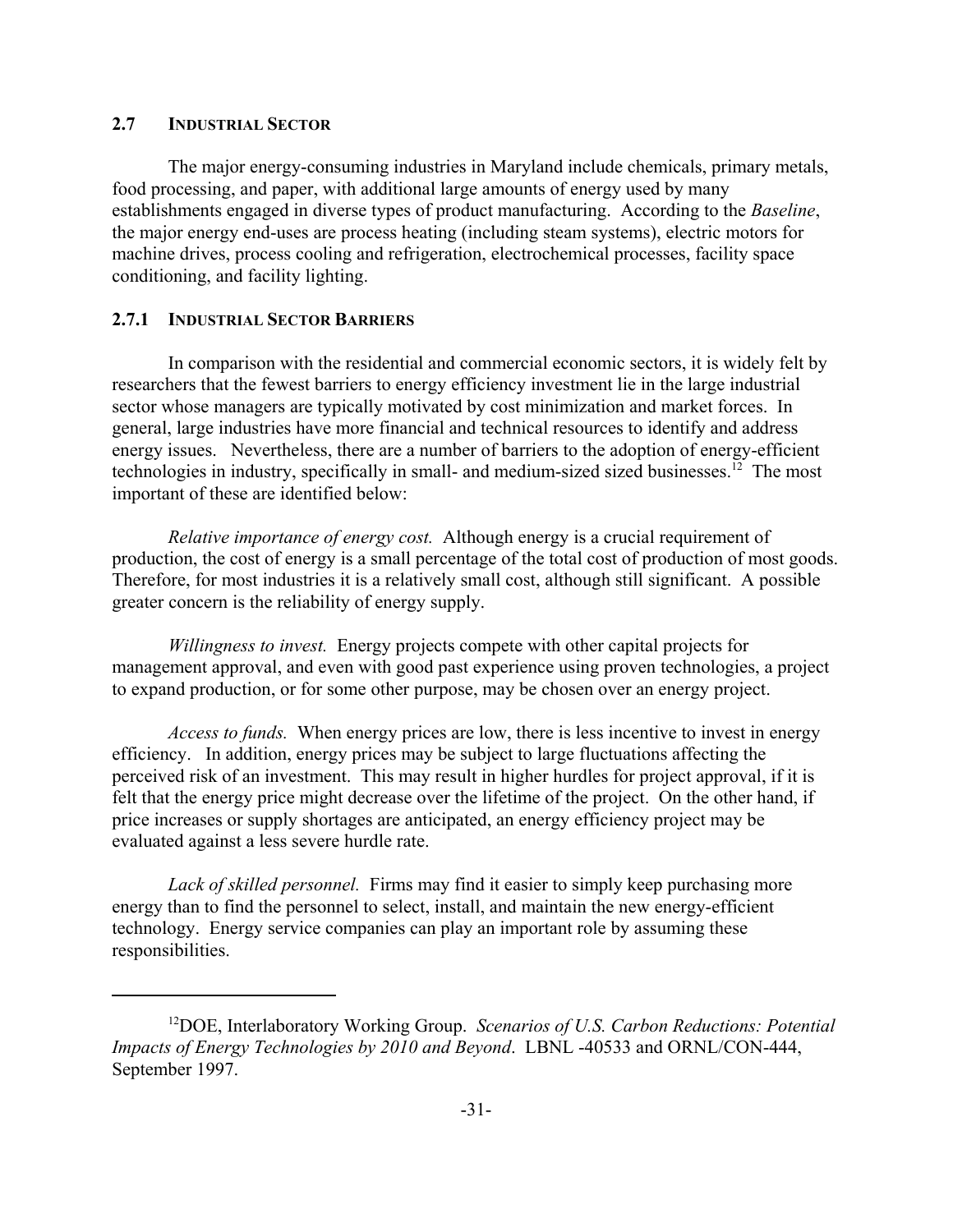## 2.7 INDUSTRIAL SECTOR

The major energy-consuming industries in Maryland include chemicals, primary metals, food processing, and paper, with additional large amounts of energy used by many establishments engaged in diverse types of product manufacturing. According to the *Baseline*, the major energy end-uses are process heating (including steam systems), electric motors for machine drives, process cooling and refrigeration, electrochemical processes, facility space conditioning, and facility lighting.

### 2.7.1 INDUSTRIAL SECTOR BARRIERS

In comparison with the residential and commercial economic sectors, it is widely felt by researchers that the fewest barriers to energy efficiency investment lie in the large industrial sector whose managers are typically motivated by cost minimization and market forces. In general, large industries have more financial and technical resources to identify and address energy issues. Nevertheless, there are a number of barriers to the adoption of energy-efficient technologies in industry, specifically in small- and medium-sized sized businesses.[12] The most important of these are identified below:

*Relative importance of energy cost.* Although energy is a crucial requirement of production, the cost of energy is a small percentage of the total cost of production of most goods. Therefore, for most industries it is a relatively small cost, although still significant. A possible greater concern is the reliability of energy supply.

*Willingness to invest.* Energy projects compete with other capital projects for management approval, and even with good past experience using proven technologies, a project to expand production, or for some other purpose, may be chosen over an energy project.

*Access to funds.* When energy prices are low, there is less incentive to invest in energy efficiency. In addition, energy prices may be subject to large fluctuations affecting the perceived risk of an investment. This may result in higher hurdles for project approval, if it is felt that the energy price might decrease over the lifetime of the project. On the other hand, if price increases or supply shortages are anticipated, an energy efficiency project may be evaluated against a less severe hurdle rate.

*Lack of skilled personnel.* Firms may find it easier to simply keep purchasing more energy than to find the personnel to select, install, and maintain the new energy-efficient technology. Energy service companies can play an important role by assuming these responsibilities.

---

[12] DOE, Interlaboratory Working Group. *Scenarios of U.S. Carbon Reductions: Potential Impacts of Energy Technologies by 2010 and Beyond*. LBNL -40533 and ORNL/CON-444, September 1997.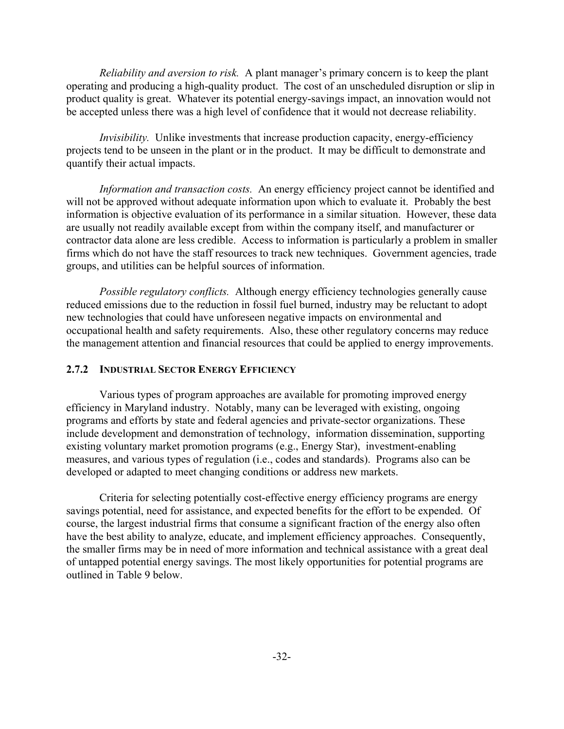*Reliability and aversion to risk.* A plant manager's primary concern is to keep the plant operating and producing a high-quality product. The cost of an unscheduled disruption or slip in product quality is great. Whatever its potential energy-savings impact, an innovation would not be accepted unless there was a high level of confidence that it would not decrease reliability.

*Invisibility.* Unlike investments that increase production capacity, energy-efficiency projects tend to be unseen in the plant or in the product. It may be difficult to demonstrate and quantify their actual impacts.

*Information and transaction costs.* An energy efficiency project cannot be identified and will not be approved without adequate information upon which to evaluate it. Probably the best information is objective evaluation of its performance in a similar situation. However, these data are usually not readily available except from within the company itself, and manufacturer or contractor data alone are less credible. Access to information is particularly a problem in smaller firms which do not have the staff resources to track new techniques. Government agencies, trade groups, and utilities can be helpful sources of information.

*Possible regulatory conflicts.* Although energy efficiency technologies generally cause reduced emissions due to the reduction in fossil fuel burned, industry may be reluctant to adopt new technologies that could have unforeseen negative impacts on environmental and occupational health and safety requirements. Also, these other regulatory concerns may reduce the management attention and financial resources that could be applied to energy improvements.

### 2.7.2 INDUSTRIAL SECTOR ENERGY EFFICIENCY

Various types of program approaches are available for promoting improved energy efficiency in Maryland industry. Notably, many can be leveraged with existing, ongoing programs and efforts by state and federal agencies and private-sector organizations. These include development and demonstration of technology, information dissemination, supporting existing voluntary market promotion programs (e.g., Energy Star), investment-enabling measures, and various types of regulation (i.e., codes and standards). Programs also can be developed or adapted to meet changing conditions or address new markets.

Criteria for selecting potentially cost-effective energy efficiency programs are energy savings potential, need for assistance, and expected benefits for the effort to be expended. Of course, the largest industrial firms that consume a significant fraction of the energy also often have the best ability to analyze, educate, and implement efficiency approaches. Consequently, the smaller firms may be in need of more information and technical assistance with a great deal of untapped potential energy savings. The most likely opportunities for potential programs are outlined in Table 9 below.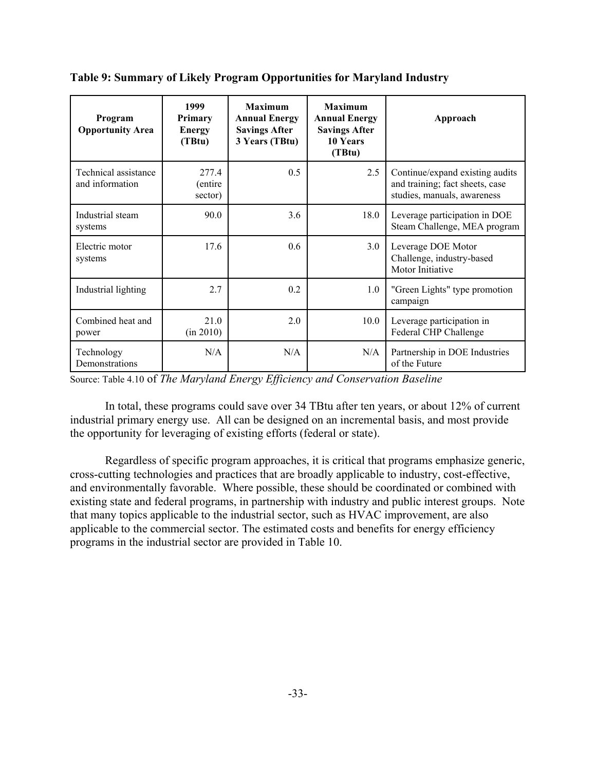**Table 9: Summary of Likely Program Opportunities for Maryland Industry**

| Program Opportunity Area | 1999 Primary Energy (TBtu) | Maximum Annual Energy Savings After 3 Years (TBtu) | Maximum Annual Energy Savings After 10 Years (TBtu) | Approach |
|---|---|---|---|---|
| Technical assistance and information | 277.4 (entire sector) | 0.5 | 2.5 | Continue/expand existing audits and training; fact sheets, case studies, manuals, awareness |
| Industrial steam systems | 90.0 | 3.6 | 18.0 | Leverage participation in DOE Steam Challenge, MEA program |
| Electric motor systems | 17.6 | 0.6 | 3.0 | Leverage DOE Motor Challenge, industry-based Motor Initiative |
| Industrial lighting | 2.7 | 0.2 | 1.0 | "Green Lights" type promotion campaign |
| Combined heat and power | 21.0 (in 2010) | 2.0 | 10.0 | Leverage participation in Federal CHP Challenge |
| Technology Demonstrations | N/A | N/A | N/A | Partnership in DOE Industries of the Future |

Source: Table 4.10 of *The Maryland Energy Efficiency and Conservation Baseline*

In total, these programs could save over 34 TBtu after ten years, or about 12% of current industrial primary energy use. All can be designed on an incremental basis, and most provide the opportunity for leveraging of existing efforts (federal or state).

Regardless of specific program approaches, it is critical that programs emphasize generic, cross-cutting technologies and practices that are broadly applicable to industry, cost-effective, and environmentally favorable. Where possible, these should be coordinated or combined with existing state and federal programs, in partnership with industry and public interest groups. Note that many topics applicable to the industrial sector, such as HVAC improvement, are also applicable to the commercial sector. The estimated costs and benefits for energy efficiency programs in the industrial sector are provided in Table 10.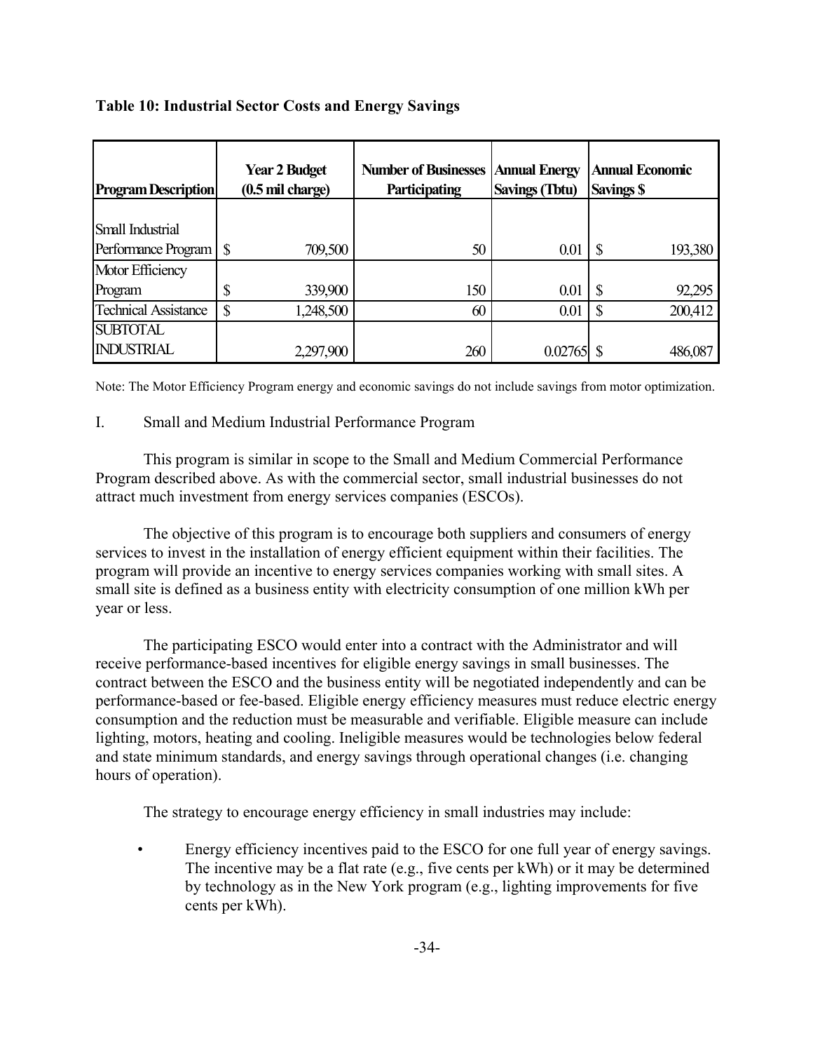**Table 10: Industrial Sector Costs and Energy Savings**

| Program Description | Year 2 Budget (0.5 mil charge) | Number of Businesses Participating | Annual Energy Savings (Tbtu) | Annual Economic Savings $ |
|---|---|---|---|---|
| Small Industrial Performance Program | $ 709,500 | 50 | 0.01 | $ 193,380 |
| Motor Efficiency Program | $ 339,900 | 150 | 0.01 | $ 92,295 |
| Technical Assistance | $ 1,248,500 | 60 | 0.01 | $ 200,412 |
| SUBTOTAL INDUSTRIAL | 2,297,900 | 260 | 0.02765 | $ 486,087 |

Note: The Motor Efficiency Program energy and economic savings do not include savings from motor optimization.

I. Small and Medium Industrial Performance Program

This program is similar in scope to the Small and Medium Commercial Performance Program described above. As with the commercial sector, small industrial businesses do not attract much investment from energy services companies (ESCOs).

The objective of this program is to encourage both suppliers and consumers of energy services to invest in the installation of energy efficient equipment within their facilities. The program will provide an incentive to energy services companies working with small sites. A small site is defined as a business entity with electricity consumption of one million kWh per year or less.

The participating ESCO would enter into a contract with the Administrator and will receive performance-based incentives for eligible energy savings in small businesses. The contract between the ESCO and the business entity will be negotiated independently and can be performance-based or fee-based. Eligible energy efficiency measures must reduce electric energy consumption and the reduction must be measurable and verifiable. Eligible measure can include lighting, motors, heating and cooling. Ineligible measures would be technologies below federal and state minimum standards, and energy savings through operational changes (i.e. changing hours of operation).

The strategy to encourage energy efficiency in small industries may include:

- Energy efficiency incentives paid to the ESCO for one full year of energy savings. The incentive may be a flat rate (e.g., five cents per kWh) or it may be determined by technology as in the New York program (e.g., lighting improvements for five cents per kWh).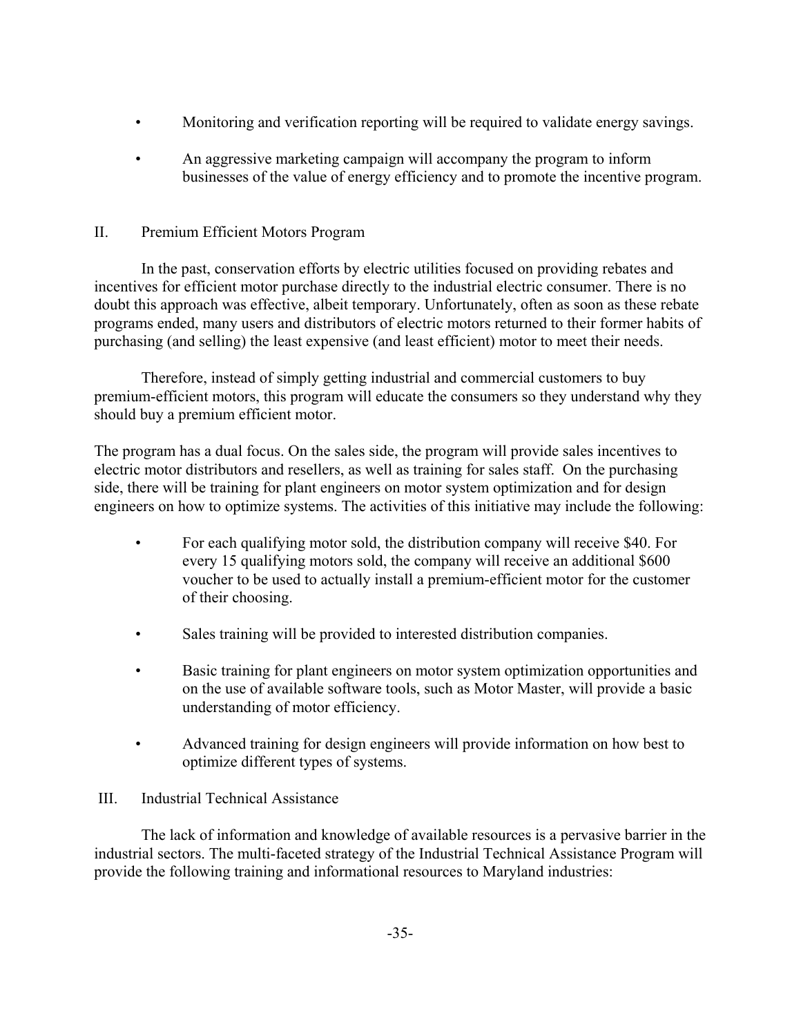- Monitoring and verification reporting will be required to validate energy savings.
- An aggressive marketing campaign will accompany the program to inform businesses of the value of energy efficiency and to promote the incentive program.

## II. Premium Efficient Motors Program

In the past, conservation efforts by electric utilities focused on providing rebates and incentives for efficient motor purchase directly to the industrial electric consumer. There is no doubt this approach was effective, albeit temporary. Unfortunately, often as soon as these rebate programs ended, many users and distributors of electric motors returned to their former habits of purchasing (and selling) the least expensive (and least efficient) motor to meet their needs.

Therefore, instead of simply getting industrial and commercial customers to buy premium-efficient motors, this program will educate the consumers so they understand why they should buy a premium efficient motor.

The program has a dual focus. On the sales side, the program will provide sales incentives to electric motor distributors and resellers, as well as training for sales staff. On the purchasing side, there will be training for plant engineers on motor system optimization and for design engineers on how to optimize systems. The activities of this initiative may include the following:

- For each qualifying motor sold, the distribution company will receive $40. For every 15 qualifying motors sold, the company will receive an additional $600 voucher to be used to actually install a premium-efficient motor for the customer of their choosing.
- Sales training will be provided to interested distribution companies.
- Basic training for plant engineers on motor system optimization opportunities and on the use of available software tools, such as Motor Master, will provide a basic understanding of motor efficiency.
- Advanced training for design engineers will provide information on how best to optimize different types of systems.

## III. Industrial Technical Assistance

The lack of information and knowledge of available resources is a pervasive barrier in the industrial sectors. The multi-faceted strategy of the Industrial Technical Assistance Program will provide the following training and informational resources to Maryland industries: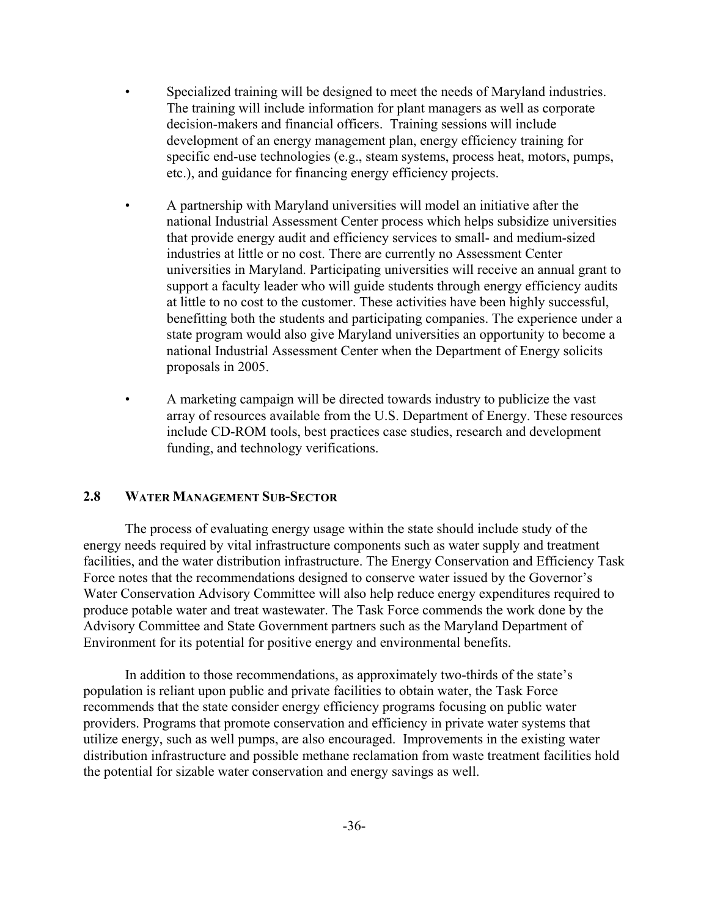- Specialized training will be designed to meet the needs of Maryland industries. The training will include information for plant managers as well as corporate decision-makers and financial officers. Training sessions will include development of an energy management plan, energy efficiency training for specific end-use technologies (e.g., steam systems, process heat, motors, pumps, etc.), and guidance for financing energy efficiency projects.

- A partnership with Maryland universities will model an initiative after the national Industrial Assessment Center process which helps subsidize universities that provide energy audit and efficiency services to small- and medium-sized industries at little or no cost. There are currently no Assessment Center universities in Maryland. Participating universities will receive an annual grant to support a faculty leader who will guide students through energy efficiency audits at little to no cost to the customer. These activities have been highly successful, benefitting both the students and participating companies. The experience under a state program would also give Maryland universities an opportunity to become a national Industrial Assessment Center when the Department of Energy solicits proposals in 2005.

- A marketing campaign will be directed towards industry to publicize the vast array of resources available from the U.S. Department of Energy. These resources include CD-ROM tools, best practices case studies, research and development funding, and technology verifications.

## 2.8 WATER MANAGEMENT SUB-SECTOR

The process of evaluating energy usage within the state should include study of the energy needs required by vital infrastructure components such as water supply and treatment facilities, and the water distribution infrastructure. The Energy Conservation and Efficiency Task Force notes that the recommendations designed to conserve water issued by the Governor's Water Conservation Advisory Committee will also help reduce energy expenditures required to produce potable water and treat wastewater. The Task Force commends the work done by the Advisory Committee and State Government partners such as the Maryland Department of Environment for its potential for positive energy and environmental benefits.

In addition to those recommendations, as approximately two-thirds of the state's population is reliant upon public and private facilities to obtain water, the Task Force recommends that the state consider energy efficiency programs focusing on public water providers. Programs that promote conservation and efficiency in private water systems that utilize energy, such as well pumps, are also encouraged. Improvements in the existing water distribution infrastructure and possible methane reclamation from waste treatment facilities hold the potential for sizable water conservation and energy savings as well.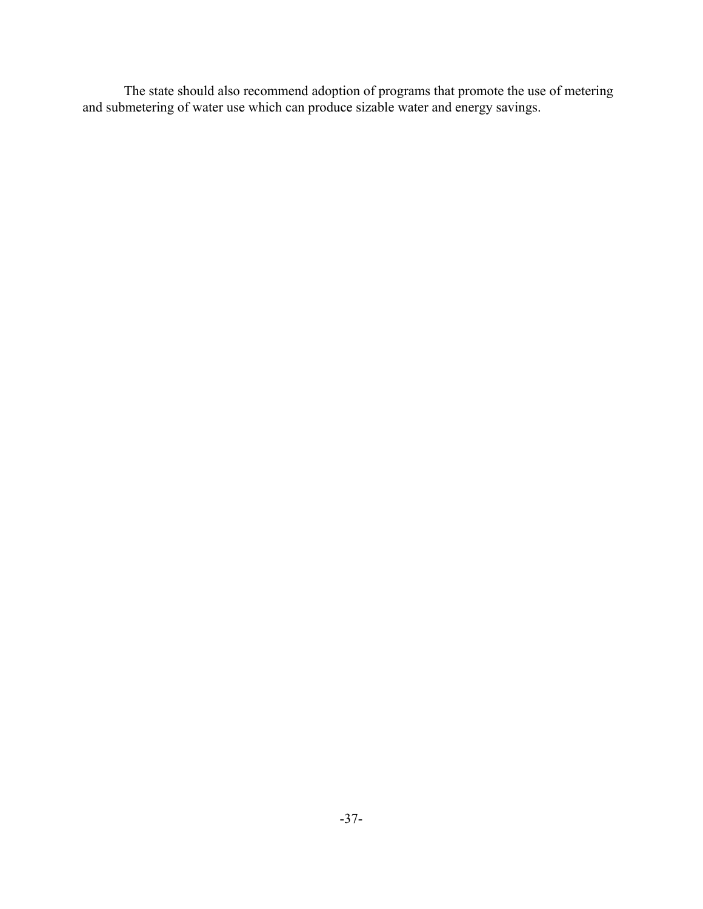The state should also recommend adoption of programs that promote the use of metering and submetering of water use which can produce sizable water and energy savings.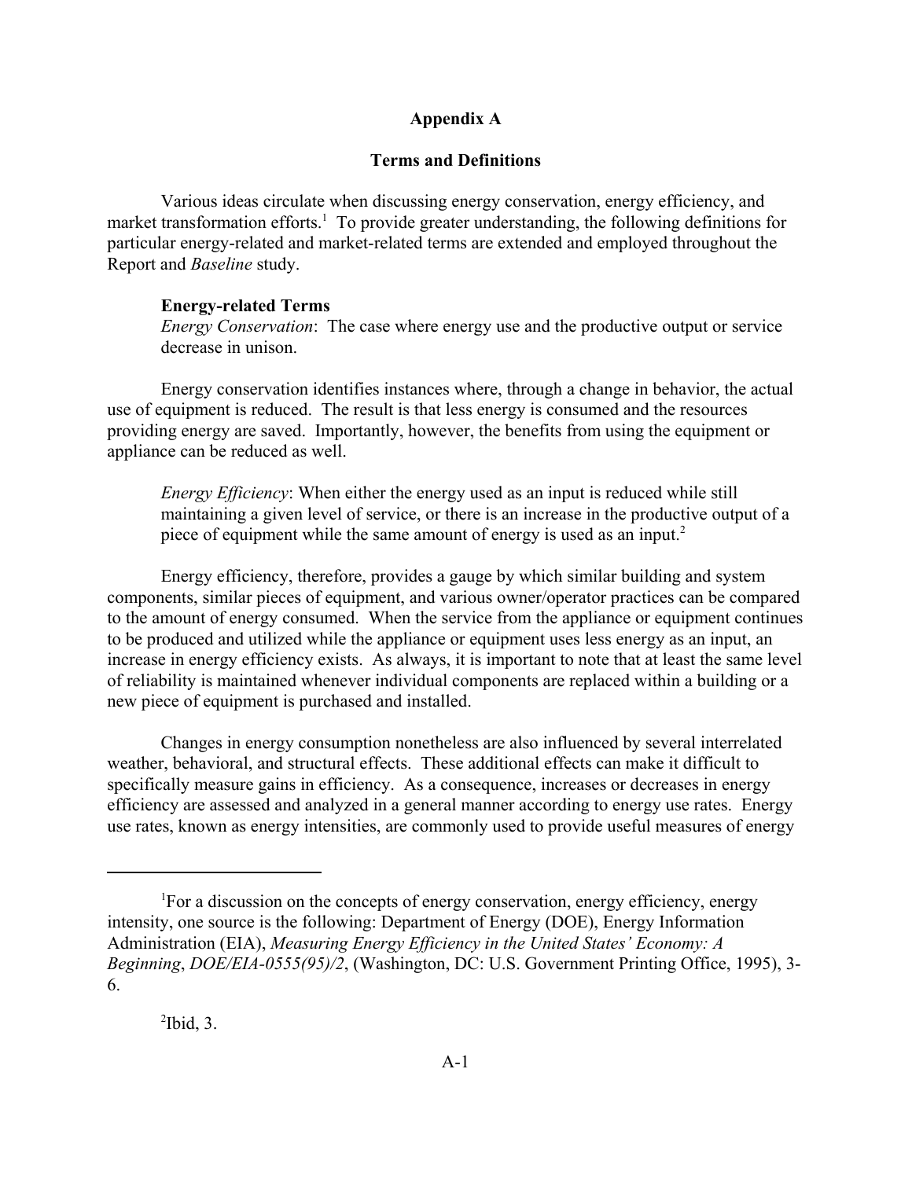# Appendix A

## Terms and Definitions

Various ideas circulate when discussing energy conservation, energy efficiency, and market transformation efforts.[1] To provide greater understanding, the following definitions for particular energy-related and market-related terms are extended and employed throughout the Report and *Baseline* study.

### Energy-related Terms

*Energy Conservation*: The case where energy use and the productive output or service decrease in unison.

Energy conservation identifies instances where, through a change in behavior, the actual use of equipment is reduced. The result is that less energy is consumed and the resources providing energy are saved. Importantly, however, the benefits from using the equipment or appliance can be reduced as well.

*Energy Efficiency*: When either the energy used as an input is reduced while still maintaining a given level of service, or there is an increase in the productive output of a piece of equipment while the same amount of energy is used as an input.[2]

Energy efficiency, therefore, provides a gauge by which similar building and system components, similar pieces of equipment, and various owner/operator practices can be compared to the amount of energy consumed. When the service from the appliance or equipment continues to be produced and utilized while the appliance or equipment uses less energy as an input, an increase in energy efficiency exists. As always, it is important to note that at least the same level of reliability is maintained whenever individual components are replaced within a building or a new piece of equipment is purchased and installed.

Changes in energy consumption nonetheless are also influenced by several interrelated weather, behavioral, and structural effects. These additional effects can make it difficult to specifically measure gains in efficiency. As a consequence, increases or decreases in energy efficiency are assessed and analyzed in a general manner according to energy use rates. Energy use rates, known as energy intensities, are commonly used to provide useful measures of energy

---

[1] For a discussion on the concepts of energy conservation, energy efficiency, energy intensity, one source is the following: Department of Energy (DOE), Energy Information Administration (EIA), *Measuring Energy Efficiency in the United States' Economy: A Beginning*, *DOE/EIA-0555(95)/2*, (Washington, DC: U.S. Government Printing Office, 1995), 3-6.

[2] Ibid, 3.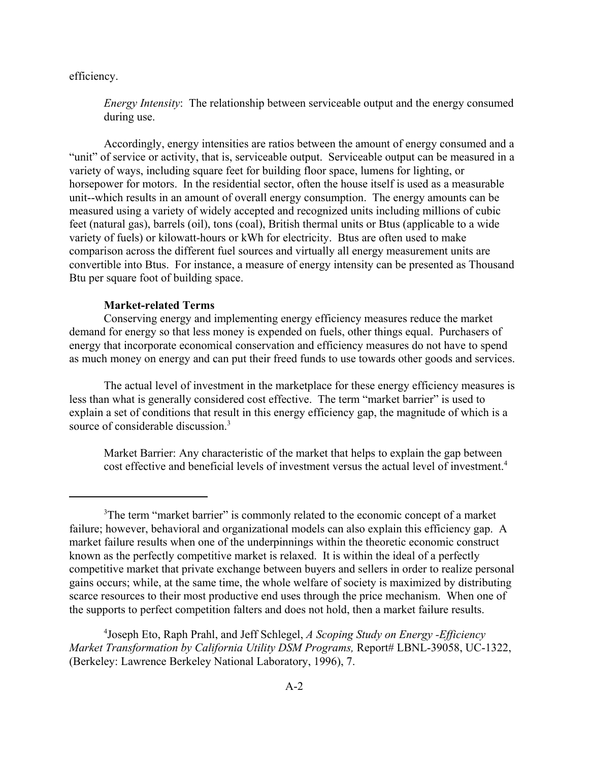efficiency.

> *Energy Intensity*: The relationship between serviceable output and the energy consumed during use.

Accordingly, energy intensities are ratios between the amount of energy consumed and a "unit" of service or activity, that is, serviceable output. Serviceable output can be measured in a variety of ways, including square feet for building floor space, lumens for lighting, or horsepower for motors. In the residential sector, often the house itself is used as a measurable unit--which results in an amount of overall energy consumption. The energy amounts can be measured using a variety of widely accepted and recognized units including millions of cubic feet (natural gas), barrels (oil), tons (coal), British thermal units or Btus (applicable to a wide variety of fuels) or kilowatt-hours or kWh for electricity. Btus are often used to make comparison across the different fuel sources and virtually all energy measurement units are convertible into Btus. For instance, a measure of energy intensity can be presented as Thousand Btu per square foot of building space.

**Market-related Terms**

Conserving energy and implementing energy efficiency measures reduce the market demand for energy so that less money is expended on fuels, other things equal. Purchasers of energy that incorporate economical conservation and efficiency measures do not have to spend as much money on energy and can put their freed funds to use towards other goods and services.

The actual level of investment in the marketplace for these energy efficiency measures is less than what is generally considered cost effective. The term "market barrier" is used to explain a set of conditions that result in this energy efficiency gap, the magnitude of which is a source of considerable discussion.[3]

> Market Barrier: Any characteristic of the market that helps to explain the gap between cost effective and beneficial levels of investment versus the actual level of investment.[4]

---

[3]The term "market barrier" is commonly related to the economic concept of a market failure; however, behavioral and organizational models can also explain this efficiency gap. A market failure results when one of the underpinnings within the theoretic economic construct known as the perfectly competitive market is relaxed. It is within the ideal of a perfectly competitive market that private exchange between buyers and sellers in order to realize personal gains occurs; while, at the same time, the whole welfare of society is maximized by distributing scarce resources to their most productive end uses through the price mechanism. When one of the supports to perfect competition falters and does not hold, then a market failure results.

[4]Joseph Eto, Raph Prahl, and Jeff Schlegel, *A Scoping Study on Energy -Efficiency Market Transformation by California Utility DSM Programs,* Report# LBNL-39058, UC-1322, (Berkeley: Lawrence Berkeley National Laboratory, 1996), 7.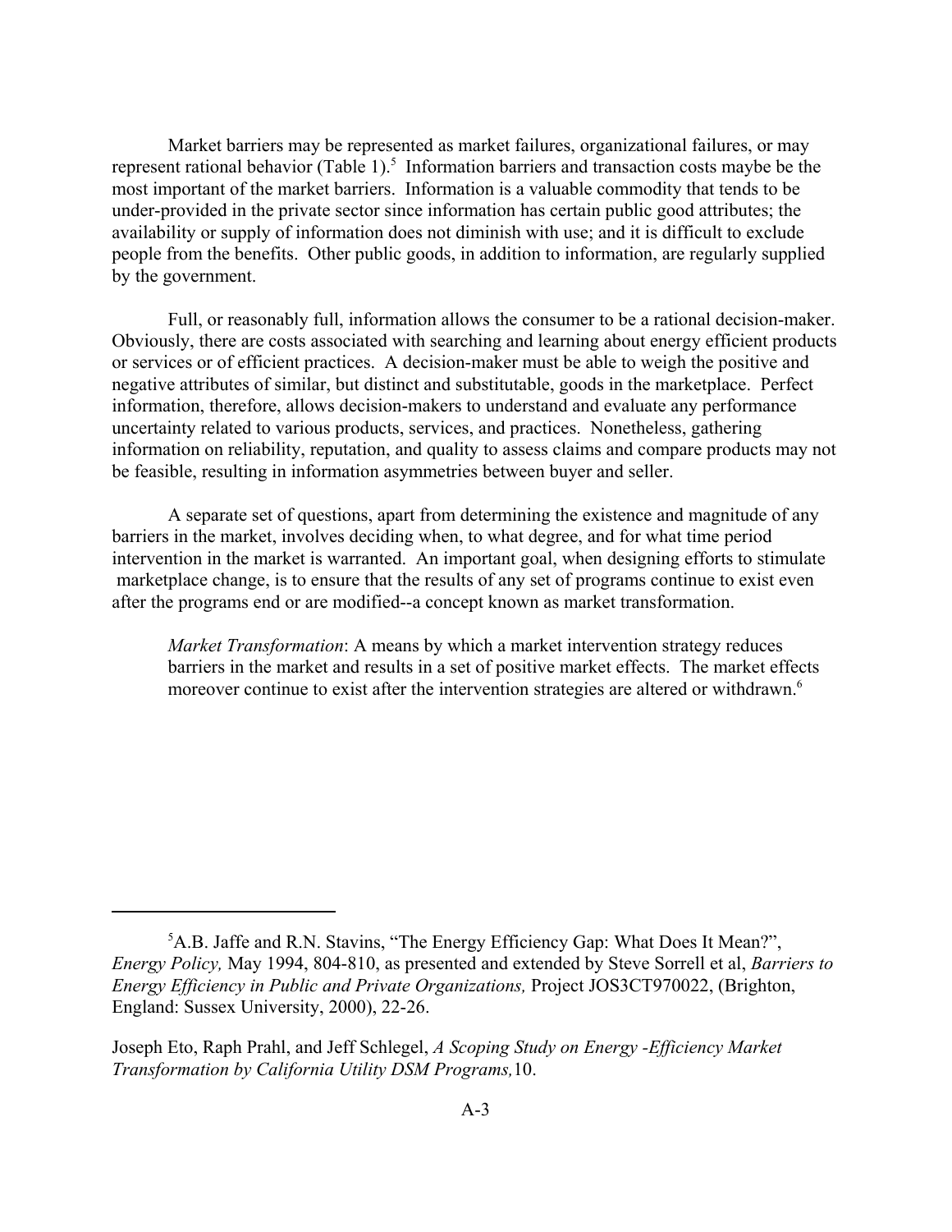Market barriers may be represented as market failures, organizational failures, or may represent rational behavior (Table 1).[5] Information barriers and transaction costs maybe be the most important of the market barriers. Information is a valuable commodity that tends to be under-provided in the private sector since information has certain public good attributes; the availability or supply of information does not diminish with use; and it is difficult to exclude people from the benefits. Other public goods, in addition to information, are regularly supplied by the government.

Full, or reasonably full, information allows the consumer to be a rational decision-maker. Obviously, there are costs associated with searching and learning about energy efficient products or services or of efficient practices. A decision-maker must be able to weigh the positive and negative attributes of similar, but distinct and substitutable, goods in the marketplace. Perfect information, therefore, allows decision-makers to understand and evaluate any performance uncertainty related to various products, services, and practices. Nonetheless, gathering information on reliability, reputation, and quality to assess claims and compare products may not be feasible, resulting in information asymmetries between buyer and seller.

A separate set of questions, apart from determining the existence and magnitude of any barriers in the market, involves deciding when, to what degree, and for what time period intervention in the market is warranted. An important goal, when designing efforts to stimulate marketplace change, is to ensure that the results of any set of programs continue to exist even after the programs end or are modified--a concept known as market transformation.

> *Market Transformation*: A means by which a market intervention strategy reduces barriers in the market and results in a set of positive market effects. The market effects moreover continue to exist after the intervention strategies are altered or withdrawn.[6]

---

[5] A.B. Jaffe and R.N. Stavins, "The Energy Efficiency Gap: What Does It Mean?", *Energy Policy,* May 1994, 804-810, as presented and extended by Steve Sorrell et al, *Barriers to Energy Efficiency in Public and Private Organizations,* Project JOS3CT970022, (Brighton, England: Sussex University, 2000), 22-26.

[6] Joseph Eto, Raph Prahl, and Jeff Schlegel, *A Scoping Study on Energy -Efficiency Market Transformation by California Utility DSM Programs,* 10.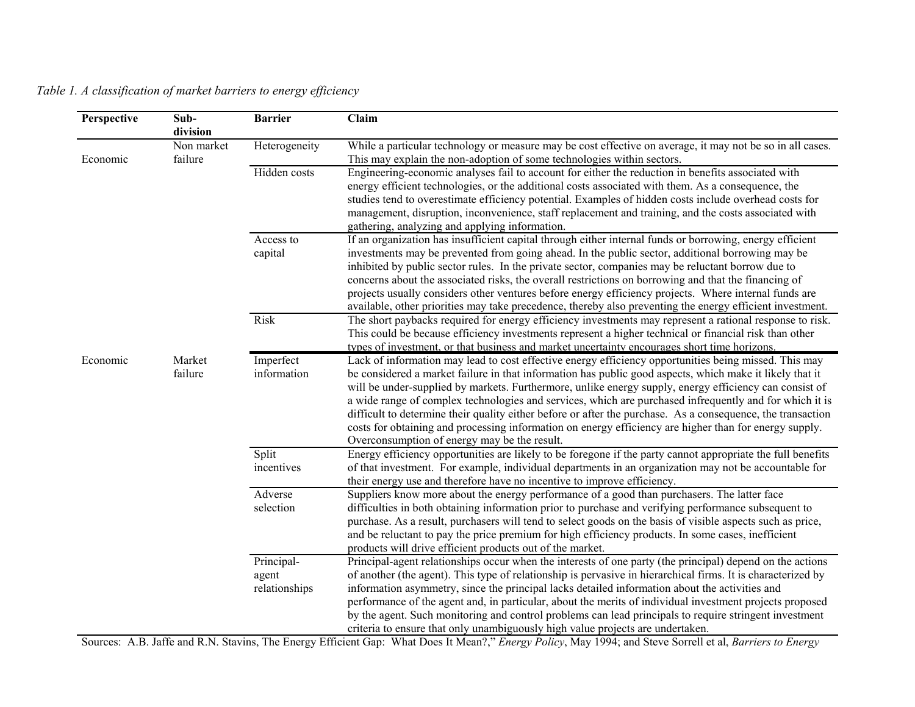*Table 1. A classification of market barriers to energy efficiency*

| Perspective | Sub-division | Barrier | Claim |
|---|---|---|---|
| Economic | Non market failure | Heterogeneity | While a particular technology or measure may be cost effective on average, it may not be so in all cases. This may explain the non-adoption of some technologies within sectors. |
| | | Hidden costs | Engineering-economic analyses fail to account for either the reduction in benefits associated with energy efficient technologies, or the additional costs associated with them. As a consequence, the studies tend to overestimate efficiency potential. Examples of hidden costs include overhead costs for management, disruption, inconvenience, staff replacement and training, and the costs associated with gathering, analyzing and applying information. |
| | | Access to capital | If an organization has insufficient capital through either internal funds or borrowing, energy efficient investments may be prevented from going ahead. In the public sector, additional borrowing may be inhibited by public sector rules. In the private sector, companies may be reluctant borrow due to concerns about the associated risks, the overall restrictions on borrowing and that the financing of projects usually considers other ventures before energy efficiency projects. Where internal funds are available, other priorities may take precedence, thereby also preventing the energy efficient investment. |
| | | Risk | The short paybacks required for energy efficiency investments may represent a rational response to risk. This could be because efficiency investments represent a higher technical or financial risk than other types of investment, or that business and market uncertainty encourages short time horizons. |
| Economic | Market failure | Imperfect information | Lack of information may lead to cost effective energy efficiency opportunities being missed. This may be considered a market failure in that information has public good aspects, which make it likely that it will be under-supplied by markets. Furthermore, unlike energy supply, energy efficiency can consist of a wide range of complex technologies and services, which are purchased infrequently and for which it is difficult to determine their quality either before or after the purchase. As a consequence, the transaction costs for obtaining and processing information on energy efficiency are higher than for energy supply. Overconsumption of energy may be the result. |
| | | Split incentives | Energy efficiency opportunities are likely to be foregone if the party cannot appropriate the full benefits of that investment. For example, individual departments in an organization may not be accountable for their energy use and therefore have no incentive to improve efficiency. |
| | | Adverse selection | Suppliers know more about the energy performance of a good than purchasers. The latter face difficulties in both obtaining information prior to purchase and verifying performance subsequent to purchase. As a result, purchasers will tend to select goods on the basis of visible aspects such as price, and be reluctant to pay the price premium for high efficiency products. In some cases, inefficient products will drive efficient products out of the market. |
| | | Principal-agent relationships | Principal-agent relationships occur when the interests of one party (the principal) depend on the actions of another (the agent). This type of relationship is pervasive in hierarchical firms. It is characterized by information asymmetry, since the principal lacks detailed information about the activities and performance of the agent and, in particular, about the merits of individual investment projects proposed by the agent. Such monitoring and control problems can lead principals to require stringent investment criteria to ensure that only unambiguously high value projects are undertaken. |

Sources: A.B. Jaffe and R.N. Stavins, The Energy Efficient Gap: What Does It Mean?," *Energy Policy*, May 1994; and Steve Sorrell et al, *Barriers to Energy*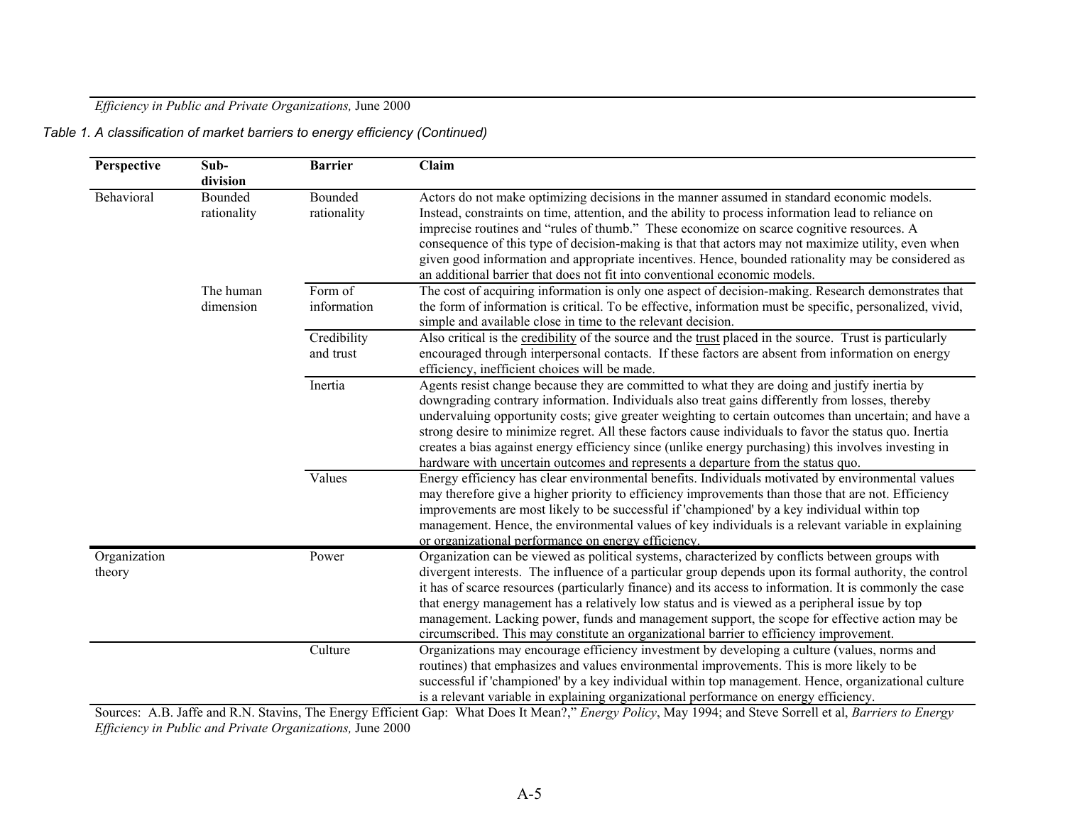*Efficiency in Public and Private Organizations,* June 2000

*Table 1. A classification of market barriers to energy efficiency (Continued)*

| Perspective | Sub-division | Barrier | Claim |
|---|---|---|---|
| Behavioral | Bounded rationality | Bounded rationality | Actors do not make optimizing decisions in the manner assumed in standard economic models. Instead, constraints on time, attention, and the ability to process information lead to reliance on imprecise routines and "rules of thumb." These economize on scarce cognitive resources. A consequence of this type of decision-making is that that actors may not maximize utility, even when given good information and appropriate incentives. Hence, bounded rationality may be considered as an additional barrier that does not fit into conventional economic models. |
| | The human dimension | Form of information | The cost of acquiring information is only one aspect of decision-making. Research demonstrates that the form of information is critical. To be effective, information must be specific, personalized, vivid, simple and available close in time to the relevant decision. |
| | | Credibility and trust | Also critical is the credibility of the source and the trust placed in the source. Trust is particularly encouraged through interpersonal contacts. If these factors are absent from information on energy efficiency, inefficient choices will be made. |
| | | Inertia | Agents resist change because they are committed to what they are doing and justify inertia by downgrading contrary information. Individuals also treat gains differently from losses, thereby undervaluing opportunity costs; give greater weighting to certain outcomes than uncertain; and have a strong desire to minimize regret. All these factors cause individuals to favor the status quo. Inertia creates a bias against energy efficiency since (unlike energy purchasing) this involves investing in hardware with uncertain outcomes and represents a departure from the status quo. |
| | | Values | Energy efficiency has clear environmental benefits. Individuals motivated by environmental values may therefore give a higher priority to efficiency improvements than those that are not. Efficiency improvements are most likely to be successful if 'championed' by a key individual within top management. Hence, the environmental values of key individuals is a relevant variable in explaining or organizational performance on energy efficiency. |
| Organization theory | | Power | Organization can be viewed as political systems, characterized by conflicts between groups with divergent interests. The influence of a particular group depends upon its formal authority, the control it has of scarce resources (particularly finance) and its access to information. It is commonly the case that energy management has a relatively low status and is viewed as a peripheral issue by top management. Lacking power, funds and management support, the scope for effective action may be circumscribed. This may constitute an organizational barrier to efficiency improvement. |
| | | Culture | Organizations may encourage efficiency investment by developing a culture (values, norms and routines) that emphasizes and values environmental improvements. This is more likely to be successful if 'championed' by a key individual within top management. Hence, organizational culture is a relevant variable in explaining organizational performance on energy efficiency. |

Sources: A.B. Jaffe and R.N. Stavins, The Energy Efficient Gap: What Does It Mean?," *Energy Policy*, May 1994; and Steve Sorrell et al, *Barriers to Energy Efficiency in Public and Private Organizations,* June 2000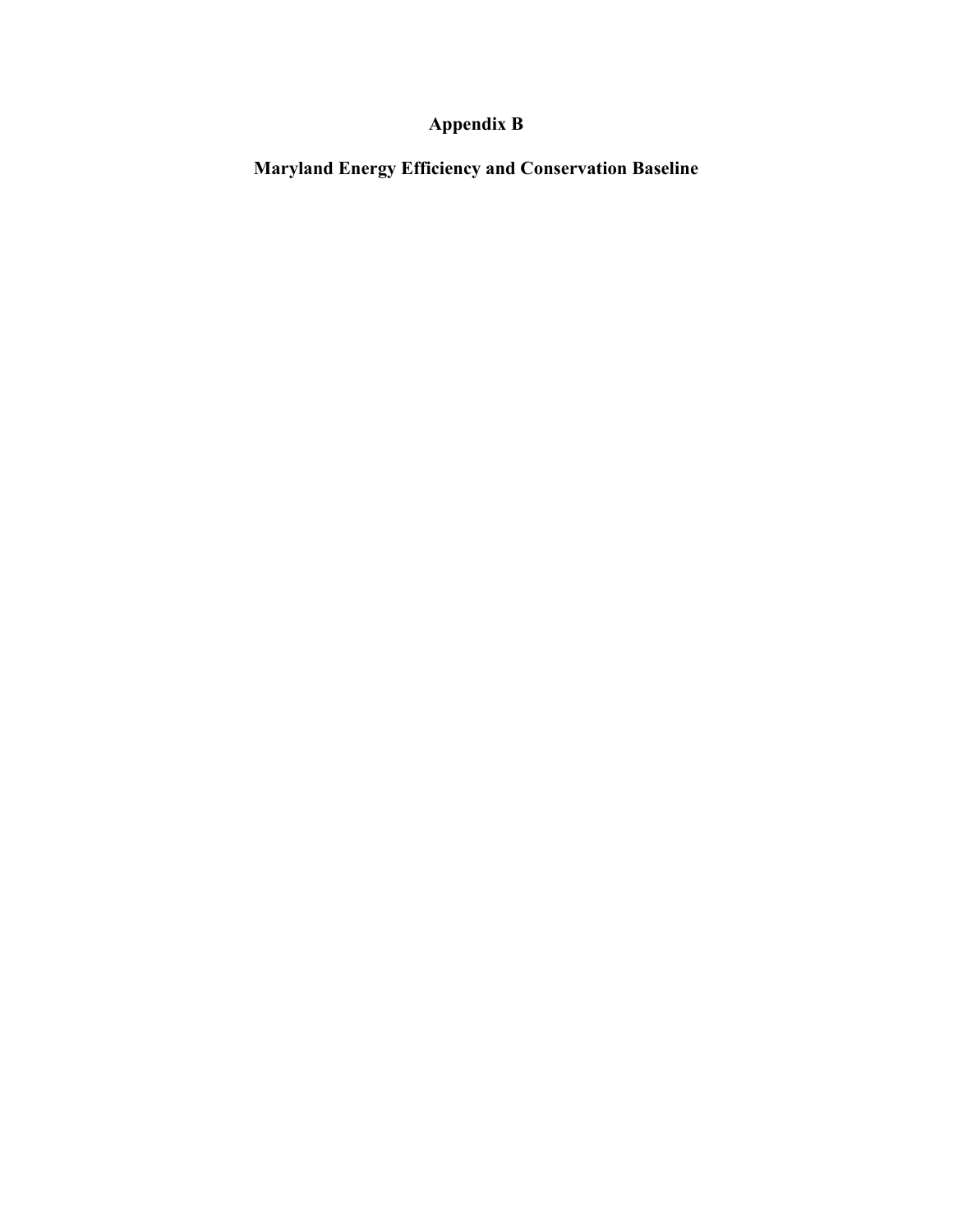# Appendix B

## Maryland Energy Efficiency and Conservation Baseline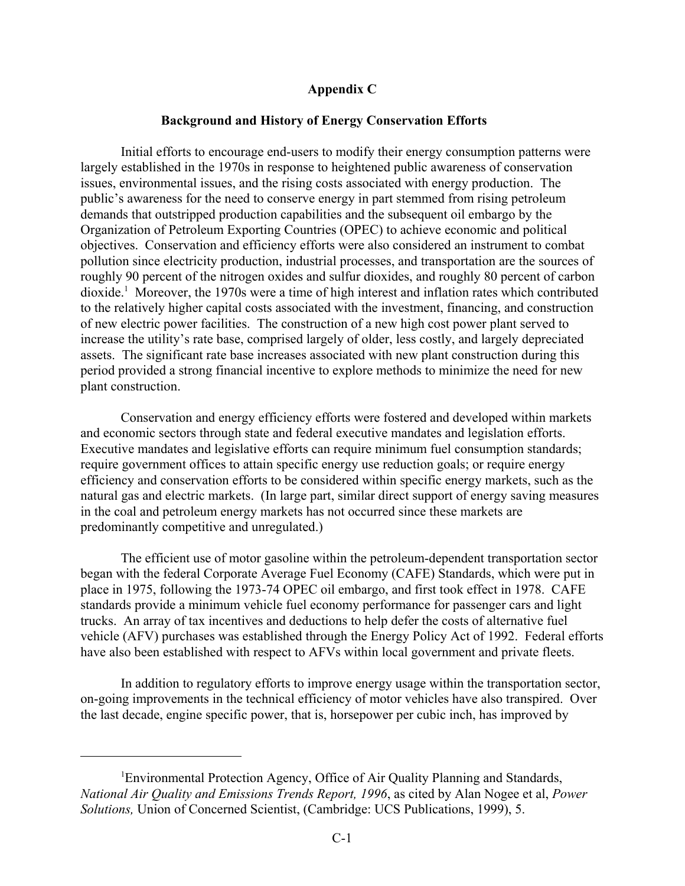# Appendix C

## Background and History of Energy Conservation Efforts

Initial efforts to encourage end-users to modify their energy consumption patterns were largely established in the 1970s in response to heightened public awareness of conservation issues, environmental issues, and the rising costs associated with energy production. The public's awareness for the need to conserve energy in part stemmed from rising petroleum demands that outstripped production capabilities and the subsequent oil embargo by the Organization of Petroleum Exporting Countries (OPEC) to achieve economic and political objectives. Conservation and efficiency efforts were also considered an instrument to combat pollution since electricity production, industrial processes, and transportation are the sources of roughly 90 percent of the nitrogen oxides and sulfur dioxides, and roughly 80 percent of carbon dioxide.[1] Moreover, the 1970s were a time of high interest and inflation rates which contributed to the relatively higher capital costs associated with the investment, financing, and construction of new electric power facilities. The construction of a new high cost power plant served to increase the utility's rate base, comprised largely of older, less costly, and largely depreciated assets. The significant rate base increases associated with new plant construction during this period provided a strong financial incentive to explore methods to minimize the need for new plant construction.

Conservation and energy efficiency efforts were fostered and developed within markets and economic sectors through state and federal executive mandates and legislation efforts. Executive mandates and legislative efforts can require minimum fuel consumption standards; require government offices to attain specific energy use reduction goals; or require energy efficiency and conservation efforts to be considered within specific energy markets, such as the natural gas and electric markets. (In large part, similar direct support of energy saving measures in the coal and petroleum energy markets has not occurred since these markets are predominantly competitive and unregulated.)

The efficient use of motor gasoline within the petroleum-dependent transportation sector began with the federal Corporate Average Fuel Economy (CAFE) Standards, which were put in place in 1975, following the 1973-74 OPEC oil embargo, and first took effect in 1978. CAFE standards provide a minimum vehicle fuel economy performance for passenger cars and light trucks. An array of tax incentives and deductions to help defer the costs of alternative fuel vehicle (AFV) purchases was established through the Energy Policy Act of 1992. Federal efforts have also been established with respect to AFVs within local government and private fleets.

In addition to regulatory efforts to improve energy usage within the transportation sector, on-going improvements in the technical efficiency of motor vehicles have also transpired. Over the last decade, engine specific power, that is, horsepower per cubic inch, has improved by

---

[1] Environmental Protection Agency, Office of Air Quality Planning and Standards, *National Air Quality and Emissions Trends Report, 1996*, as cited by Alan Nogee et al, *Power Solutions,* Union of Concerned Scientist, (Cambridge: UCS Publications, 1999), 5.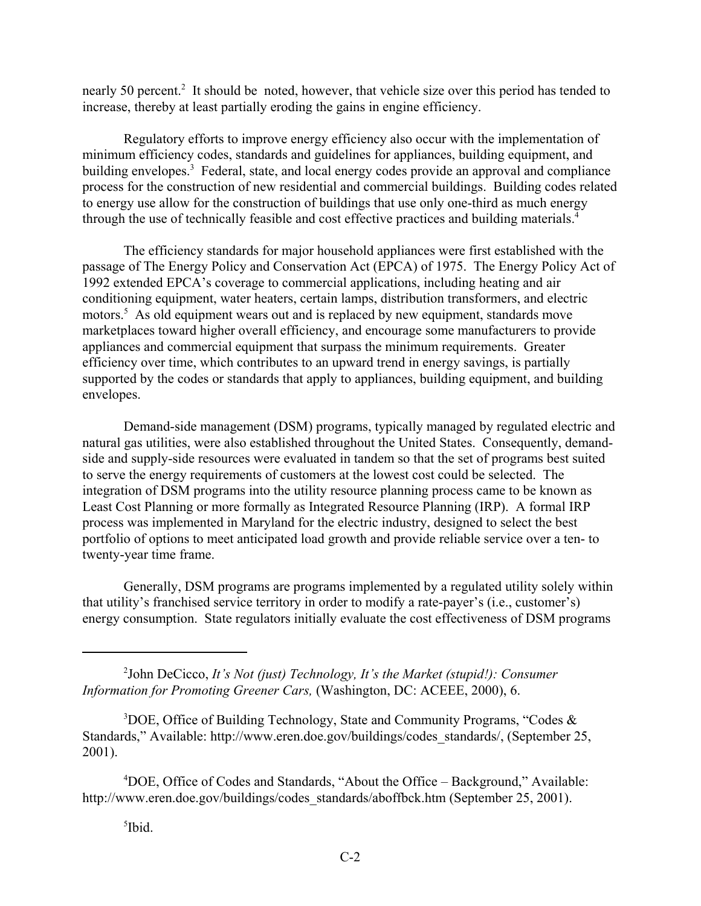nearly 50 percent.[2] It should be noted, however, that vehicle size over this period has tended to increase, thereby at least partially eroding the gains in engine efficiency.

Regulatory efforts to improve energy efficiency also occur with the implementation of minimum efficiency codes, standards and guidelines for appliances, building equipment, and building envelopes.[3] Federal, state, and local energy codes provide an approval and compliance process for the construction of new residential and commercial buildings. Building codes related to energy use allow for the construction of buildings that use only one-third as much energy through the use of technically feasible and cost effective practices and building materials.[4]

The efficiency standards for major household appliances were first established with the passage of The Energy Policy and Conservation Act (EPCA) of 1975. The Energy Policy Act of 1992 extended EPCA's coverage to commercial applications, including heating and air conditioning equipment, water heaters, certain lamps, distribution transformers, and electric motors.[5] As old equipment wears out and is replaced by new equipment, standards move marketplaces toward higher overall efficiency, and encourage some manufacturers to provide appliances and commercial equipment that surpass the minimum requirements. Greater efficiency over time, which contributes to an upward trend in energy savings, is partially supported by the codes or standards that apply to appliances, building equipment, and building envelopes.

Demand-side management (DSM) programs, typically managed by regulated electric and natural gas utilities, were also established throughout the United States. Consequently, demand-side and supply-side resources were evaluated in tandem so that the set of programs best suited to serve the energy requirements of customers at the lowest cost could be selected. The integration of DSM programs into the utility resource planning process came to be known as Least Cost Planning or more formally as Integrated Resource Planning (IRP). A formal IRP process was implemented in Maryland for the electric industry, designed to select the best portfolio of options to meet anticipated load growth and provide reliable service over a ten- to twenty-year time frame.

Generally, DSM programs are programs implemented by a regulated utility solely within that utility's franchised service territory in order to modify a rate-payer's (i.e., customer's) energy consumption. State regulators initially evaluate the cost effectiveness of DSM programs

---

[2]John DeCicco, *It's Not (just) Technology, It's the Market (stupid!): Consumer Information for Promoting Greener Cars,* (Washington, DC: ACEEE, 2000), 6.

[3]DOE, Office of Building Technology, State and Community Programs, "Codes & Standards," Available: http://www.eren.doe.gov/buildings/codes_standards/, (September 25, 2001).

[4]DOE, Office of Codes and Standards, "About the Office – Background," Available: http://www.eren.doe.gov/buildings/codes_standards/aboffbck.htm (September 25, 2001).

[5]Ibid.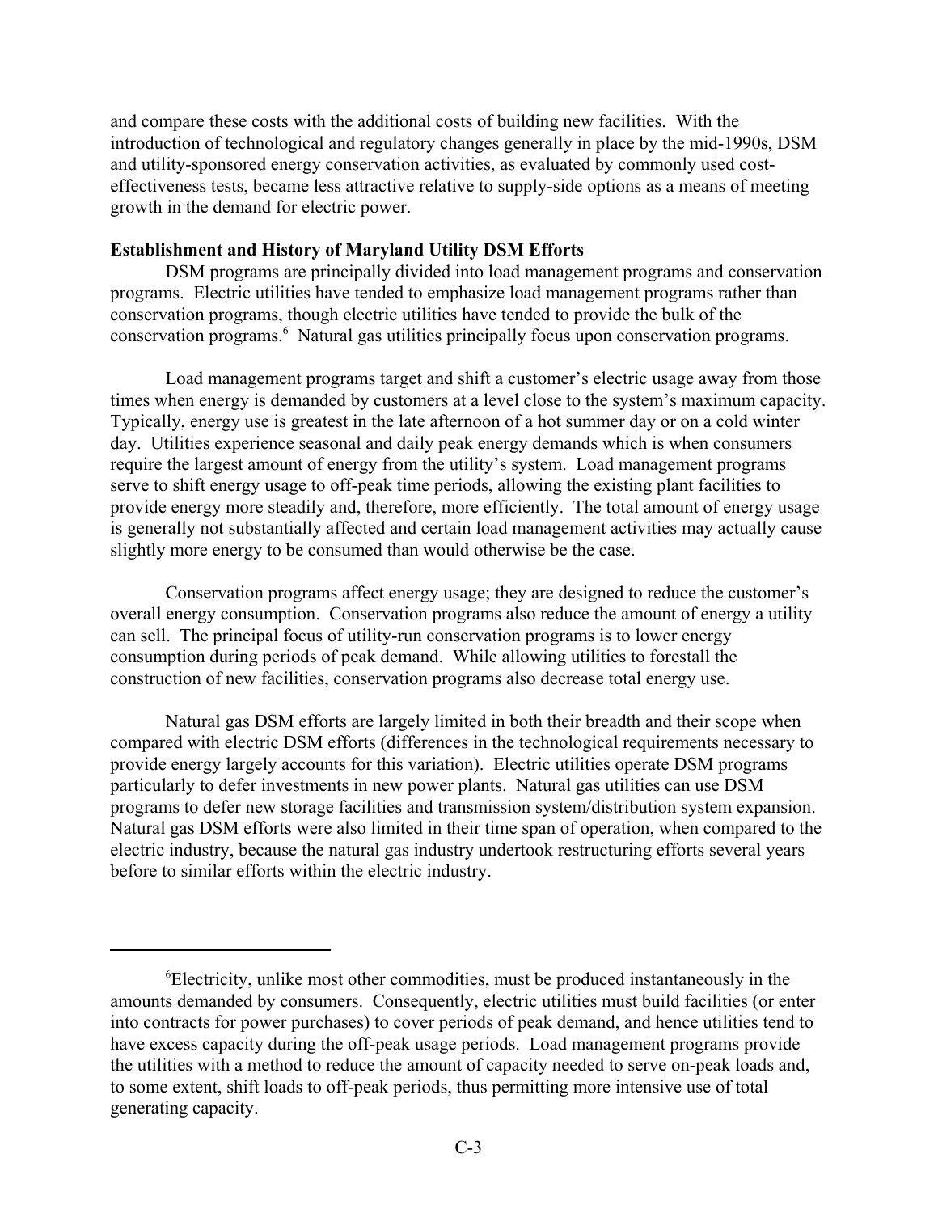and compare these costs with the additional costs of building new facilities. With the introduction of technological and regulatory changes generally in place by the mid-1990s, DSM and utility-sponsored energy conservation activities, as evaluated by commonly used cost-effectiveness tests, became less attractive relative to supply-side options as a means of meeting growth in the demand for electric power.

**Establishment and History of Maryland Utility DSM Efforts**

DSM programs are principally divided into load management programs and conservation programs. Electric utilities have tended to emphasize load management programs rather than conservation programs, though electric utilities have tended to provide the bulk of the conservation programs.[6] Natural gas utilities principally focus upon conservation programs.

Load management programs target and shift a customer's electric usage away from those times when energy is demanded by customers at a level close to the system's maximum capacity. Typically, energy use is greatest in the late afternoon of a hot summer day or on a cold winter day. Utilities experience seasonal and daily peak energy demands which is when consumers require the largest amount of energy from the utility's system. Load management programs serve to shift energy usage to off-peak time periods, allowing the existing plant facilities to provide energy more steadily and, therefore, more efficiently. The total amount of energy usage is generally not substantially affected and certain load management activities may actually cause slightly more energy to be consumed than would otherwise be the case.

Conservation programs affect energy usage; they are designed to reduce the customer's overall energy consumption. Conservation programs also reduce the amount of energy a utility can sell. The principal focus of utility-run conservation programs is to lower energy consumption during periods of peak demand. While allowing utilities to forestall the construction of new facilities, conservation programs also decrease total energy use.

Natural gas DSM efforts are largely limited in both their breadth and their scope when compared with electric DSM efforts (differences in the technological requirements necessary to provide energy largely accounts for this variation). Electric utilities operate DSM programs particularly to defer investments in new power plants. Natural gas utilities can use DSM programs to defer new storage facilities and transmission system/distribution system expansion. Natural gas DSM efforts were also limited in their time span of operation, when compared to the electric industry, because the natural gas industry undertook restructuring efforts several years before to similar efforts within the electric industry.

---

[6] Electricity, unlike most other commodities, must be produced instantaneously in the amounts demanded by consumers. Consequently, electric utilities must build facilities (or enter into contracts for power purchases) to cover periods of peak demand, and hence utilities tend to have excess capacity during the off-peak usage periods. Load management programs provide the utilities with a method to reduce the amount of capacity needed to serve on-peak loads and, to some extent, shift loads to off-peak periods, thus permitting more intensive use of total generating capacity.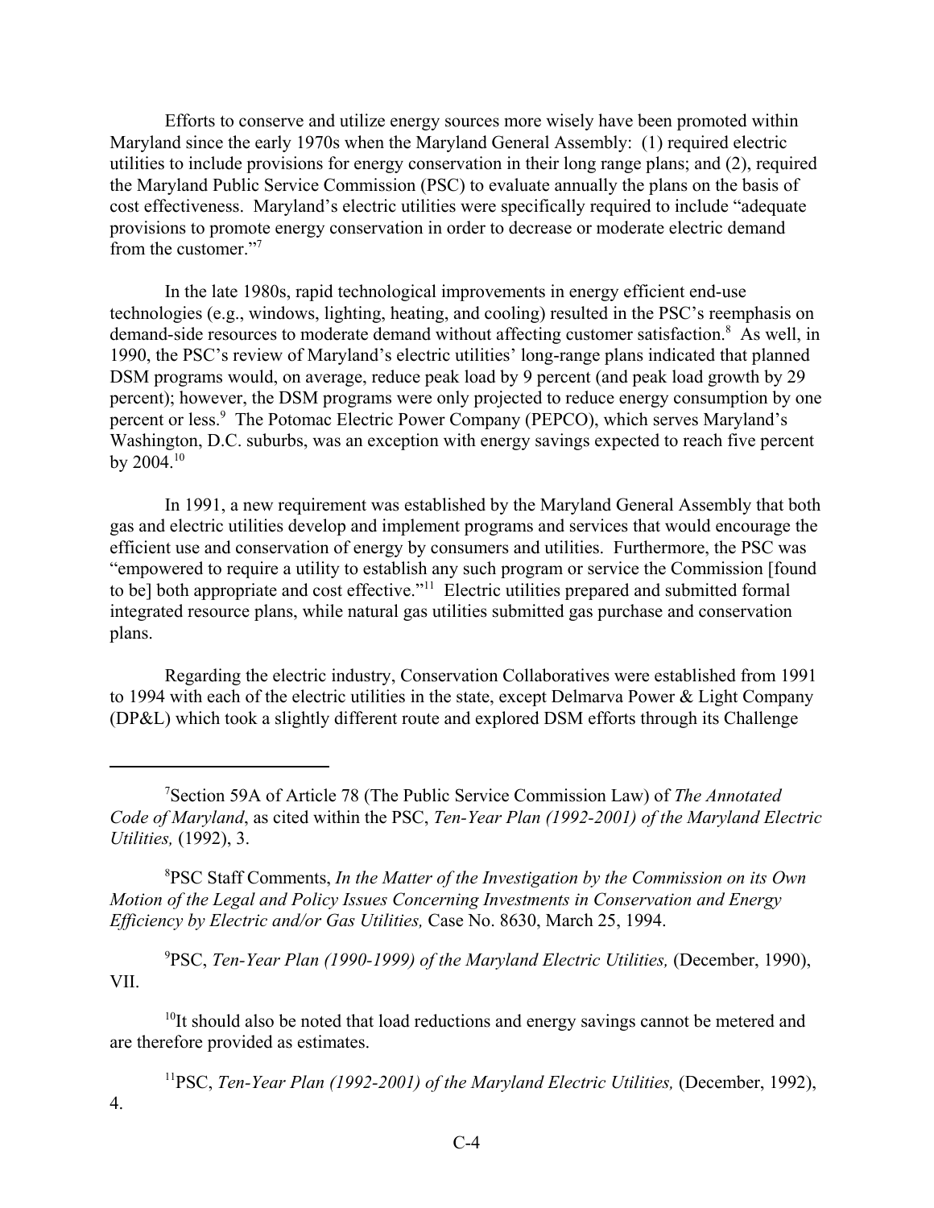Efforts to conserve and utilize energy sources more wisely have been promoted within Maryland since the early 1970s when the Maryland General Assembly: (1) required electric utilities to include provisions for energy conservation in their long range plans; and (2), required the Maryland Public Service Commission (PSC) to evaluate annually the plans on the basis of cost effectiveness. Maryland's electric utilities were specifically required to include "adequate provisions to promote energy conservation in order to decrease or moderate electric demand from the customer."[7]

In the late 1980s, rapid technological improvements in energy efficient end-use technologies (e.g., windows, lighting, heating, and cooling) resulted in the PSC's reemphasis on demand-side resources to moderate demand without affecting customer satisfaction.[8] As well, in 1990, the PSC's review of Maryland's electric utilities' long-range plans indicated that planned DSM programs would, on average, reduce peak load by 9 percent (and peak load growth by 29 percent); however, the DSM programs were only projected to reduce energy consumption by one percent or less.[9] The Potomac Electric Power Company (PEPCO), which serves Maryland's Washington, D.C. suburbs, was an exception with energy savings expected to reach five percent by 2004.[10]

In 1991, a new requirement was established by the Maryland General Assembly that both gas and electric utilities develop and implement programs and services that would encourage the efficient use and conservation of energy by consumers and utilities. Furthermore, the PSC was "empowered to require a utility to establish any such program or service the Commission [found to be] both appropriate and cost effective."[11] Electric utilities prepared and submitted formal integrated resource plans, while natural gas utilities submitted gas purchase and conservation plans.

Regarding the electric industry, Conservation Collaboratives were established from 1991 to 1994 with each of the electric utilities in the state, except Delmarva Power & Light Company (DP&L) which took a slightly different route and explored DSM efforts through its Challenge

---

[7] Section 59A of Article 78 (The Public Service Commission Law) of *The Annotated Code of Maryland*, as cited within the PSC, *Ten-Year Plan (1992-2001) of the Maryland Electric Utilities,* (1992), 3.

[8] PSC Staff Comments, *In the Matter of the Investigation by the Commission on its Own Motion of the Legal and Policy Issues Concerning Investments in Conservation and Energy Efficiency by Electric and/or Gas Utilities,* Case No. 8630, March 25, 1994.

[9] PSC, *Ten-Year Plan (1990-1999) of the Maryland Electric Utilities,* (December, 1990), VII.

[10] It should also be noted that load reductions and energy savings cannot be metered and are therefore provided as estimates.

[11] PSC, *Ten-Year Plan (1992-2001) of the Maryland Electric Utilities,* (December, 1992), 4.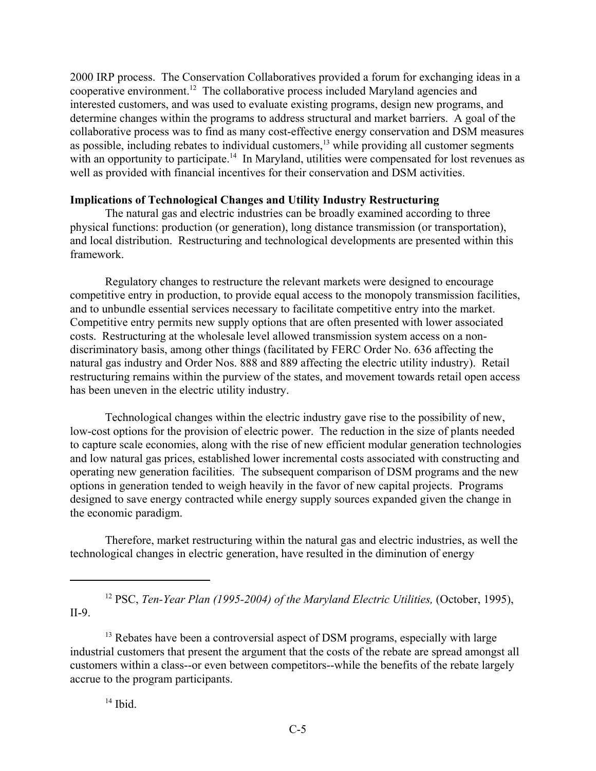2000 IRP process. The Conservation Collaboratives provided a forum for exchanging ideas in a cooperative environment.[12] The collaborative process included Maryland agencies and interested customers, and was used to evaluate existing programs, design new programs, and determine changes within the programs to address structural and market barriers. A goal of the collaborative process was to find as many cost-effective energy conservation and DSM measures as possible, including rebates to individual customers,[13] while providing all customer segments with an opportunity to participate.[14] In Maryland, utilities were compensated for lost revenues as well as provided with financial incentives for their conservation and DSM activities.

**Implications of Technological Changes and Utility Industry Restructuring**

The natural gas and electric industries can be broadly examined according to three physical functions: production (or generation), long distance transmission (or transportation), and local distribution. Restructuring and technological developments are presented within this framework.

Regulatory changes to restructure the relevant markets were designed to encourage competitive entry in production, to provide equal access to the monopoly transmission facilities, and to unbundle essential services necessary to facilitate competitive entry into the market. Competitive entry permits new supply options that are often presented with lower associated costs. Restructuring at the wholesale level allowed transmission system access on a non-discriminatory basis, among other things (facilitated by FERC Order No. 636 affecting the natural gas industry and Order Nos. 888 and 889 affecting the electric utility industry). Retail restructuring remains within the purview of the states, and movement towards retail open access has been uneven in the electric utility industry.

Technological changes within the electric industry gave rise to the possibility of new, low-cost options for the provision of electric power. The reduction in the size of plants needed to capture scale economies, along with the rise of new efficient modular generation technologies and low natural gas prices, established lower incremental costs associated with constructing and operating new generation facilities. The subsequent comparison of DSM programs and the new options in generation tended to weigh heavily in the favor of new capital projects. Programs designed to save energy contracted while energy supply sources expanded given the change in the economic paradigm.

Therefore, market restructuring within the natural gas and electric industries, as well the technological changes in electric generation, have resulted in the diminution of energy

---

[12] PSC, *Ten-Year Plan (1995-2004) of the Maryland Electric Utilities,* (October, 1995), II-9.

[13] Rebates have been a controversial aspect of DSM programs, especially with large industrial customers that present the argument that the costs of the rebate are spread amongst all customers within a class--or even between competitors--while the benefits of the rebate largely accrue to the program participants.

[14] Ibid.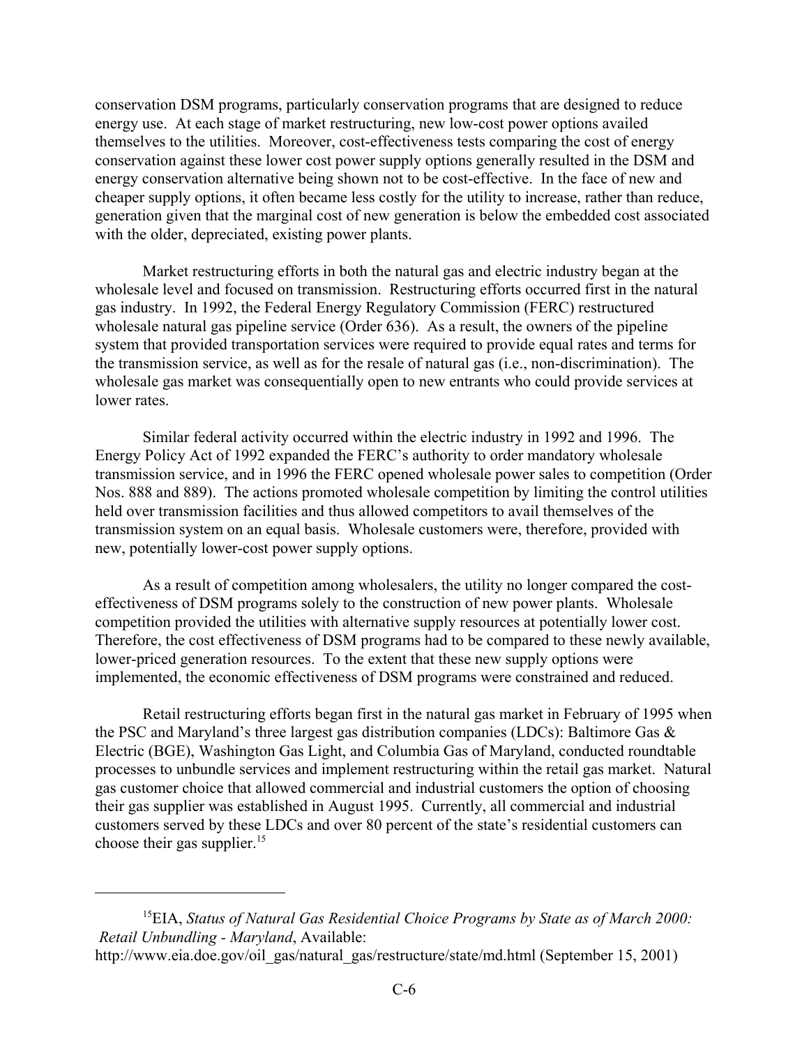conservation DSM programs, particularly conservation programs that are designed to reduce energy use. At each stage of market restructuring, new low-cost power options availed themselves to the utilities. Moreover, cost-effectiveness tests comparing the cost of energy conservation against these lower cost power supply options generally resulted in the DSM and energy conservation alternative being shown not to be cost-effective. In the face of new and cheaper supply options, it often became less costly for the utility to increase, rather than reduce, generation given that the marginal cost of new generation is below the embedded cost associated with the older, depreciated, existing power plants.

Market restructuring efforts in both the natural gas and electric industry began at the wholesale level and focused on transmission. Restructuring efforts occurred first in the natural gas industry. In 1992, the Federal Energy Regulatory Commission (FERC) restructured wholesale natural gas pipeline service (Order 636). As a result, the owners of the pipeline system that provided transportation services were required to provide equal rates and terms for the transmission service, as well as for the resale of natural gas (i.e., non-discrimination). The wholesale gas market was consequentially open to new entrants who could provide services at lower rates.

Similar federal activity occurred within the electric industry in 1992 and 1996. The Energy Policy Act of 1992 expanded the FERC's authority to order mandatory wholesale transmission service, and in 1996 the FERC opened wholesale power sales to competition (Order Nos. 888 and 889). The actions promoted wholesale competition by limiting the control utilities held over transmission facilities and thus allowed competitors to avail themselves of the transmission system on an equal basis. Wholesale customers were, therefore, provided with new, potentially lower-cost power supply options.

As a result of competition among wholesalers, the utility no longer compared the cost-effectiveness of DSM programs solely to the construction of new power plants. Wholesale competition provided the utilities with alternative supply resources at potentially lower cost. Therefore, the cost effectiveness of DSM programs had to be compared to these newly available, lower-priced generation resources. To the extent that these new supply options were implemented, the economic effectiveness of DSM programs were constrained and reduced.

Retail restructuring efforts began first in the natural gas market in February of 1995 when the PSC and Maryland's three largest gas distribution companies (LDCs): Baltimore Gas & Electric (BGE), Washington Gas Light, and Columbia Gas of Maryland, conducted roundtable processes to unbundle services and implement restructuring within the retail gas market. Natural gas customer choice that allowed commercial and industrial customers the option of choosing their gas supplier was established in August 1995. Currently, all commercial and industrial customers served by these LDCs and over 80 percent of the state's residential customers can choose their gas supplier.[15]

---

[15]EIA, *Status of Natural Gas Residential Choice Programs by State as of March 2000: Retail Unbundling - Maryland*, Available: http://www.eia.doe.gov/oil_gas/natural_gas/restructure/state/md.html (September 15, 2001)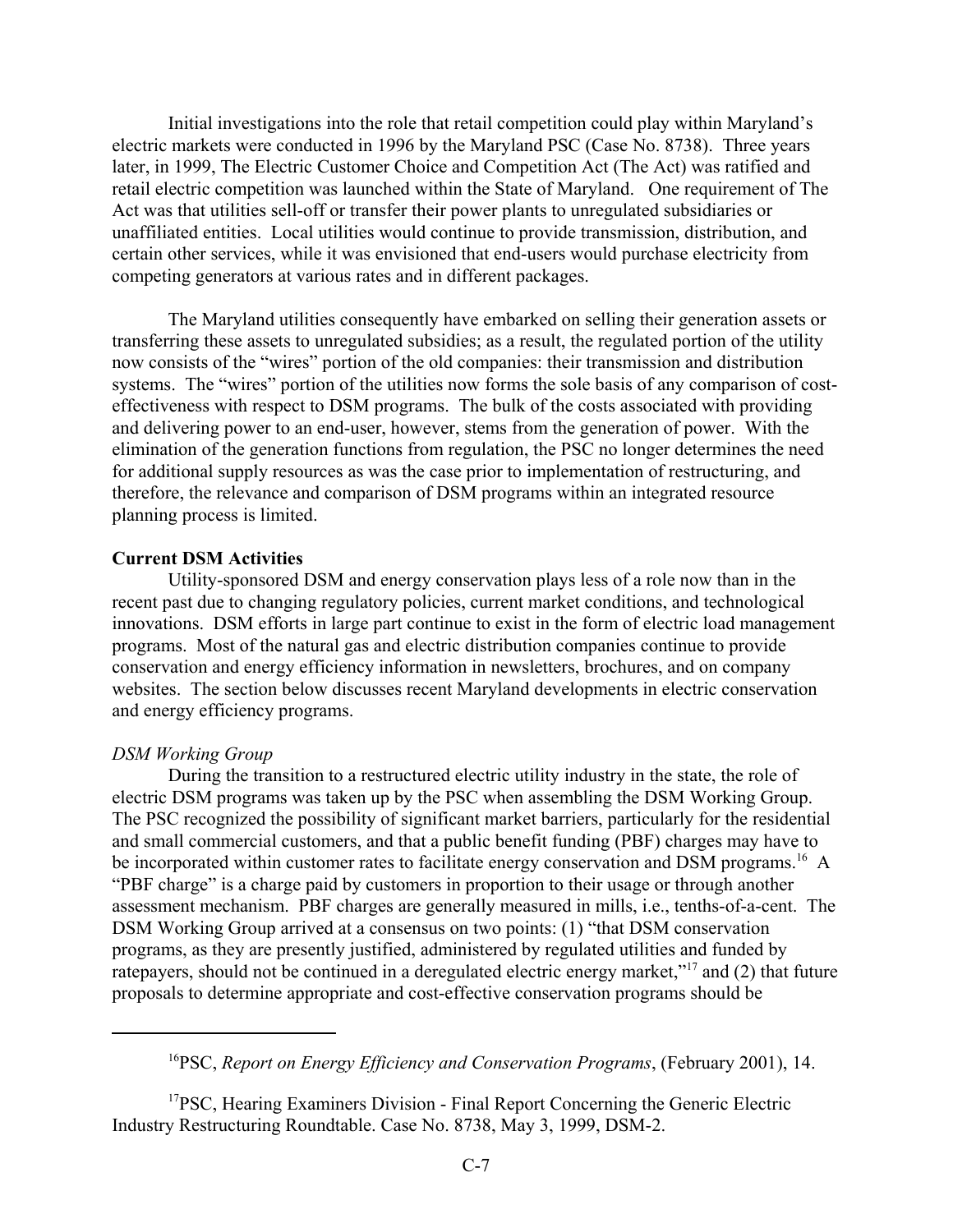Initial investigations into the role that retail competition could play within Maryland's electric markets were conducted in 1996 by the Maryland PSC (Case No. 8738). Three years later, in 1999, The Electric Customer Choice and Competition Act (The Act) was ratified and retail electric competition was launched within the State of Maryland. One requirement of The Act was that utilities sell-off or transfer their power plants to unregulated subsidiaries or unaffiliated entities. Local utilities would continue to provide transmission, distribution, and certain other services, while it was envisioned that end-users would purchase electricity from competing generators at various rates and in different packages.

The Maryland utilities consequently have embarked on selling their generation assets or transferring these assets to unregulated subsidies; as a result, the regulated portion of the utility now consists of the "wires" portion of the old companies: their transmission and distribution systems. The "wires" portion of the utilities now forms the sole basis of any comparison of cost-effectiveness with respect to DSM programs. The bulk of the costs associated with providing and delivering power to an end-user, however, stems from the generation of power. With the elimination of the generation functions from regulation, the PSC no longer determines the need for additional supply resources as was the case prior to implementation of restructuring, and therefore, the relevance and comparison of DSM programs within an integrated resource planning process is limited.

**Current DSM Activities**

Utility-sponsored DSM and energy conservation plays less of a role now than in the recent past due to changing regulatory policies, current market conditions, and technological innovations. DSM efforts in large part continue to exist in the form of electric load management programs. Most of the natural gas and electric distribution companies continue to provide conservation and energy efficiency information in newsletters, brochures, and on company websites. The section below discusses recent Maryland developments in electric conservation and energy efficiency programs.

*DSM Working Group*

During the transition to a restructured electric utility industry in the state, the role of electric DSM programs was taken up by the PSC when assembling the DSM Working Group. The PSC recognized the possibility of significant market barriers, particularly for the residential and small commercial customers, and that a public benefit funding (PBF) charges may have to be incorporated within customer rates to facilitate energy conservation and DSM programs.[16] A "PBF charge" is a charge paid by customers in proportion to their usage or through another assessment mechanism. PBF charges are generally measured in mills, i.e., tenths-of-a-cent. The DSM Working Group arrived at a consensus on two points: (1) "that DSM conservation programs, as they are presently justified, administered by regulated utilities and funded by ratepayers, should not be continued in a deregulated electric energy market,"[17] and (2) that future proposals to determine appropriate and cost-effective conservation programs should be

---

[16]PSC, *Report on Energy Efficiency and Conservation Programs*, (February 2001), 14.

[17]PSC, Hearing Examiners Division - Final Report Concerning the Generic Electric Industry Restructuring Roundtable. Case No. 8738, May 3, 1999, DSM-2.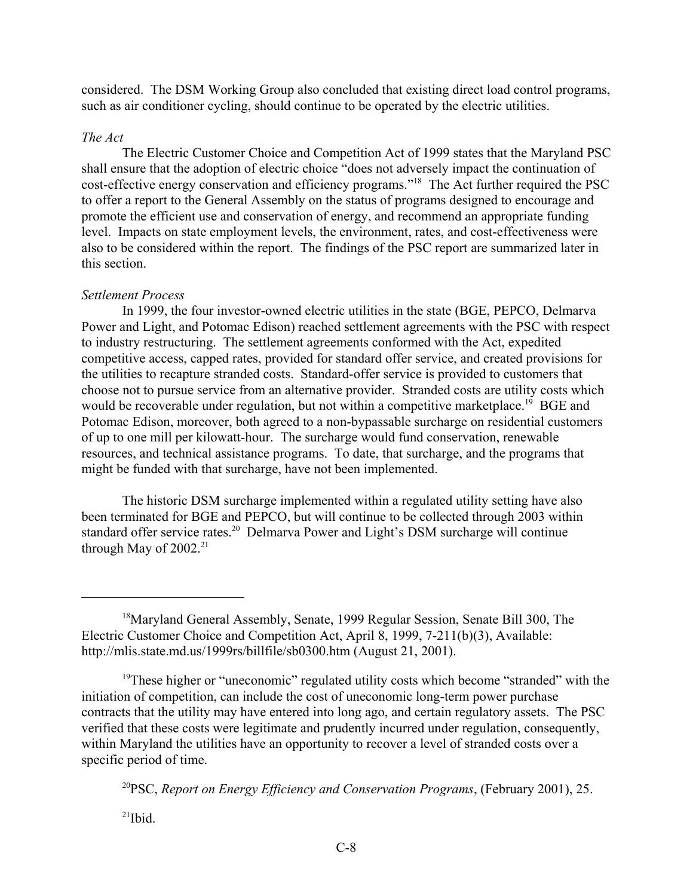considered. The DSM Working Group also concluded that existing direct load control programs, such as air conditioner cycling, should continue to be operated by the electric utilities.

*The Act*

The Electric Customer Choice and Competition Act of 1999 states that the Maryland PSC shall ensure that the adoption of electric choice "does not adversely impact the continuation of cost-effective energy conservation and efficiency programs."[18] The Act further required the PSC to offer a report to the General Assembly on the status of programs designed to encourage and promote the efficient use and conservation of energy, and recommend an appropriate funding level. Impacts on state employment levels, the environment, rates, and cost-effectiveness were also to be considered within the report. The findings of the PSC report are summarized later in this section.

*Settlement Process*

In 1999, the four investor-owned electric utilities in the state (BGE, PEPCO, Delmarva Power and Light, and Potomac Edison) reached settlement agreements with the PSC with respect to industry restructuring. The settlement agreements conformed with the Act, expedited competitive access, capped rates, provided for standard offer service, and created provisions for the utilities to recapture stranded costs. Standard-offer service is provided to customers that choose not to pursue service from an alternative provider. Stranded costs are utility costs which would be recoverable under regulation, but not within a competitive marketplace.[19] BGE and Potomac Edison, moreover, both agreed to a non-bypassable surcharge on residential customers of up to one mill per kilowatt-hour. The surcharge would fund conservation, renewable resources, and technical assistance programs. To date, that surcharge, and the programs that might be funded with that surcharge, have not been implemented.

The historic DSM surcharge implemented within a regulated utility setting have also been terminated for BGE and PEPCO, but will continue to be collected through 2003 within standard offer service rates.[20] Delmarva Power and Light's DSM surcharge will continue through May of 2002.[21]

---

[18]Maryland General Assembly, Senate, 1999 Regular Session, Senate Bill 300, The Electric Customer Choice and Competition Act, April 8, 1999, 7-211(b)(3), Available: http://mlis.state.md.us/1999rs/billfile/sb0300.htm (August 21, 2001).

[19]These higher or "uneconomic" regulated utility costs which become "stranded" with the initiation of competition, can include the cost of uneconomic long-term power purchase contracts that the utility may have entered into long ago, and certain regulatory assets. The PSC verified that these costs were legitimate and prudently incurred under regulation, consequently, within Maryland the utilities have an opportunity to recover a level of stranded costs over a specific period of time.

[20]PSC, *Report on Energy Efficiency and Conservation Programs*, (February 2001), 25.

[21]Ibid.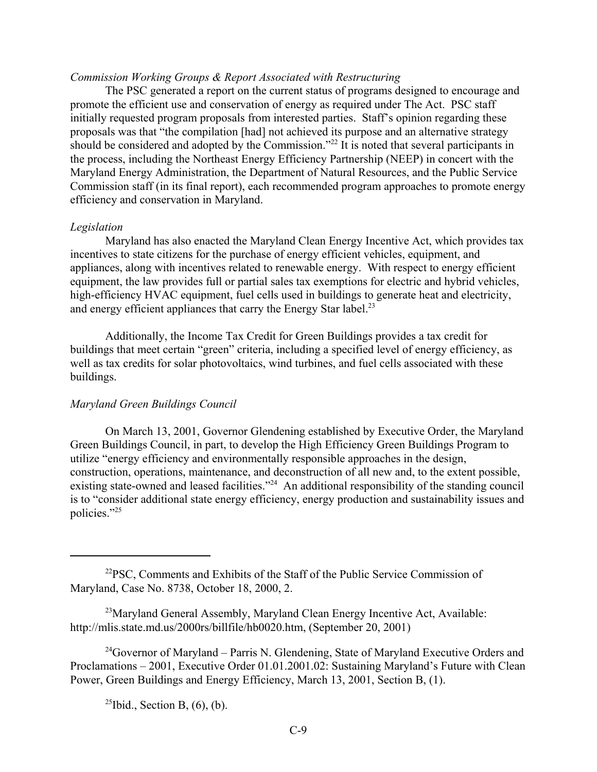*Commission Working Groups & Report Associated with Restructuring*

The PSC generated a report on the current status of programs designed to encourage and promote the efficient use and conservation of energy as required under The Act. PSC staff initially requested program proposals from interested parties. Staff's opinion regarding these proposals was that "the compilation [had] not achieved its purpose and an alternative strategy should be considered and adopted by the Commission."[22] It is noted that several participants in the process, including the Northeast Energy Efficiency Partnership (NEEP) in concert with the Maryland Energy Administration, the Department of Natural Resources, and the Public Service Commission staff (in its final report), each recommended program approaches to promote energy efficiency and conservation in Maryland.

*Legislation*

Maryland has also enacted the Maryland Clean Energy Incentive Act, which provides tax incentives to state citizens for the purchase of energy efficient vehicles, equipment, and appliances, along with incentives related to renewable energy. With respect to energy efficient equipment, the law provides full or partial sales tax exemptions for electric and hybrid vehicles, high-efficiency HVAC equipment, fuel cells used in buildings to generate heat and electricity, and energy efficient appliances that carry the Energy Star label.[23]

Additionally, the Income Tax Credit for Green Buildings provides a tax credit for buildings that meet certain "green" criteria, including a specified level of energy efficiency, as well as tax credits for solar photovoltaics, wind turbines, and fuel cells associated with these buildings.

*Maryland Green Buildings Council*

On March 13, 2001, Governor Glendening established by Executive Order, the Maryland Green Buildings Council, in part, to develop the High Efficiency Green Buildings Program to utilize "energy efficiency and environmentally responsible approaches in the design, construction, operations, maintenance, and deconstruction of all new and, to the extent possible, existing state-owned and leased facilities."[24] An additional responsibility of the standing council is to "consider additional state energy efficiency, energy production and sustainability issues and policies."[25]

---

[22]PSC, Comments and Exhibits of the Staff of the Public Service Commission of Maryland, Case No. 8738, October 18, 2000, 2.

[23]Maryland General Assembly, Maryland Clean Energy Incentive Act, Available: http://mlis.state.md.us/2000rs/billfile/hb0020.htm, (September 20, 2001)

[24]Governor of Maryland – Parris N. Glendening, State of Maryland Executive Orders and Proclamations – 2001, Executive Order 01.01.2001.02: Sustaining Maryland's Future with Clean Power, Green Buildings and Energy Efficiency, March 13, 2001, Section B, (1).

[25]Ibid., Section B, (6), (b).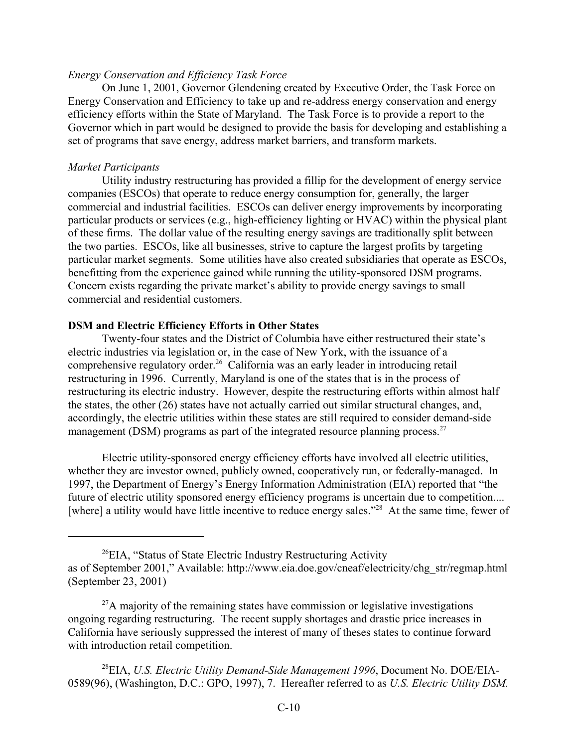*Energy Conservation and Efficiency Task Force*

On June 1, 2001, Governor Glendening created by Executive Order, the Task Force on Energy Conservation and Efficiency to take up and re-address energy conservation and energy efficiency efforts within the State of Maryland. The Task Force is to provide a report to the Governor which in part would be designed to provide the basis for developing and establishing a set of programs that save energy, address market barriers, and transform markets.

*Market Participants*

Utility industry restructuring has provided a fillip for the development of energy service companies (ESCOs) that operate to reduce energy consumption for, generally, the larger commercial and industrial facilities. ESCOs can deliver energy improvements by incorporating particular products or services (e.g., high-efficiency lighting or HVAC) within the physical plant of these firms. The dollar value of the resulting energy savings are traditionally split between the two parties. ESCOs, like all businesses, strive to capture the largest profits by targeting particular market segments. Some utilities have also created subsidiaries that operate as ESCOs, benefitting from the experience gained while running the utility-sponsored DSM programs. Concern exists regarding the private market's ability to provide energy savings to small commercial and residential customers.

**DSM and Electric Efficiency Efforts in Other States**

Twenty-four states and the District of Columbia have either restructured their state's electric industries via legislation or, in the case of New York, with the issuance of a comprehensive regulatory order.[26] California was an early leader in introducing retail restructuring in 1996. Currently, Maryland is one of the states that is in the process of restructuring its electric industry. However, despite the restructuring efforts within almost half the states, the other (26) states have not actually carried out similar structural changes, and, accordingly, the electric utilities within these states are still required to consider demand-side management (DSM) programs as part of the integrated resource planning process.[27]

Electric utility-sponsored energy efficiency efforts have involved all electric utilities, whether they are investor owned, publicly owned, cooperatively run, or federally-managed. In 1997, the Department of Energy's Energy Information Administration (EIA) reported that "the future of electric utility sponsored energy efficiency programs is uncertain due to competition.... [where] a utility would have little incentive to reduce energy sales."[28] At the same time, fewer of

---

[26]EIA, "Status of State Electric Industry Restructuring Activity as of September 2001," Available: http://www.eia.doe.gov/cneaf/electricity/chg_str/regmap.html (September 23, 2001)

[27]A majority of the remaining states have commission or legislative investigations ongoing regarding restructuring. The recent supply shortages and drastic price increases in California have seriously suppressed the interest of many of theses states to continue forward with introduction retail competition.

[28]EIA, *U.S. Electric Utility Demand-Side Management 1996*, Document No. DOE/EIA-0589(96), (Washington, D.C.: GPO, 1997), 7. Hereafter referred to as *U.S. Electric Utility DSM.*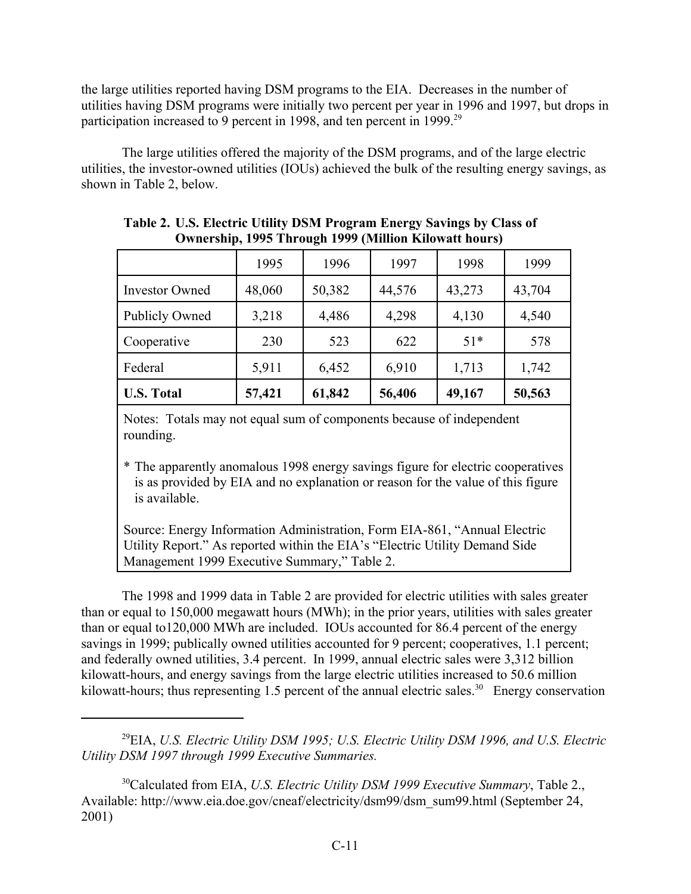the large utilities reported having DSM programs to the EIA. Decreases in the number of utilities having DSM programs were initially two percent per year in 1996 and 1997, but drops in participation increased to 9 percent in 1998, and ten percent in 1999.[29]

The large utilities offered the majority of the DSM programs, and of the large electric utilities, the investor-owned utilities (IOUs) achieved the bulk of the resulting energy savings, as shown in Table 2, below.

**Table 2. U.S. Electric Utility DSM Program Energy Savings by Class of Ownership, 1995 Through 1999 (Million Kilowatt hours)**

| | 1995 | 1996 | 1997 | 1998 | 1999 |
|---|---|---|---|---|---|
| Investor Owned | 48,060 | 50,382 | 44,576 | 43,273 | 43,704 |
| Publicly Owned | 3,218 | 4,486 | 4,298 | 4,130 | 4,540 |
| Cooperative | 230 | 523 | 622 | 51* | 578 |
| Federal | 5,911 | 6,452 | 6,910 | 1,713 | 1,742 |
| **U.S. Total** | **57,421** | **61,842** | **56,406** | **49,167** | **50,563** |

Notes: Totals may not equal sum of components because of independent rounding.

* The apparently anomalous 1998 energy savings figure for electric cooperatives is as provided by EIA and no explanation or reason for the value of this figure is available.

Source: Energy Information Administration, Form EIA-861, "Annual Electric Utility Report." As reported within the EIA's "Electric Utility Demand Side Management 1999 Executive Summary," Table 2.

The 1998 and 1999 data in Table 2 are provided for electric utilities with sales greater than or equal to 150,000 megawatt hours (MWh); in the prior years, utilities with sales greater than or equal to120,000 MWh are included. IOUs accounted for 86.4 percent of the energy savings in 1999; publically owned utilities accounted for 9 percent; cooperatives, 1.1 percent; and federally owned utilities, 3.4 percent. In 1999, annual electric sales were 3,312 billion kilowatt-hours, and energy savings from the large electric utilities increased to 50.6 million kilowatt-hours; thus representing 1.5 percent of the annual electric sales.[30] Energy conservation

[29]EIA, *U.S. Electric Utility DSM 1995; U.S. Electric Utility DSM 1996, and U.S. Electric Utility DSM 1997 through 1999 Executive Summaries.*

[30]Calculated from EIA, *U.S. Electric Utility DSM 1999 Executive Summary*, Table 2., Available: http://www.eia.doe.gov/cneaf/electricity/dsm99/dsm_sum99.html (September 24, 2001)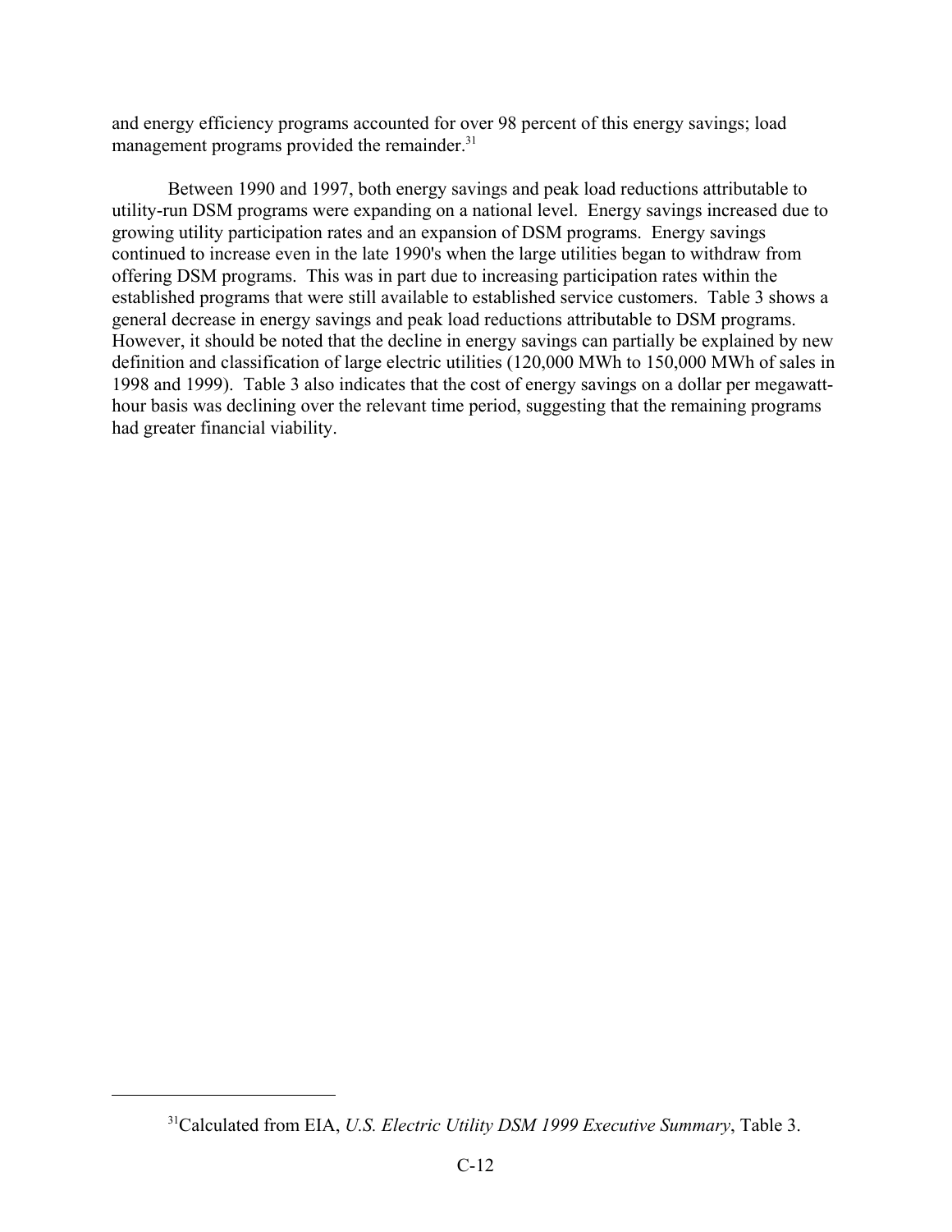and energy efficiency programs accounted for over 98 percent of this energy savings; load management programs provided the remainder.[31]

Between 1990 and 1997, both energy savings and peak load reductions attributable to utility-run DSM programs were expanding on a national level. Energy savings increased due to growing utility participation rates and an expansion of DSM programs. Energy savings continued to increase even in the late 1990's when the large utilities began to withdraw from offering DSM programs. This was in part due to increasing participation rates within the established programs that were still available to established service customers. Table 3 shows a general decrease in energy savings and peak load reductions attributable to DSM programs. However, it should be noted that the decline in energy savings can partially be explained by new definition and classification of large electric utilities (120,000 MWh to 150,000 MWh of sales in 1998 and 1999). Table 3 also indicates that the cost of energy savings on a dollar per megawatt-hour basis was declining over the relevant time period, suggesting that the remaining programs had greater financial viability.

---

[31]Calculated from EIA, *U.S. Electric Utility DSM 1999 Executive Summary*, Table 3.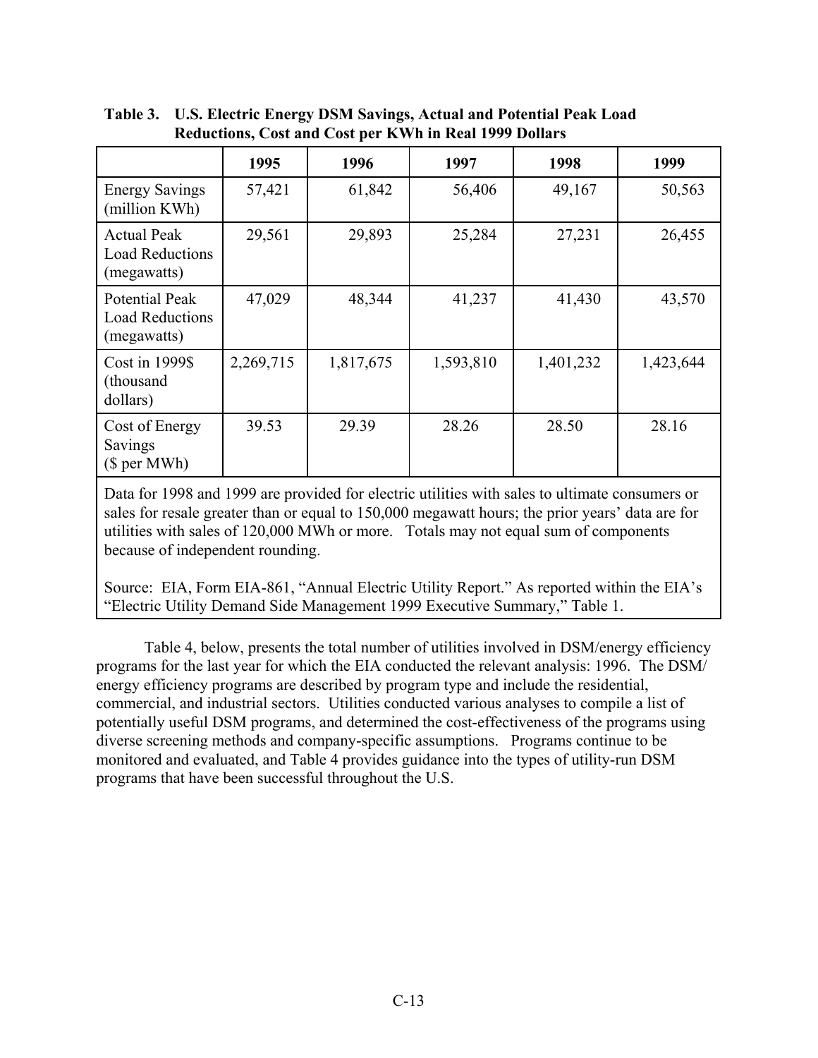**Table 3. U.S. Electric Energy DSM Savings, Actual and Potential Peak Load Reductions, Cost and Cost per KWh in Real 1999 Dollars**

| | 1995 | 1996 | 1997 | 1998 | 1999 |
|---|---|---|---|---|---|
| Energy Savings (million KWh) | 57,421 | 61,842 | 56,406 | 49,167 | 50,563 |
| Actual Peak Load Reductions (megawatts) | 29,561 | 29,893 | 25,284 | 27,231 | 26,455 |
| Potential Peak Load Reductions (megawatts) | 47,029 | 48,344 | 41,237 | 41,430 | 43,570 |
| Cost in 1999$ (thousand dollars) | 2,269,715 | 1,817,675 | 1,593,810 | 1,401,232 | 1,423,644 |
| Cost of Energy Savings ($ per MWh) | 39.53 | 29.39 | 28.26 | 28.50 | 28.16 |

Data for 1998 and 1999 are provided for electric utilities with sales to ultimate consumers or sales for resale greater than or equal to 150,000 megawatt hours; the prior years' data are for utilities with sales of 120,000 MWh or more. Totals may not equal sum of components because of independent rounding.

Source: EIA, Form EIA-861, "Annual Electric Utility Report." As reported within the EIA's "Electric Utility Demand Side Management 1999 Executive Summary," Table 1.

Table 4, below, presents the total number of utilities involved in DSM/energy efficiency programs for the last year for which the EIA conducted the relevant analysis: 1996. The DSM/ energy efficiency programs are described by program type and include the residential, commercial, and industrial sectors. Utilities conducted various analyses to compile a list of potentially useful DSM programs, and determined the cost-effectiveness of the programs using diverse screening methods and company-specific assumptions. Programs continue to be monitored and evaluated, and Table 4 provides guidance into the types of utility-run DSM programs that have been successful throughout the U.S.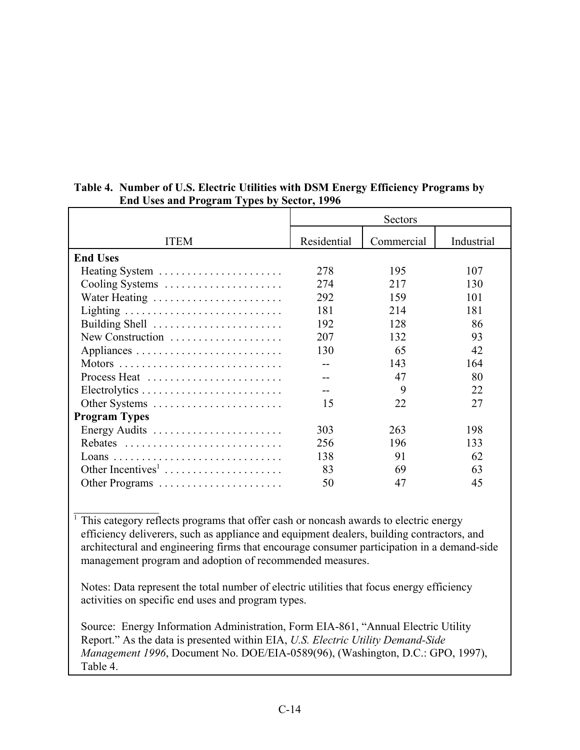**Table 4. Number of U.S. Electric Utilities with DSM Energy Efficiency Programs by End Uses and Program Types by Sector, 1996**

| ITEM | Sectors | | |
|---|---|---|---|
| | Residential | Commercial | Industrial |
| **End Uses** | | | |
| Heating System | 278 | 195 | 107 |
| Cooling Systems | 274 | 217 | 130 |
| Water Heating | 292 | 159 | 101 |
| Lighting | 181 | 214 | 181 |
| Building Shell | 192 | 128 | 86 |
| New Construction | 207 | 132 | 93 |
| Appliances | 130 | 65 | 42 |
| Motors | -- | 143 | 164 |
| Process Heat | -- | 47 | 80 |
| Electrolytics | -- | 9 | 22 |
| Other Systems | 15 | 22 | 27 |
| **Program Types** | | | |
| Energy Audits | 303 | 263 | 198 |
| Rebates | 256 | 196 | 133 |
| Loans | 138 | 91 | 62 |
| Other Incentives[1] | 83 | 69 | 63 |
| Other Programs | 50 | 47 | 45 |

[1] This category reflects programs that offer cash or noncash awards to electric energy efficiency deliverers, such as appliance and equipment dealers, building contractors, and architectural and engineering firms that encourage consumer participation in a demand-side management program and adoption of recommended measures.

Notes: Data represent the total number of electric utilities that focus energy efficiency activities on specific end uses and program types.

Source: Energy Information Administration, Form EIA-861, "Annual Electric Utility Report." As the data is presented within EIA, *U.S. Electric Utility Demand-Side Management 1996*, Document No. DOE/EIA-0589(96), (Washington, D.C.: GPO, 1997), Table 4.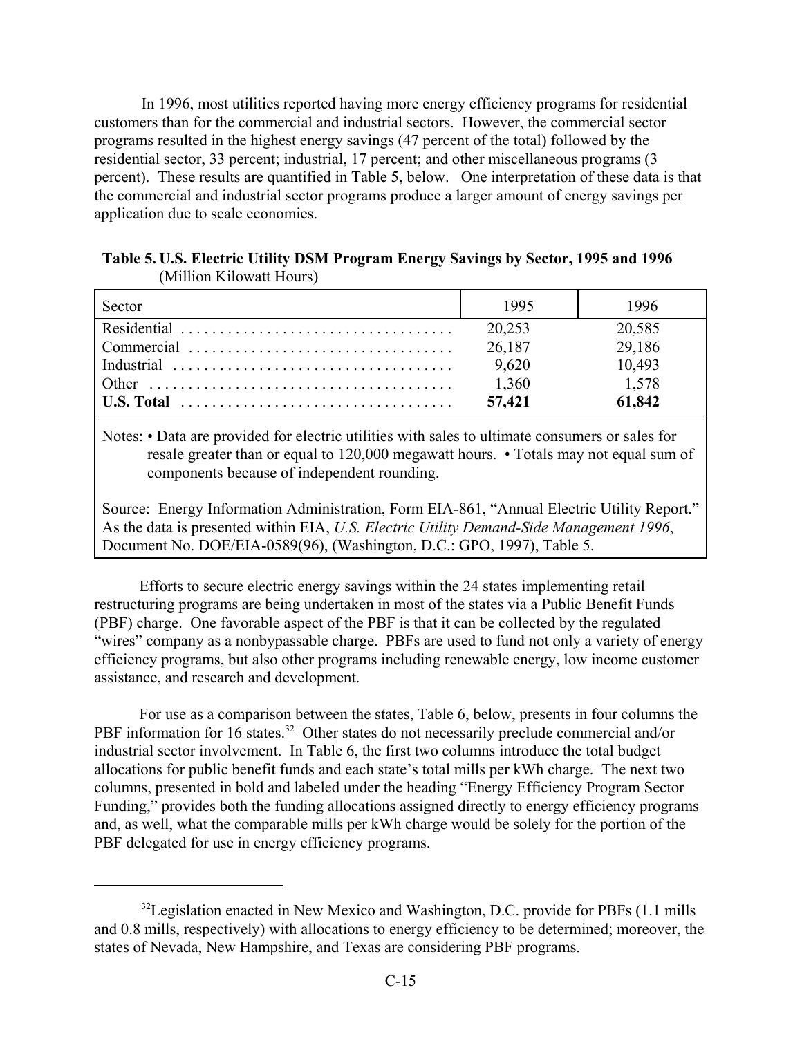In 1996, most utilities reported having more energy efficiency programs for residential customers than for the commercial and industrial sectors. However, the commercial sector programs resulted in the highest energy savings (47 percent of the total) followed by the residential sector, 33 percent; industrial, 17 percent; and other miscellaneous programs (3 percent). These results are quantified in Table 5, below. One interpretation of these data is that the commercial and industrial sector programs produce a larger amount of energy savings per application due to scale economies.

**Table 5. U.S. Electric Utility DSM Program Energy Savings by Sector, 1995 and 1996**
(Million Kilowatt Hours)

| Sector | 1995 | 1996 |
|---|---|---|
| Residential | 20,253 | 20,585 |
| Commercial | 26,187 | 29,186 |
| Industrial | 9,620 | 10,493 |
| Other | 1,360 | 1,578 |
| **U.S. Total** | **57,421** | **61,842** |

Notes: • Data are provided for electric utilities with sales to ultimate consumers or sales for resale greater than or equal to 120,000 megawatt hours. • Totals may not equal sum of components because of independent rounding.

Source: Energy Information Administration, Form EIA-861, "Annual Electric Utility Report." As the data is presented within EIA, *U.S. Electric Utility Demand-Side Management 1996*, Document No. DOE/EIA-0589(96), (Washington, D.C.: GPO, 1997), Table 5.

Efforts to secure electric energy savings within the 24 states implementing retail restructuring programs are being undertaken in most of the states via a Public Benefit Funds (PBF) charge. One favorable aspect of the PBF is that it can be collected by the regulated "wires" company as a nonbypassable charge. PBFs are used to fund not only a variety of energy efficiency programs, but also other programs including renewable energy, low income customer assistance, and research and development.

For use as a comparison between the states, Table 6, below, presents in four columns the PBF information for 16 states.[32] Other states do not necessarily preclude commercial and/or industrial sector involvement. In Table 6, the first two columns introduce the total budget allocations for public benefit funds and each state's total mills per kWh charge. The next two columns, presented in bold and labeled under the heading "Energy Efficiency Program Sector Funding," provides both the funding allocations assigned directly to energy efficiency programs and, as well, what the comparable mills per kWh charge would be solely for the portion of the PBF delegated for use in energy efficiency programs.

[32]Legislation enacted in New Mexico and Washington, D.C. provide for PBFs (1.1 mills and 0.8 mills, respectively) with allocations to energy efficiency to be determined; moreover, the states of Nevada, New Hampshire, and Texas are considering PBF programs.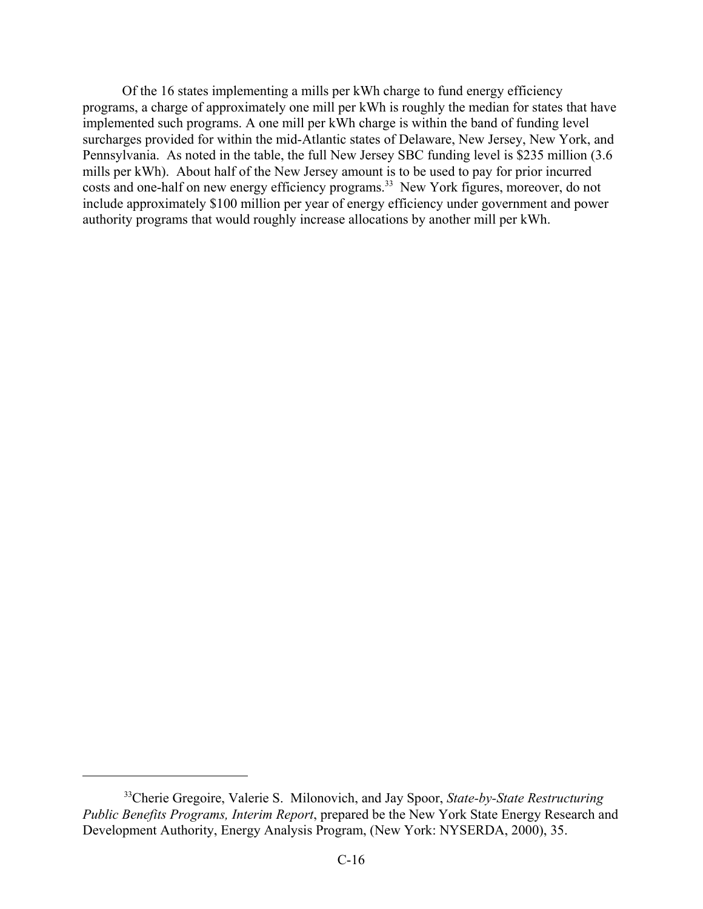Of the 16 states implementing a mills per kWh charge to fund energy efficiency programs, a charge of approximately one mill per kWh is roughly the median for states that have implemented such programs. A one mill per kWh charge is within the band of funding level surcharges provided for within the mid-Atlantic states of Delaware, New Jersey, New York, and Pennsylvania. As noted in the table, the full New Jersey SBC funding level is $235 million (3.6 mills per kWh). About half of the New Jersey amount is to be used to pay for prior incurred costs and one-half on new energy efficiency programs.[33] New York figures, moreover, do not include approximately $100 million per year of energy efficiency under government and power authority programs that would roughly increase allocations by another mill per kWh.

---

[33] Cherie Gregoire, Valerie S. Milonovich, and Jay Spoor, *State-by-State Restructuring Public Benefits Programs, Interim Report*, prepared be the New York State Energy Research and Development Authority, Energy Analysis Program, (New York: NYSERDA, 2000), 35.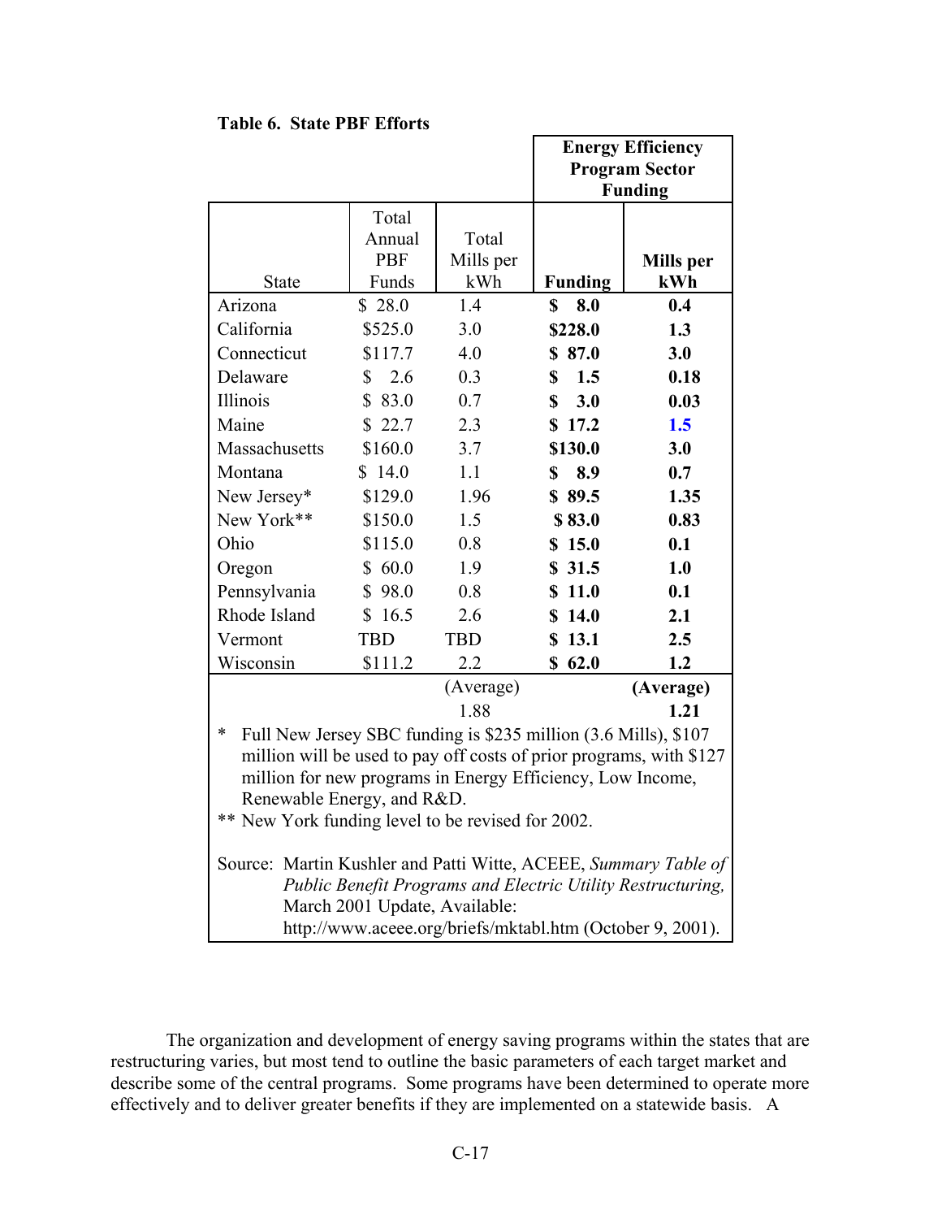**Table 6. State PBF Efforts**

| State | Total Annual PBF Funds | Total Mills per kWh | Energy Efficiency Program Sector Funding: Funding | Energy Efficiency Program Sector Funding: Mills per kWh |
|---|---|---|---|---|
| Arizona | $ 28.0 | 1.4 | **$ 8.0** | **0.4** |
| California | $525.0 | 3.0 | **$228.0** | **1.3** |
| Connecticut | $117.7 | 4.0 | **$ 87.0** | **3.0** |
| Delaware | $ 2.6 | 0.3 | **$ 1.5** | **0.18** |
| Illinois | $ 83.0 | 0.7 | **$ 3.0** | **0.03** |
| Maine | $ 22.7 | 2.3 | **$ 17.2** | **1.5** |
| Massachusetts | $160.0 | 3.7 | **$130.0** | **3.0** |
| Montana | $ 14.0 | 1.1 | **$ 8.9** | **0.7** |
| New Jersey* | $129.0 | 1.96 | **$ 89.5** | **1.35** |
| New York** | $150.0 | 1.5 | **$ 83.0** | **0.83** |
| Ohio | $115.0 | 0.8 | **$ 15.0** | **0.1** |
| Oregon | $ 60.0 | 1.9 | **$ 31.5** | **1.0** |
| Pennsylvania | $ 98.0 | 0.8 | **$ 11.0** | **0.1** |
| Rhode Island | $ 16.5 | 2.6 | **$ 14.0** | **2.1** |
| Vermont | TBD | TBD | **$ 13.1** | **2.5** |
| Wisconsin | $111.2 | 2.2 | **$ 62.0** | **1.2** |
| | | (Average) 1.88 | | **(Average) 1.21** |

\* Full New Jersey SBC funding is $235 million (3.6 Mills), $107 million will be used to pay off costs of prior programs, with $127 million for new programs in Energy Efficiency, Low Income, Renewable Energy, and R&D.

** New York funding level to be revised for 2002.

Source: Martin Kushler and Patti Witte, ACEEE, *Summary Table of Public Benefit Programs and Electric Utility Restructuring,* March 2001 Update, Available: http://www.aceee.org/briefs/mktabl.htm (October 9, 2001).

The organization and development of energy saving programs within the states that are restructuring varies, but most tend to outline the basic parameters of each target market and describe some of the central programs. Some programs have been determined to operate more effectively and to deliver greater benefits if they are implemented on a statewide basis. A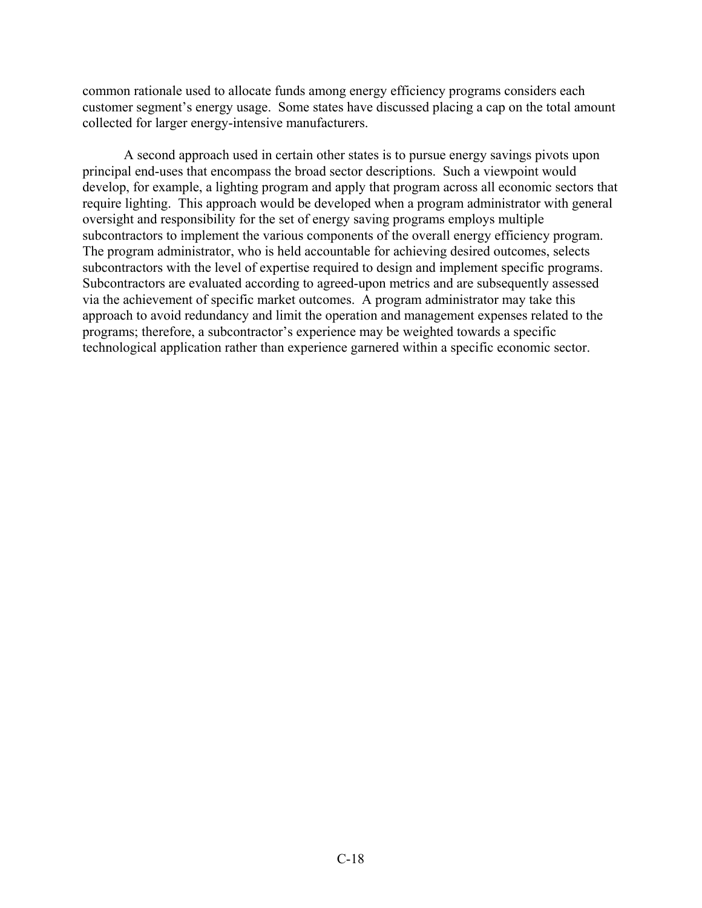common rationale used to allocate funds among energy efficiency programs considers each customer segment's energy usage. Some states have discussed placing a cap on the total amount collected for larger energy-intensive manufacturers.

A second approach used in certain other states is to pursue energy savings pivots upon principal end-uses that encompass the broad sector descriptions. Such a viewpoint would develop, for example, a lighting program and apply that program across all economic sectors that require lighting. This approach would be developed when a program administrator with general oversight and responsibility for the set of energy saving programs employs multiple subcontractors to implement the various components of the overall energy efficiency program. The program administrator, who is held accountable for achieving desired outcomes, selects subcontractors with the level of expertise required to design and implement specific programs. Subcontractors are evaluated according to agreed-upon metrics and are subsequently assessed via the achievement of specific market outcomes. A program administrator may take this approach to avoid redundancy and limit the operation and management expenses related to the programs; therefore, a subcontractor's experience may be weighted towards a specific technological application rather than experience garnered within a specific economic sector.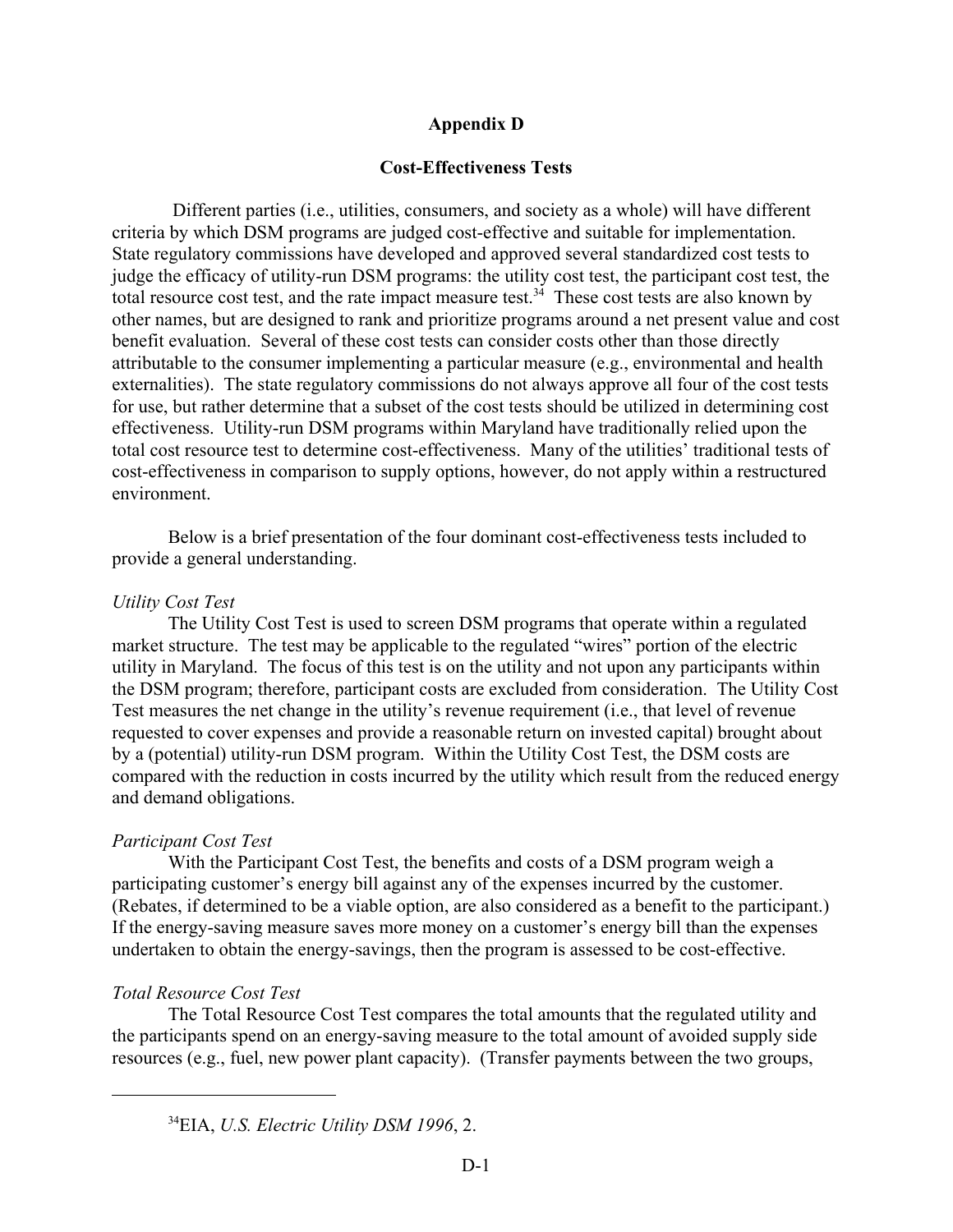# Appendix D

## Cost-Effectiveness Tests

Different parties (i.e., utilities, consumers, and society as a whole) will have different criteria by which DSM programs are judged cost-effective and suitable for implementation. State regulatory commissions have developed and approved several standardized cost tests to judge the efficacy of utility-run DSM programs: the utility cost test, the participant cost test, the total resource cost test, and the rate impact measure test.[34] These cost tests are also known by other names, but are designed to rank and prioritize programs around a net present value and cost benefit evaluation. Several of these cost tests can consider costs other than those directly attributable to the consumer implementing a particular measure (e.g., environmental and health externalities). The state regulatory commissions do not always approve all four of the cost tests for use, but rather determine that a subset of the cost tests should be utilized in determining cost effectiveness. Utility-run DSM programs within Maryland have traditionally relied upon the total cost resource test to determine cost-effectiveness. Many of the utilities' traditional tests of cost-effectiveness in comparison to supply options, however, do not apply within a restructured environment.

Below is a brief presentation of the four dominant cost-effectiveness tests included to provide a general understanding.

*Utility Cost Test*

The Utility Cost Test is used to screen DSM programs that operate within a regulated market structure. The test may be applicable to the regulated "wires" portion of the electric utility in Maryland. The focus of this test is on the utility and not upon any participants within the DSM program; therefore, participant costs are excluded from consideration. The Utility Cost Test measures the net change in the utility's revenue requirement (i.e., that level of revenue requested to cover expenses and provide a reasonable return on invested capital) brought about by a (potential) utility-run DSM program. Within the Utility Cost Test, the DSM costs are compared with the reduction in costs incurred by the utility which result from the reduced energy and demand obligations.

*Participant Cost Test*

With the Participant Cost Test, the benefits and costs of a DSM program weigh a participating customer's energy bill against any of the expenses incurred by the customer. (Rebates, if determined to be a viable option, are also considered as a benefit to the participant.) If the energy-saving measure saves more money on a customer's energy bill than the expenses undertaken to obtain the energy-savings, then the program is assessed to be cost-effective.

*Total Resource Cost Test*

The Total Resource Cost Test compares the total amounts that the regulated utility and the participants spend on an energy-saving measure to the total amount of avoided supply side resources (e.g., fuel, new power plant capacity). (Transfer payments between the two groups,

---

[34] EIA, *U.S. Electric Utility DSM 1996*, 2.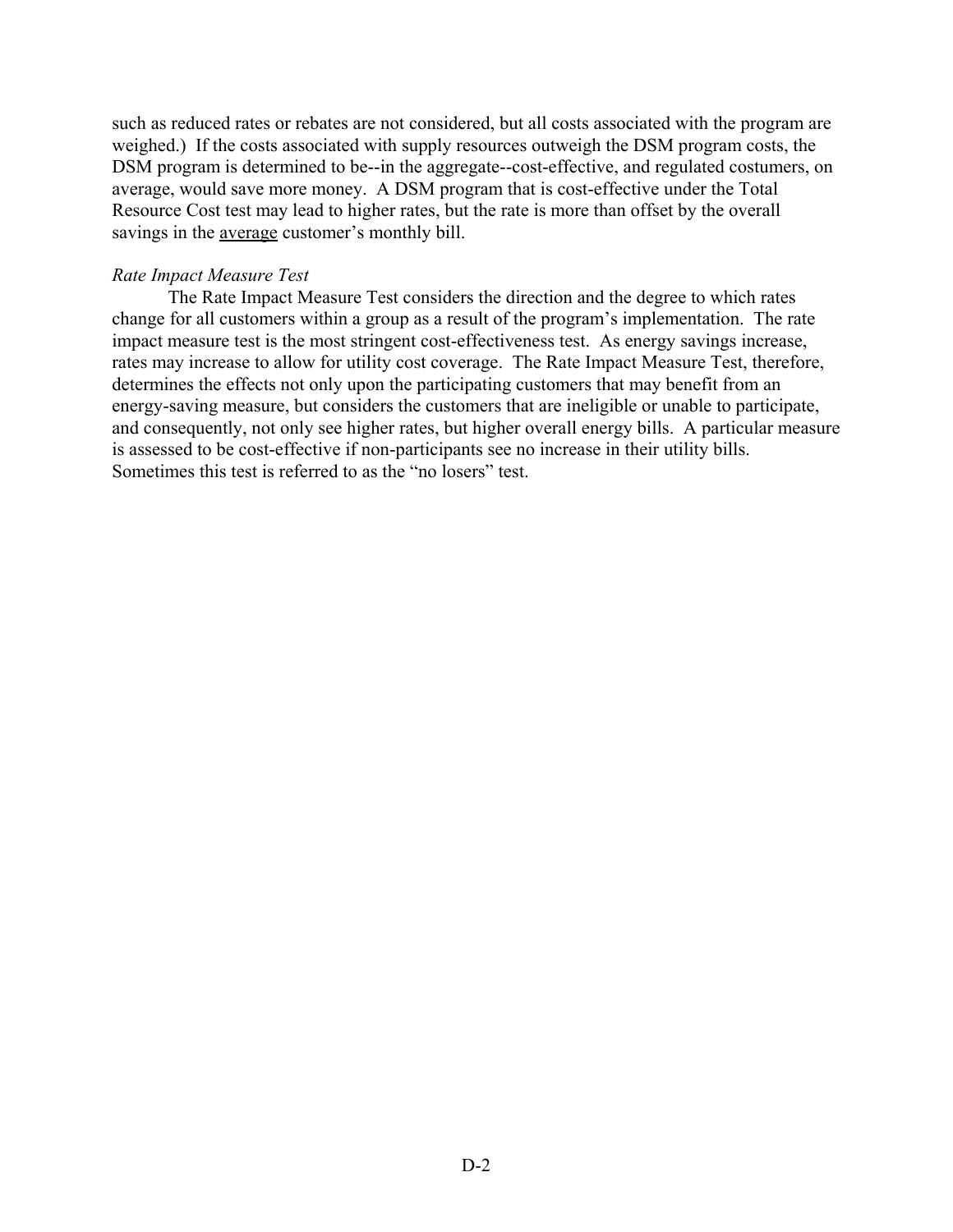such as reduced rates or rebates are not considered, but all costs associated with the program are weighed.) If the costs associated with supply resources outweigh the DSM program costs, the DSM program is determined to be--in the aggregate--cost-effective, and regulated costumers, on average, would save more money. A DSM program that is cost-effective under the Total Resource Cost test may lead to higher rates, but the rate is more than offset by the overall savings in the <u>average</u> customer's monthly bill.

*Rate Impact Measure Test*

The Rate Impact Measure Test considers the direction and the degree to which rates change for all customers within a group as a result of the program's implementation. The rate impact measure test is the most stringent cost-effectiveness test. As energy savings increase, rates may increase to allow for utility cost coverage. The Rate Impact Measure Test, therefore, determines the effects not only upon the participating customers that may benefit from an energy-saving measure, but considers the customers that are ineligible or unable to participate, and consequently, not only see higher rates, but higher overall energy bills. A particular measure is assessed to be cost-effective if non-participants see no increase in their utility bills. Sometimes this test is referred to as the "no losers" test.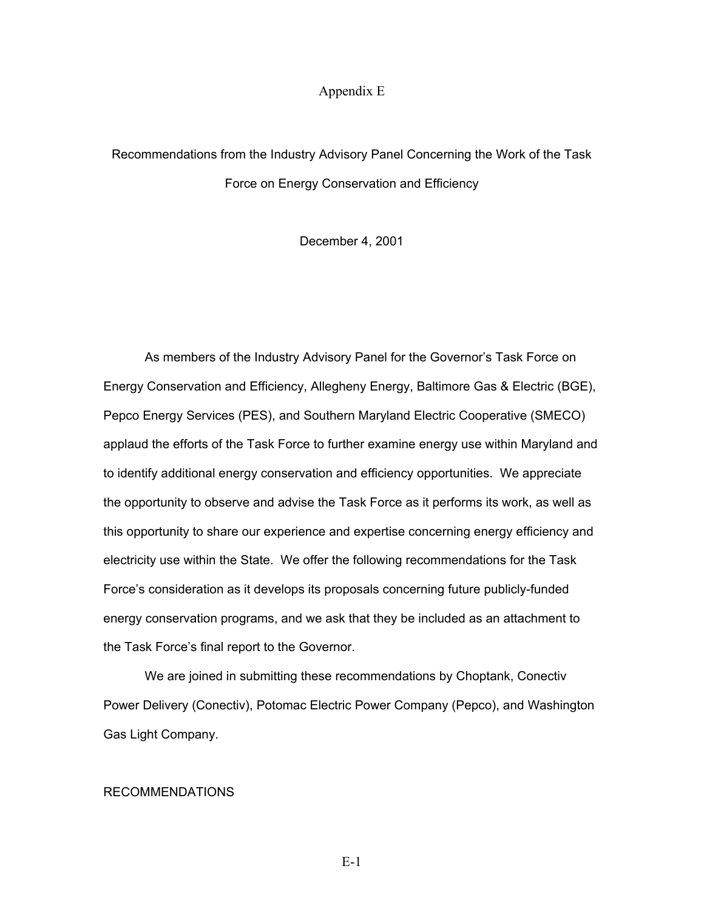# Appendix E

## Recommendations from the Industry Advisory Panel Concerning the Work of the Task Force on Energy Conservation and Efficiency

December 4, 2001

As members of the Industry Advisory Panel for the Governor's Task Force on Energy Conservation and Efficiency, Allegheny Energy, Baltimore Gas & Electric (BGE), Pepco Energy Services (PES), and Southern Maryland Electric Cooperative (SMECO) applaud the efforts of the Task Force to further examine energy use within Maryland and to identify additional energy conservation and efficiency opportunities. We appreciate the opportunity to observe and advise the Task Force as it performs its work, as well as this opportunity to share our experience and expertise concerning energy efficiency and electricity use within the State. We offer the following recommendations for the Task Force's consideration as it develops its proposals concerning future publicly-funded energy conservation programs, and we ask that they be included as an attachment to the Task Force's final report to the Governor.

We are joined in submitting these recommendations by Choptank, Conectiv Power Delivery (Conectiv), Potomac Electric Power Company (Pepco), and Washington Gas Light Company.

RECOMMENDATIONS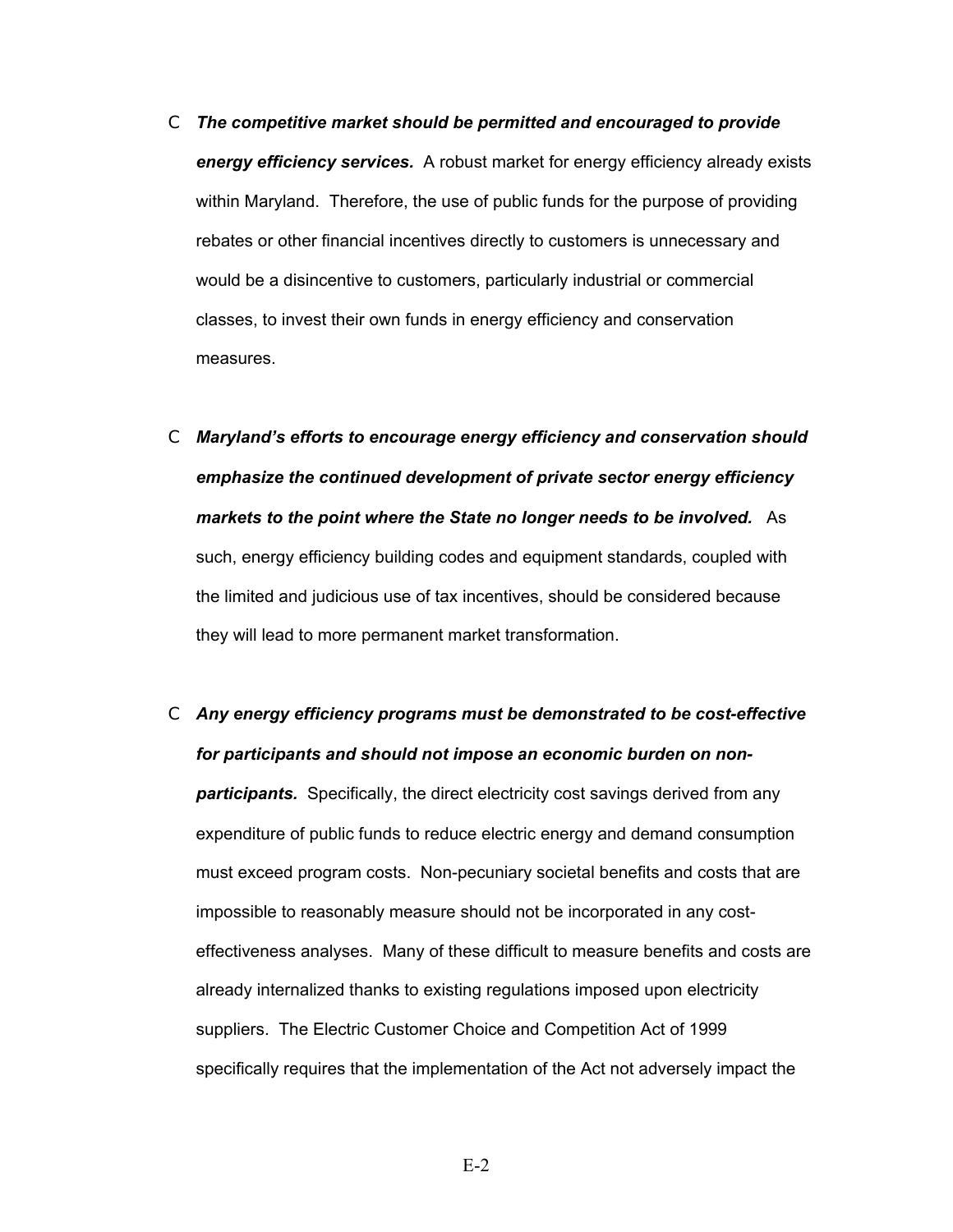- ***The competitive market should be permitted and encouraged to provide energy efficiency services.*** A robust market for energy efficiency already exists within Maryland. Therefore, the use of public funds for the purpose of providing rebates or other financial incentives directly to customers is unnecessary and would be a disincentive to customers, particularly industrial or commercial classes, to invest their own funds in energy efficiency and conservation measures.

- ***Maryland's efforts to encourage energy efficiency and conservation should emphasize the continued development of private sector energy efficiency markets to the point where the State no longer needs to be involved.*** As such, energy efficiency building codes and equipment standards, coupled with the limited and judicious use of tax incentives, should be considered because they will lead to more permanent market transformation.

- ***Any energy efficiency programs must be demonstrated to be cost-effective for participants and should not impose an economic burden on non-participants.*** Specifically, the direct electricity cost savings derived from any expenditure of public funds to reduce electric energy and demand consumption must exceed program costs. Non-pecuniary societal benefits and costs that are impossible to reasonably measure should not be incorporated in any cost-effectiveness analyses. Many of these difficult to measure benefits and costs are already internalized thanks to existing regulations imposed upon electricity suppliers. The Electric Customer Choice and Competition Act of 1999 specifically requires that the implementation of the Act not adversely impact the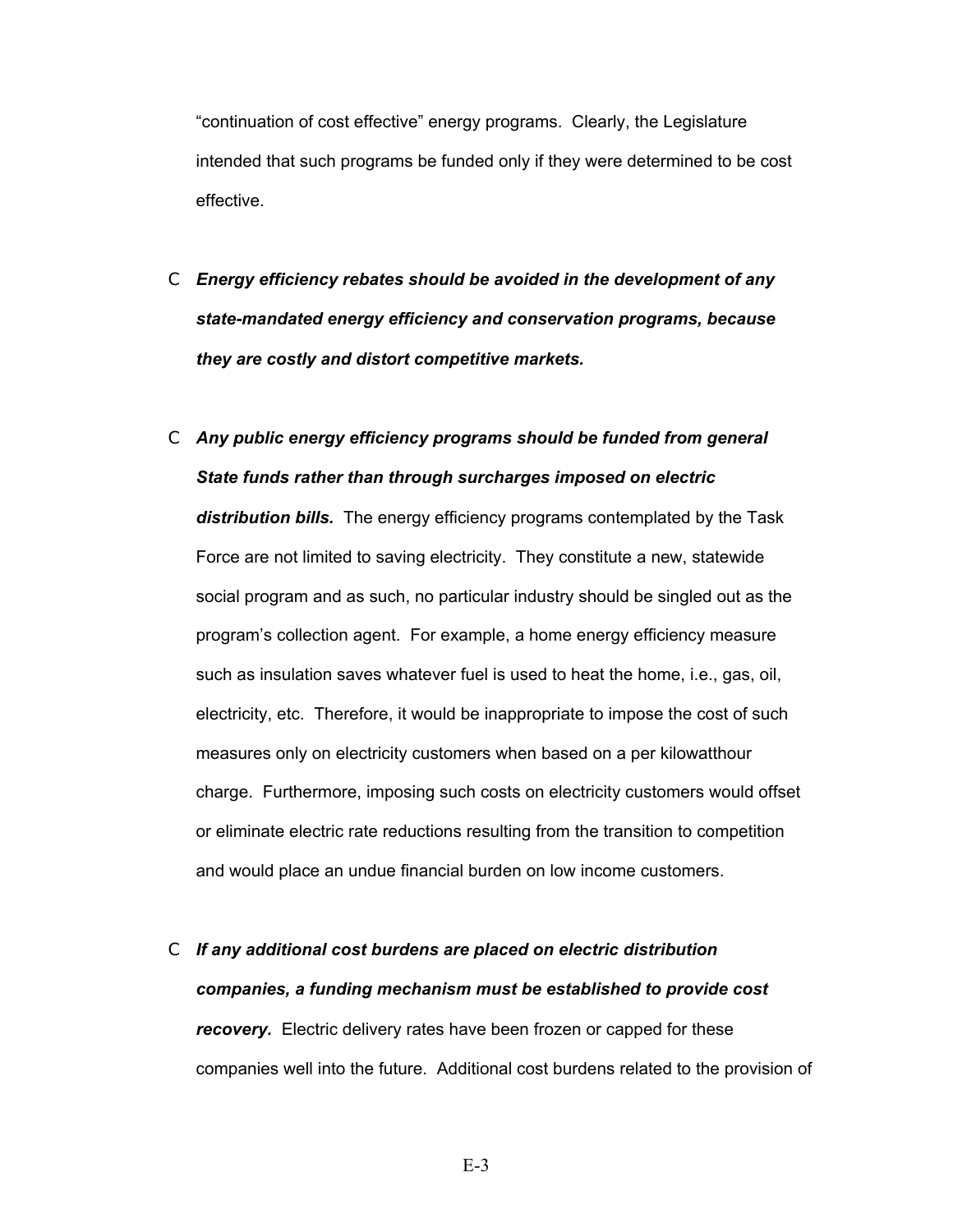"continuation of cost effective" energy programs. Clearly, the Legislature intended that such programs be funded only if they were determined to be cost effective.

- ***Energy efficiency rebates should be avoided in the development of any state-mandated energy efficiency and conservation programs, because they are costly and distort competitive markets.***

- ***Any public energy efficiency programs should be funded from general State funds rather than through surcharges imposed on electric distribution bills.*** The energy efficiency programs contemplated by the Task Force are not limited to saving electricity. They constitute a new, statewide social program and as such, no particular industry should be singled out as the program's collection agent. For example, a home energy efficiency measure such as insulation saves whatever fuel is used to heat the home, i.e., gas, oil, electricity, etc. Therefore, it would be inappropriate to impose the cost of such measures only on electricity customers when based on a per kilowatthour charge. Furthermore, imposing such costs on electricity customers would offset or eliminate electric rate reductions resulting from the transition to competition and would place an undue financial burden on low income customers.

- ***If any additional cost burdens are placed on electric distribution companies, a funding mechanism must be established to provide cost recovery.*** Electric delivery rates have been frozen or capped for these companies well into the future. Additional cost burdens related to the provision of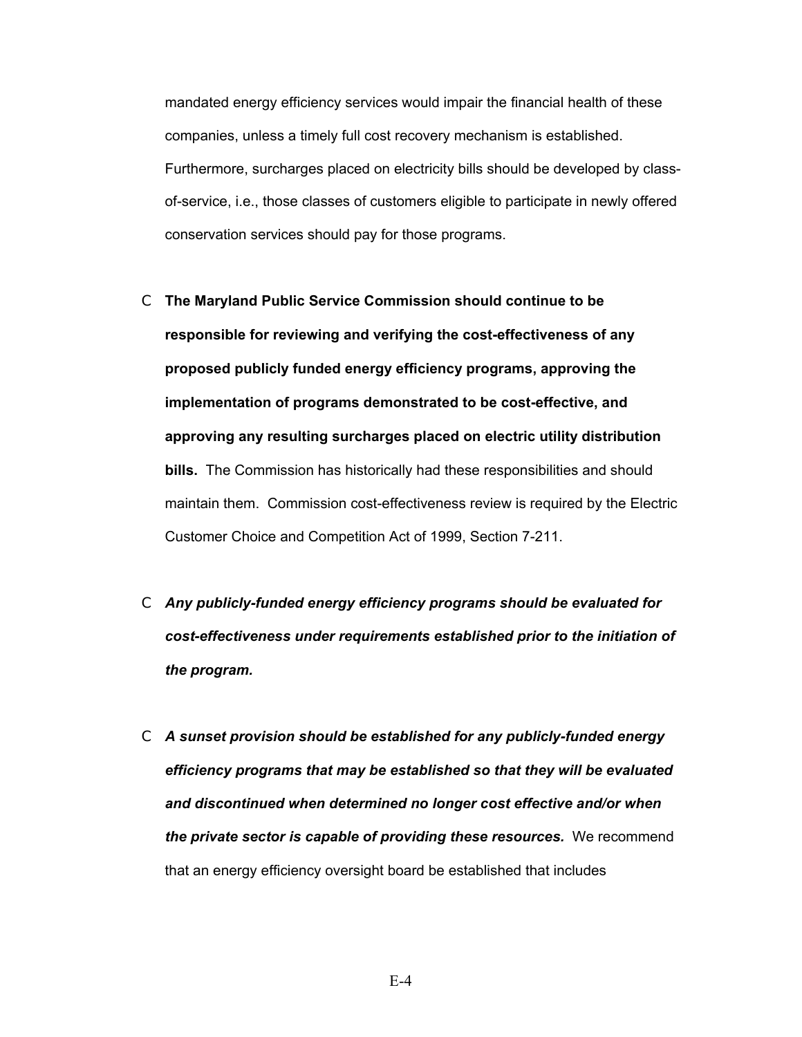mandated energy efficiency services would impair the financial health of these companies, unless a timely full cost recovery mechanism is established. Furthermore, surcharges placed on electricity bills should be developed by class-of-service, i.e., those classes of customers eligible to participate in newly offered conservation services should pay for those programs.

- **The Maryland Public Service Commission should continue to be responsible for reviewing and verifying the cost-effectiveness of any proposed publicly funded energy efficiency programs, approving the implementation of programs demonstrated to be cost-effective, and approving any resulting surcharges placed on electric utility distribution bills.** The Commission has historically had these responsibilities and should maintain them. Commission cost-effectiveness review is required by the Electric Customer Choice and Competition Act of 1999, Section 7-211.

- ***Any publicly-funded energy efficiency programs should be evaluated for cost-effectiveness under requirements established prior to the initiation of the program.***

- ***A sunset provision should be established for any publicly-funded energy efficiency programs that may be established so that they will be evaluated and discontinued when determined no longer cost effective and/or when the private sector is capable of providing these resources.*** We recommend that an energy efficiency oversight board be established that includes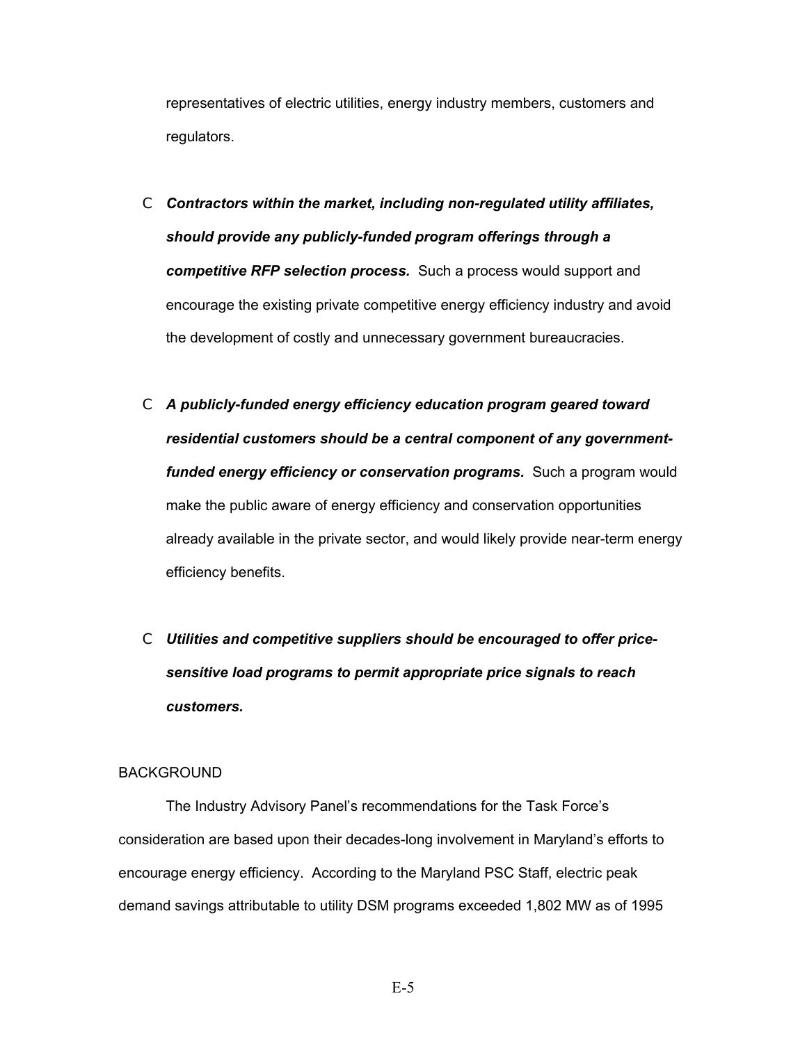representatives of electric utilities, energy industry members, customers and regulators.

- ***Contractors within the market, including non-regulated utility affiliates, should provide any publicly-funded program offerings through a competitive RFP selection process.*** Such a process would support and encourage the existing private competitive energy efficiency industry and avoid the development of costly and unnecessary government bureaucracies.

- ***A publicly-funded energy efficiency education program geared toward residential customers should be a central component of any government-funded energy efficiency or conservation programs.*** Such a program would make the public aware of energy efficiency and conservation opportunities already available in the private sector, and would likely provide near-term energy efficiency benefits.

- ***Utilities and competitive suppliers should be encouraged to offer price-sensitive load programs to permit appropriate price signals to reach customers.***

BACKGROUND

The Industry Advisory Panel's recommendations for the Task Force's consideration are based upon their decades-long involvement in Maryland's efforts to encourage energy efficiency. According to the Maryland PSC Staff, electric peak demand savings attributable to utility DSM programs exceeded 1,802 MW as of 1995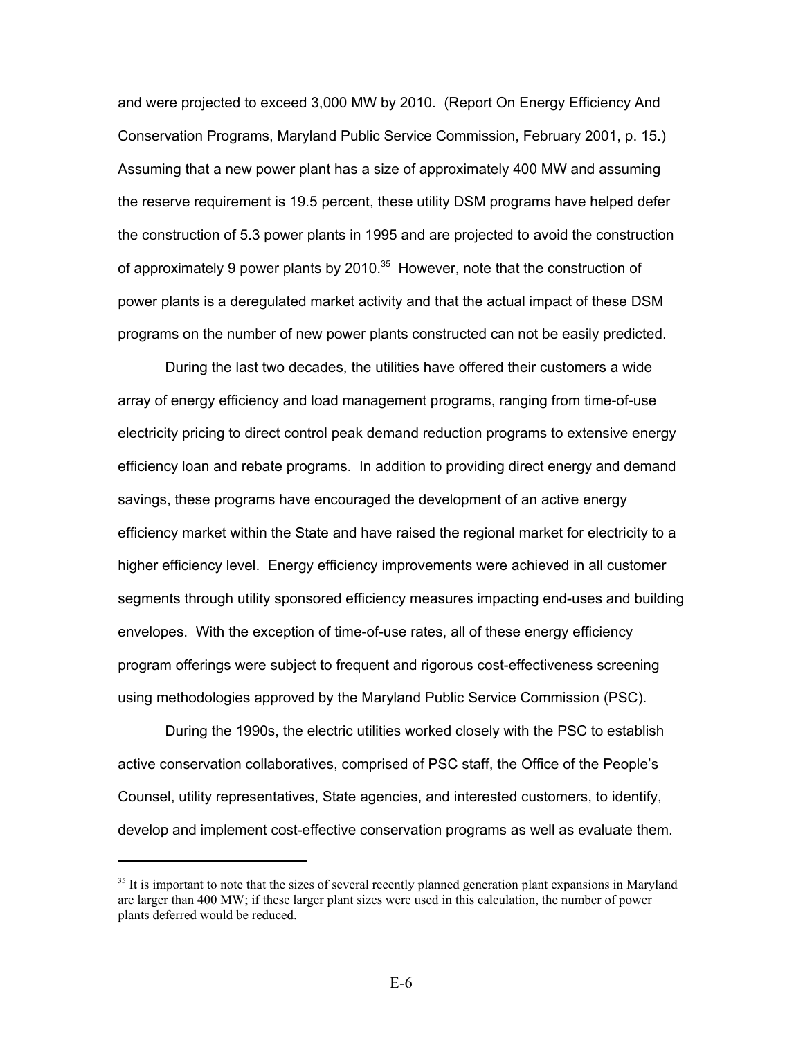and were projected to exceed 3,000 MW by 2010. (Report On Energy Efficiency And Conservation Programs, Maryland Public Service Commission, February 2001, p. 15.) Assuming that a new power plant has a size of approximately 400 MW and assuming the reserve requirement is 19.5 percent, these utility DSM programs have helped defer the construction of 5.3 power plants in 1995 and are projected to avoid the construction of approximately 9 power plants by 2010.[35] However, note that the construction of power plants is a deregulated market activity and that the actual impact of these DSM programs on the number of new power plants constructed can not be easily predicted.

During the last two decades, the utilities have offered their customers a wide array of energy efficiency and load management programs, ranging from time-of-use electricity pricing to direct control peak demand reduction programs to extensive energy efficiency loan and rebate programs. In addition to providing direct energy and demand savings, these programs have encouraged the development of an active energy efficiency market within the State and have raised the regional market for electricity to a higher efficiency level. Energy efficiency improvements were achieved in all customer segments through utility sponsored efficiency measures impacting end-uses and building envelopes. With the exception of time-of-use rates, all of these energy efficiency program offerings were subject to frequent and rigorous cost-effectiveness screening using methodologies approved by the Maryland Public Service Commission (PSC).

During the 1990s, the electric utilities worked closely with the PSC to establish active conservation collaboratives, comprised of PSC staff, the Office of the People's Counsel, utility representatives, State agencies, and interested customers, to identify, develop and implement cost-effective conservation programs as well as evaluate them.

---

[35] It is important to note that the sizes of several recently planned generation plant expansions in Maryland are larger than 400 MW; if these larger plant sizes were used in this calculation, the number of power plants deferred would be reduced.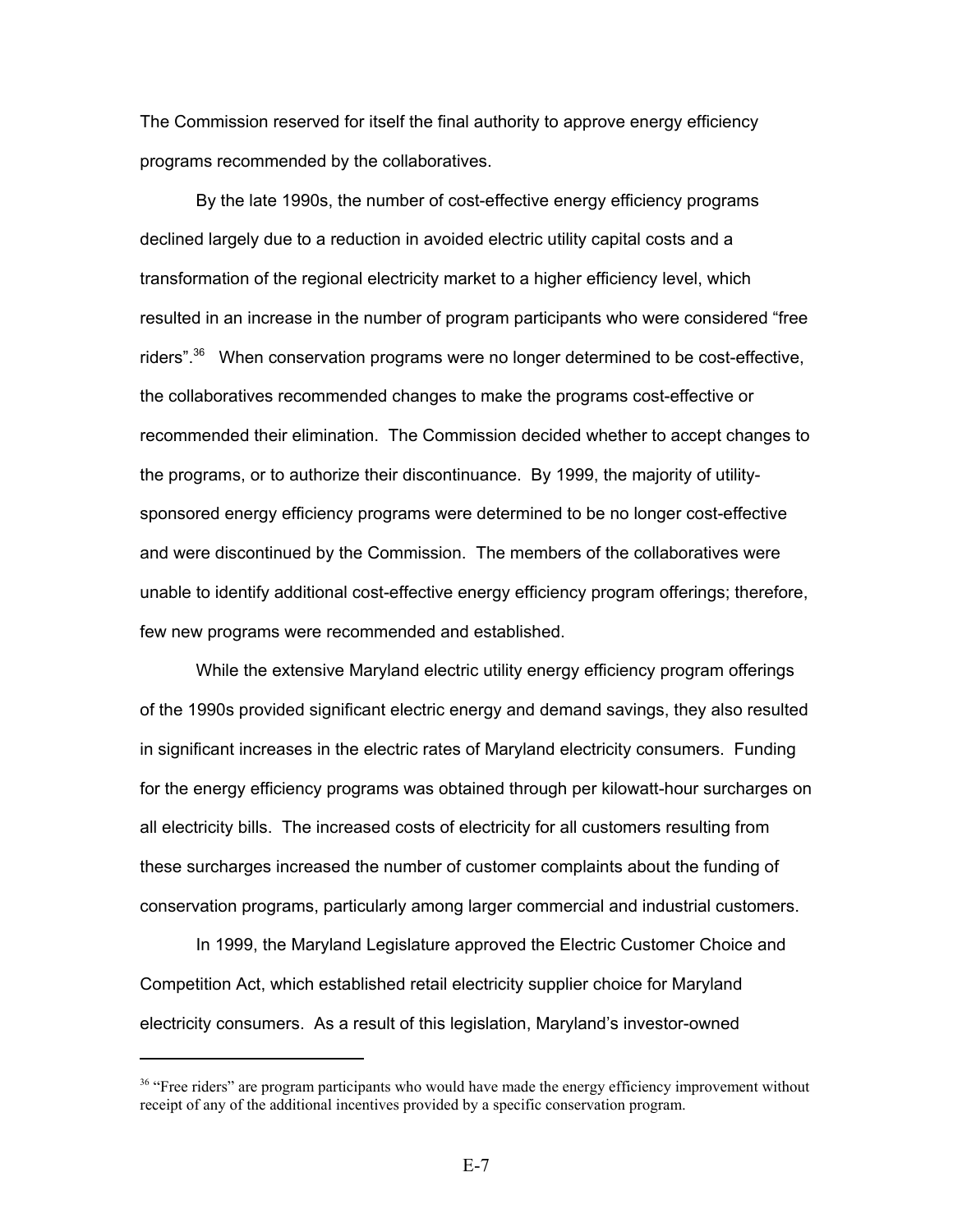The Commission reserved for itself the final authority to approve energy efficiency programs recommended by the collaboratives.

By the late 1990s, the number of cost-effective energy efficiency programs declined largely due to a reduction in avoided electric utility capital costs and a transformation of the regional electricity market to a higher efficiency level, which resulted in an increase in the number of program participants who were considered "free riders".[36] When conservation programs were no longer determined to be cost-effective, the collaboratives recommended changes to make the programs cost-effective or recommended their elimination. The Commission decided whether to accept changes to the programs, or to authorize their discontinuance. By 1999, the majority of utility-sponsored energy efficiency programs were determined to be no longer cost-effective and were discontinued by the Commission. The members of the collaboratives were unable to identify additional cost-effective energy efficiency program offerings; therefore, few new programs were recommended and established.

While the extensive Maryland electric utility energy efficiency program offerings of the 1990s provided significant electric energy and demand savings, they also resulted in significant increases in the electric rates of Maryland electricity consumers. Funding for the energy efficiency programs was obtained through per kilowatt-hour surcharges on all electricity bills. The increased costs of electricity for all customers resulting from these surcharges increased the number of customer complaints about the funding of conservation programs, particularly among larger commercial and industrial customers.

In 1999, the Maryland Legislature approved the Electric Customer Choice and Competition Act, which established retail electricity supplier choice for Maryland electricity consumers. As a result of this legislation, Maryland's investor-owned

---

[36] "Free riders" are program participants who would have made the energy efficiency improvement without receipt of any of the additional incentives provided by a specific conservation program.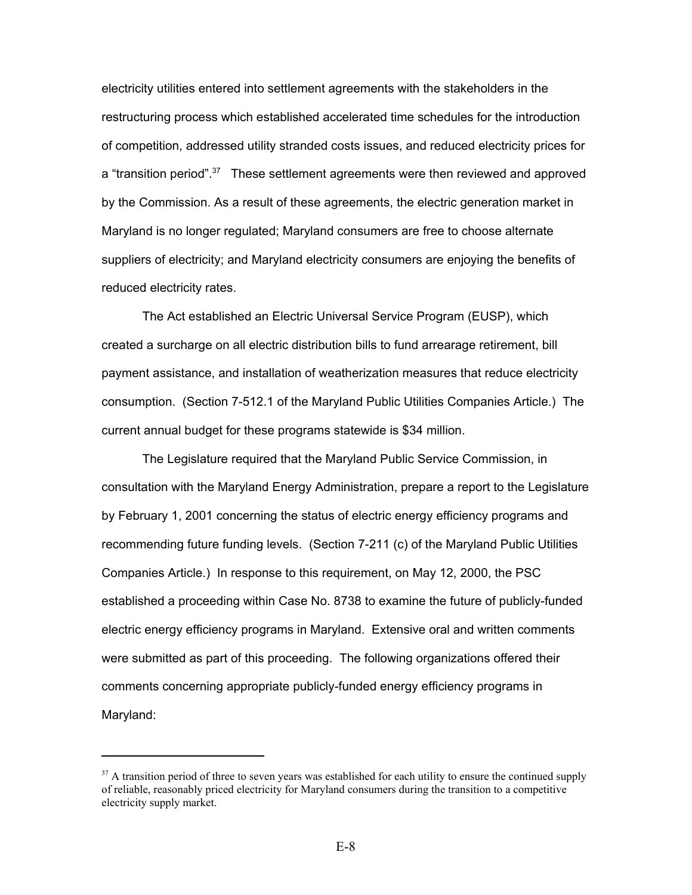electricity utilities entered into settlement agreements with the stakeholders in the restructuring process which established accelerated time schedules for the introduction of competition, addressed utility stranded costs issues, and reduced electricity prices for a "transition period".[37] These settlement agreements were then reviewed and approved by the Commission. As a result of these agreements, the electric generation market in Maryland is no longer regulated; Maryland consumers are free to choose alternate suppliers of electricity; and Maryland electricity consumers are enjoying the benefits of reduced electricity rates.

The Act established an Electric Universal Service Program (EUSP), which created a surcharge on all electric distribution bills to fund arrearage retirement, bill payment assistance, and installation of weatherization measures that reduce electricity consumption. (Section 7-512.1 of the Maryland Public Utilities Companies Article.) The current annual budget for these programs statewide is $34 million.

The Legislature required that the Maryland Public Service Commission, in consultation with the Maryland Energy Administration, prepare a report to the Legislature by February 1, 2001 concerning the status of electric energy efficiency programs and recommending future funding levels. (Section 7-211 (c) of the Maryland Public Utilities Companies Article.) In response to this requirement, on May 12, 2000, the PSC established a proceeding within Case No. 8738 to examine the future of publicly-funded electric energy efficiency programs in Maryland. Extensive oral and written comments were submitted as part of this proceeding. The following organizations offered their comments concerning appropriate publicly-funded energy efficiency programs in Maryland:

---

[37] A transition period of three to seven years was established for each utility to ensure the continued supply of reliable, reasonably priced electricity for Maryland consumers during the transition to a competitive electricity supply market.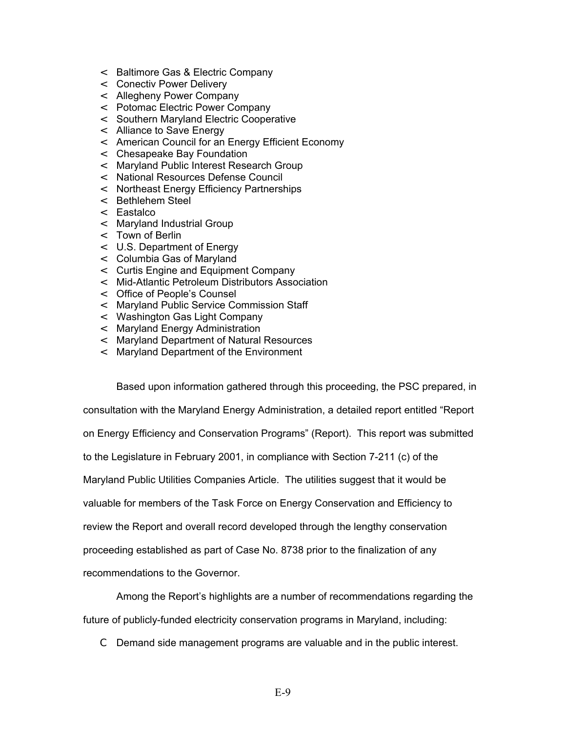- Baltimore Gas & Electric Company
- Conectiv Power Delivery
- Allegheny Power Company
- Potomac Electric Power Company
- Southern Maryland Electric Cooperative
- Alliance to Save Energy
- American Council for an Energy Efficient Economy
- Chesapeake Bay Foundation
- Maryland Public Interest Research Group
- National Resources Defense Council
- Northeast Energy Efficiency Partnerships
- Bethlehem Steel
- Eastalco
- Maryland Industrial Group
- Town of Berlin
- U.S. Department of Energy
- Columbia Gas of Maryland
- Curtis Engine and Equipment Company
- Mid-Atlantic Petroleum Distributors Association
- Office of People's Counsel
- Maryland Public Service Commission Staff
- Washington Gas Light Company
- Maryland Energy Administration
- Maryland Department of Natural Resources
- Maryland Department of the Environment

Based upon information gathered through this proceeding, the PSC prepared, in consultation with the Maryland Energy Administration, a detailed report entitled "Report on Energy Efficiency and Conservation Programs" (Report). This report was submitted to the Legislature in February 2001, in compliance with Section 7-211 (c) of the Maryland Public Utilities Companies Article. The utilities suggest that it would be valuable for members of the Task Force on Energy Conservation and Efficiency to review the Report and overall record developed through the lengthy conservation proceeding established as part of Case No. 8738 prior to the finalization of any recommendations to the Governor.

Among the Report's highlights are a number of recommendations regarding the future of publicly-funded electricity conservation programs in Maryland, including:

- Demand side management programs are valuable and in the public interest.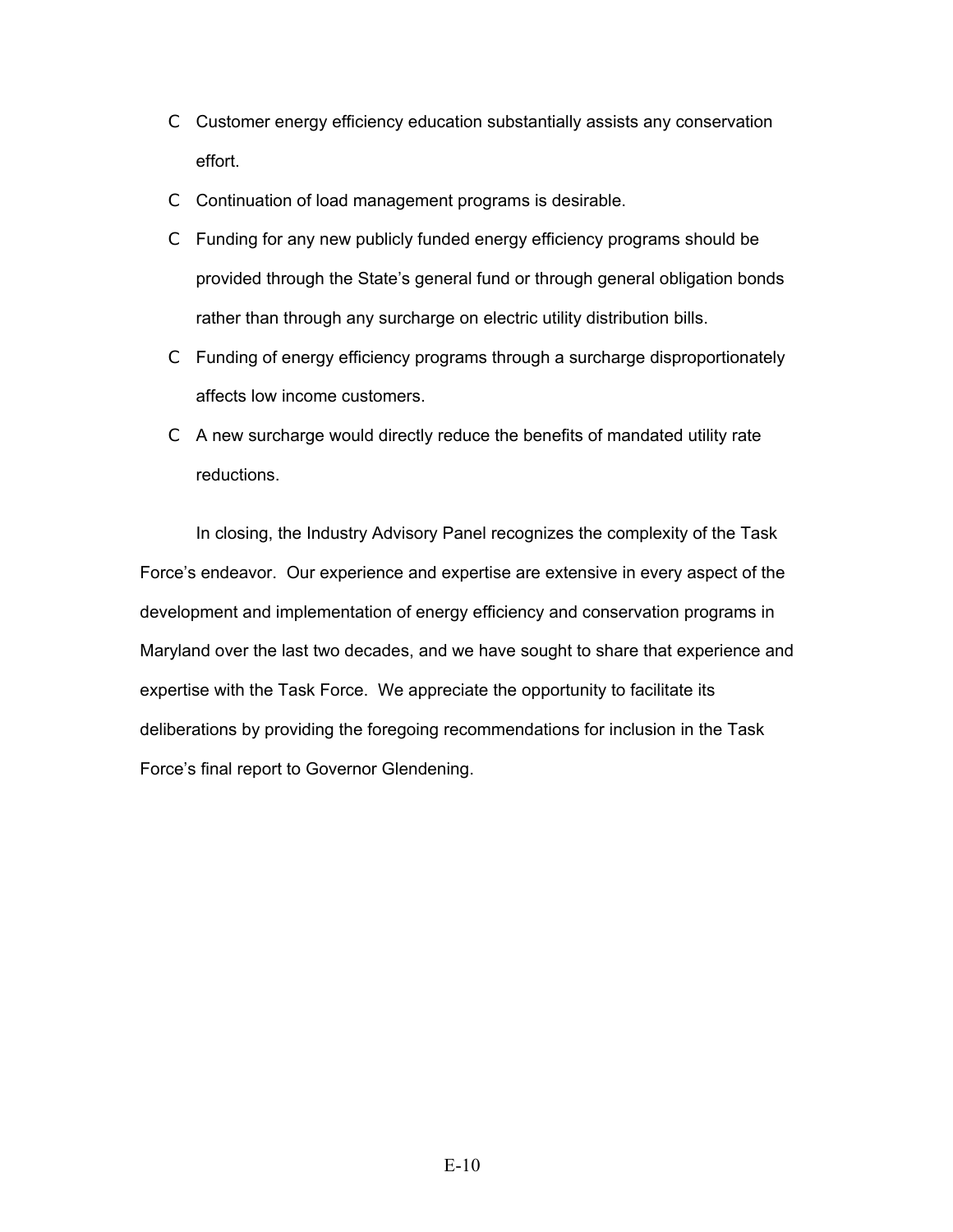- Customer energy efficiency education substantially assists any conservation effort.
- Continuation of load management programs is desirable.
- Funding for any new publicly funded energy efficiency programs should be provided through the State's general fund or through general obligation bonds rather than through any surcharge on electric utility distribution bills.
- Funding of energy efficiency programs through a surcharge disproportionately affects low income customers.
- A new surcharge would directly reduce the benefits of mandated utility rate reductions.

In closing, the Industry Advisory Panel recognizes the complexity of the Task Force's endeavor. Our experience and expertise are extensive in every aspect of the development and implementation of energy efficiency and conservation programs in Maryland over the last two decades, and we have sought to share that experience and expertise with the Task Force. We appreciate the opportunity to facilitate its deliberations by providing the foregoing recommendations for inclusion in the Task Force's final report to Governor Glendening.